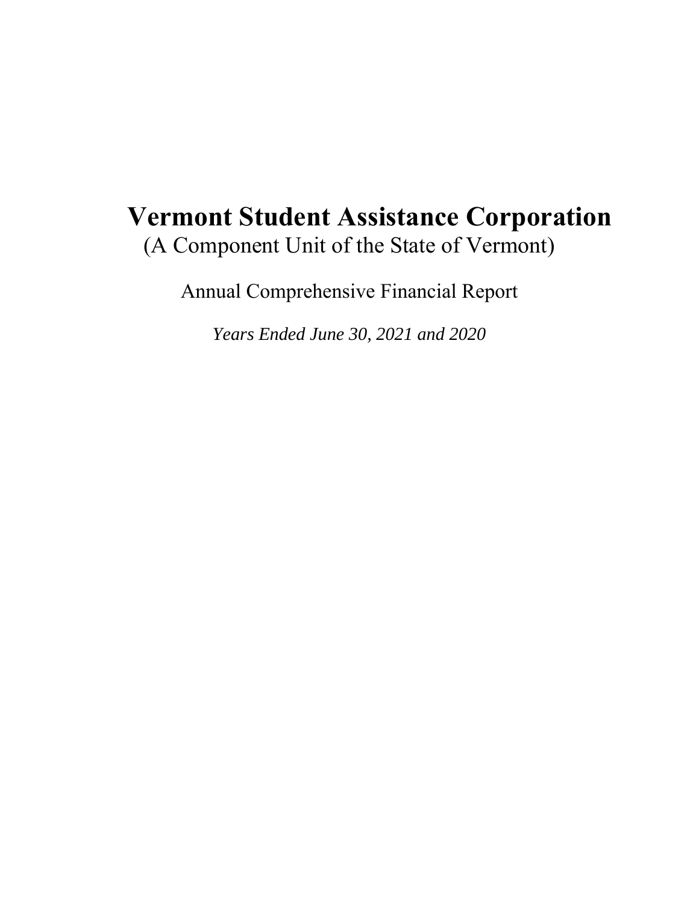# Vermont Student Assistance Corporation

(A Component Unit of the State of Vermont)

Annual Comprehensive Financial Report

*Years Ended June 30, 2021 and 2020*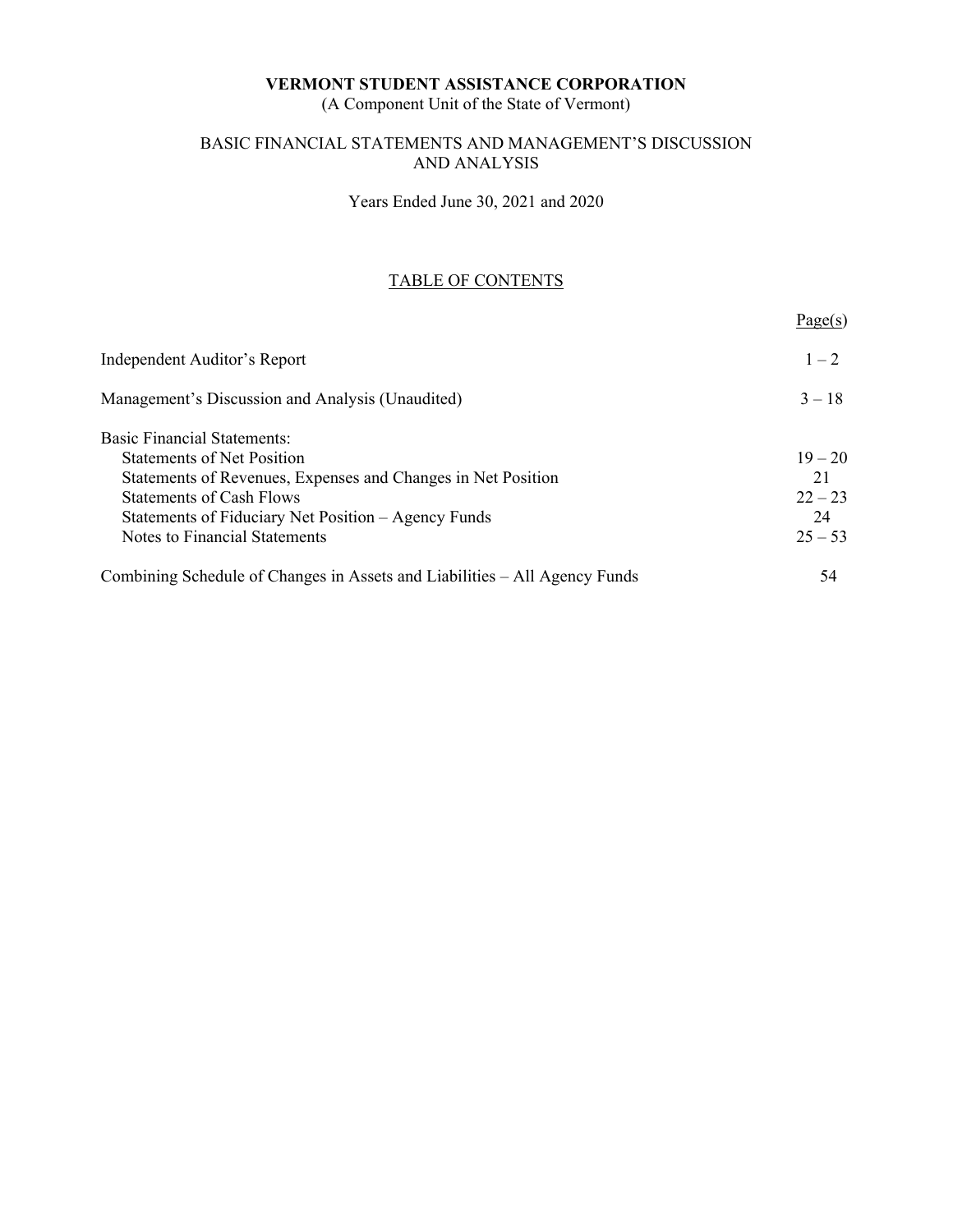**VERMONT STUDENT ASSISTANCE CORPORATION**
(A Component Unit of the State of Vermont)

BASIC FINANCIAL STATEMENTS AND MANAGEMENT'S DISCUSSION AND ANALYSIS

Years Ended June 30, 2021 and 2020

TABLE OF CONTENTS

| | Page(s) |
|---|---|
| Independent Auditor's Report | 1 – 2 |
| Management's Discussion and Analysis (Unaudited) | 3 – 18 |
| Basic Financial Statements: | |
| Statements of Net Position | 19 – 20 |
| Statements of Revenues, Expenses and Changes in Net Position | 21 |
| Statements of Cash Flows | 22 – 23 |
| Statements of Fiduciary Net Position – Agency Funds | 24 |
| Notes to Financial Statements | 25 – 53 |
| Combining Schedule of Changes in Assets and Liabilities – All Agency Funds | 54 |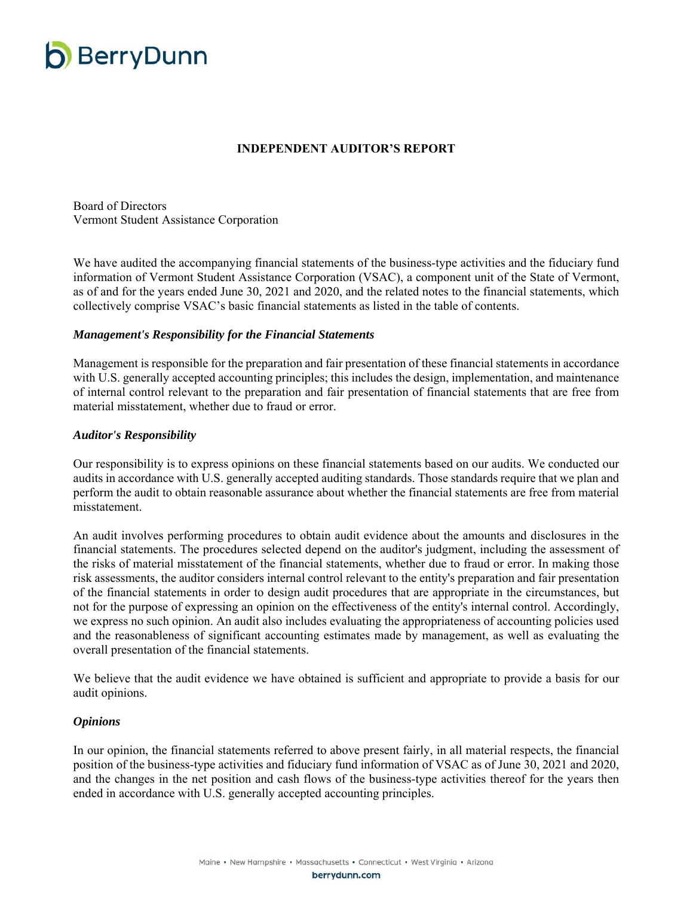## INDEPENDENT AUDITOR'S REPORT

Board of Directors
Vermont Student Assistance Corporation

We have audited the accompanying financial statements of the business-type activities and the fiduciary fund information of Vermont Student Assistance Corporation (VSAC), a component unit of the State of Vermont, as of and for the years ended June 30, 2021 and 2020, and the related notes to the financial statements, which collectively comprise VSAC's basic financial statements as listed in the table of contents.

### *Management's Responsibility for the Financial Statements*

Management is responsible for the preparation and fair presentation of these financial statements in accordance with U.S. generally accepted accounting principles; this includes the design, implementation, and maintenance of internal control relevant to the preparation and fair presentation of financial statements that are free from material misstatement, whether due to fraud or error.

### *Auditor's Responsibility*

Our responsibility is to express opinions on these financial statements based on our audits. We conducted our audits in accordance with U.S. generally accepted auditing standards. Those standards require that we plan and perform the audit to obtain reasonable assurance about whether the financial statements are free from material misstatement.

An audit involves performing procedures to obtain audit evidence about the amounts and disclosures in the financial statements. The procedures selected depend on the auditor's judgment, including the assessment of the risks of material misstatement of the financial statements, whether due to fraud or error. In making those risk assessments, the auditor considers internal control relevant to the entity's preparation and fair presentation of the financial statements in order to design audit procedures that are appropriate in the circumstances, but not for the purpose of expressing an opinion on the effectiveness of the entity's internal control. Accordingly, we express no such opinion. An audit also includes evaluating the appropriateness of accounting policies used and the reasonableness of significant accounting estimates made by management, as well as evaluating the overall presentation of the financial statements.

We believe that the audit evidence we have obtained is sufficient and appropriate to provide a basis for our audit opinions.

### *Opinions*

In our opinion, the financial statements referred to above present fairly, in all material respects, the financial position of the business-type activities and fiduciary fund information of VSAC as of June 30, 2021 and 2020, and the changes in the net position and cash flows of the business-type activities thereof for the years then ended in accordance with U.S. generally accepted accounting principles.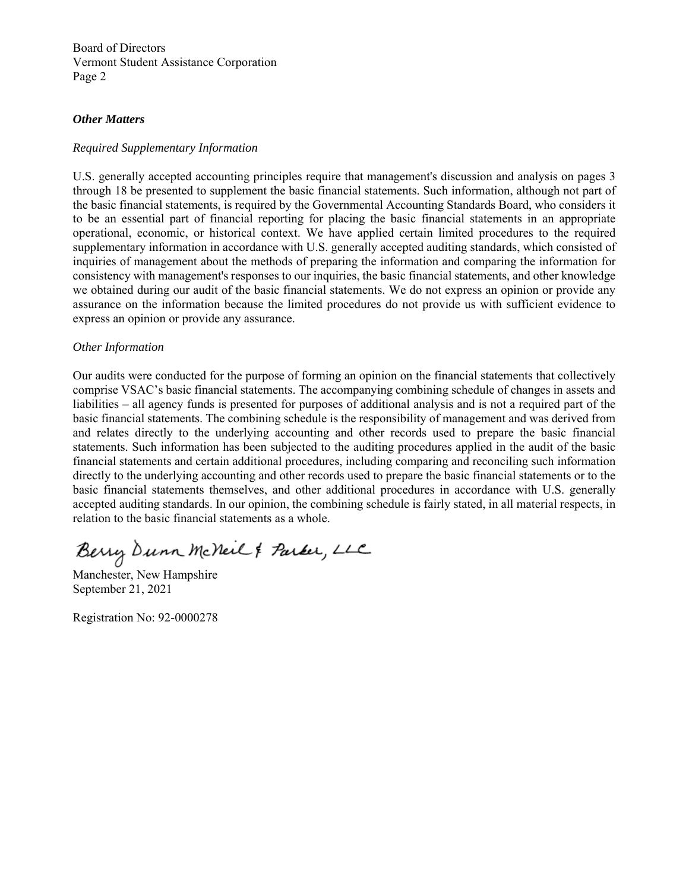Board of Directors
Vermont Student Assistance Corporation
Page 2

***Other Matters***

*Required Supplementary Information*

U.S. generally accepted accounting principles require that management's discussion and analysis on pages 3 through 18 be presented to supplement the basic financial statements. Such information, although not part of the basic financial statements, is required by the Governmental Accounting Standards Board, who considers it to be an essential part of financial reporting for placing the basic financial statements in an appropriate operational, economic, or historical context. We have applied certain limited procedures to the required supplementary information in accordance with U.S. generally accepted auditing standards, which consisted of inquiries of management about the methods of preparing the information and comparing the information for consistency with management's responses to our inquiries, the basic financial statements, and other knowledge we obtained during our audit of the basic financial statements. We do not express an opinion or provide any assurance on the information because the limited procedures do not provide us with sufficient evidence to express an opinion or provide any assurance.

*Other Information*

Our audits were conducted for the purpose of forming an opinion on the financial statements that collectively comprise VSAC's basic financial statements. The accompanying combining schedule of changes in assets and liabilities – all agency funds is presented for purposes of additional analysis and is not a required part of the basic financial statements. The combining schedule is the responsibility of management and was derived from and relates directly to the underlying accounting and other records used to prepare the basic financial statements. Such information has been subjected to the auditing procedures applied in the audit of the basic financial statements and certain additional procedures, including comparing and reconciling such information directly to the underlying accounting and other records used to prepare the basic financial statements or to the basic financial statements themselves, and other additional procedures in accordance with U.S. generally accepted auditing standards. In our opinion, the combining schedule is fairly stated, in all material respects, in relation to the basic financial statements as a whole.

Berry Dunn McNeil & Parker, LLC

Manchester, New Hampshire
September 21, 2021

Registration No: 92-0000278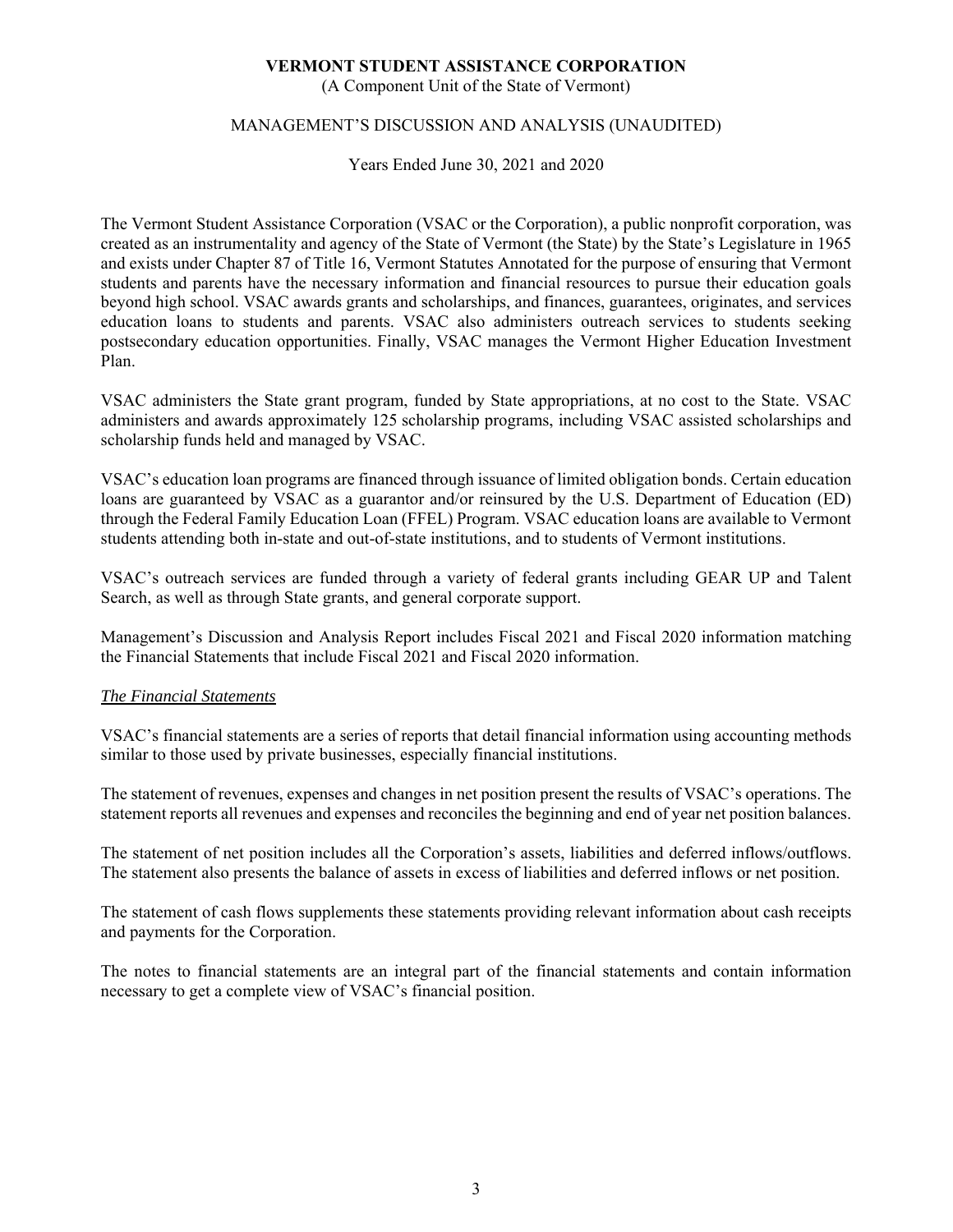# VERMONT STUDENT ASSISTANCE CORPORATION

(A Component Unit of the State of Vermont)

MANAGEMENT'S DISCUSSION AND ANALYSIS (UNAUDITED)

Years Ended June 30, 2021 and 2020

The Vermont Student Assistance Corporation (VSAC or the Corporation), a public nonprofit corporation, was created as an instrumentality and agency of the State of Vermont (the State) by the State's Legislature in 1965 and exists under Chapter 87 of Title 16, Vermont Statutes Annotated for the purpose of ensuring that Vermont students and parents have the necessary information and financial resources to pursue their education goals beyond high school. VSAC awards grants and scholarships, and finances, guarantees, originates, and services education loans to students and parents. VSAC also administers outreach services to students seeking postsecondary education opportunities. Finally, VSAC manages the Vermont Higher Education Investment Plan.

VSAC administers the State grant program, funded by State appropriations, at no cost to the State. VSAC administers and awards approximately 125 scholarship programs, including VSAC assisted scholarships and scholarship funds held and managed by VSAC.

VSAC's education loan programs are financed through issuance of limited obligation bonds. Certain education loans are guaranteed by VSAC as a guarantor and/or reinsured by the U.S. Department of Education (ED) through the Federal Family Education Loan (FFEL) Program. VSAC education loans are available to Vermont students attending both in-state and out-of-state institutions, and to students of Vermont institutions.

VSAC's outreach services are funded through a variety of federal grants including GEAR UP and Talent Search, as well as through State grants, and general corporate support.

Management's Discussion and Analysis Report includes Fiscal 2021 and Fiscal 2020 information matching the Financial Statements that include Fiscal 2021 and Fiscal 2020 information.

## *The Financial Statements*

VSAC's financial statements are a series of reports that detail financial information using accounting methods similar to those used by private businesses, especially financial institutions.

The statement of revenues, expenses and changes in net position present the results of VSAC's operations. The statement reports all revenues and expenses and reconciles the beginning and end of year net position balances.

The statement of net position includes all the Corporation's assets, liabilities and deferred inflows/outflows. The statement also presents the balance of assets in excess of liabilities and deferred inflows or net position.

The statement of cash flows supplements these statements providing relevant information about cash receipts and payments for the Corporation.

The notes to financial statements are an integral part of the financial statements and contain information necessary to get a complete view of VSAC's financial position.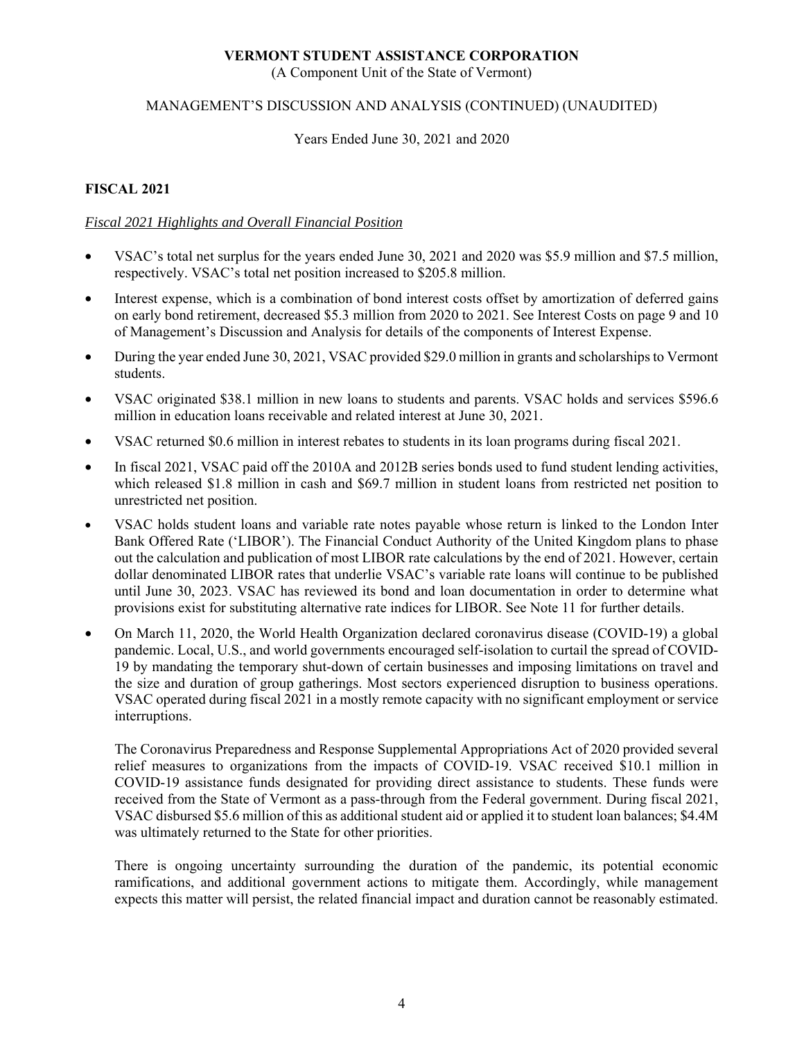## FISCAL 2021

### *Fiscal 2021 Highlights and Overall Financial Position*

- VSAC's total net surplus for the years ended June 30, 2021 and 2020 was $5.9 million and $7.5 million, respectively. VSAC's total net position increased to $205.8 million.
- Interest expense, which is a combination of bond interest costs offset by amortization of deferred gains on early bond retirement, decreased $5.3 million from 2020 to 2021. See Interest Costs on page 9 and 10 of Management's Discussion and Analysis for details of the components of Interest Expense.
- During the year ended June 30, 2021, VSAC provided $29.0 million in grants and scholarships to Vermont students.
- VSAC originated $38.1 million in new loans to students and parents. VSAC holds and services $596.6 million in education loans receivable and related interest at June 30, 2021.
- VSAC returned $0.6 million in interest rebates to students in its loan programs during fiscal 2021.
- In fiscal 2021, VSAC paid off the 2010A and 2012B series bonds used to fund student lending activities, which released $1.8 million in cash and $69.7 million in student loans from restricted net position to unrestricted net position.
- VSAC holds student loans and variable rate notes payable whose return is linked to the London Inter Bank Offered Rate ('LIBOR'). The Financial Conduct Authority of the United Kingdom plans to phase out the calculation and publication of most LIBOR rate calculations by the end of 2021. However, certain dollar denominated LIBOR rates that underlie VSAC's variable rate loans will continue to be published until June 30, 2023. VSAC has reviewed its bond and loan documentation in order to determine what provisions exist for substituting alternative rate indices for LIBOR. See Note 11 for further details.
- On March 11, 2020, the World Health Organization declared coronavirus disease (COVID-19) a global pandemic. Local, U.S., and world governments encouraged self-isolation to curtail the spread of COVID-19 by mandating the temporary shut-down of certain businesses and imposing limitations on travel and the size and duration of group gatherings. Most sectors experienced disruption to business operations. VSAC operated during fiscal 2021 in a mostly remote capacity with no significant employment or service interruptions.

  The Coronavirus Preparedness and Response Supplemental Appropriations Act of 2020 provided several relief measures to organizations from the impacts of COVID-19. VSAC received $10.1 million in COVID-19 assistance funds designated for providing direct assistance to students. These funds were received from the State of Vermont as a pass-through from the Federal government. During fiscal 2021, VSAC disbursed $5.6 million of this as additional student aid or applied it to student loan balances; $4.4M was ultimately returned to the State for other priorities.

  There is ongoing uncertainty surrounding the duration of the pandemic, its potential economic ramifications, and additional government actions to mitigate them. Accordingly, while management expects this matter will persist, the related financial impact and duration cannot be reasonably estimated.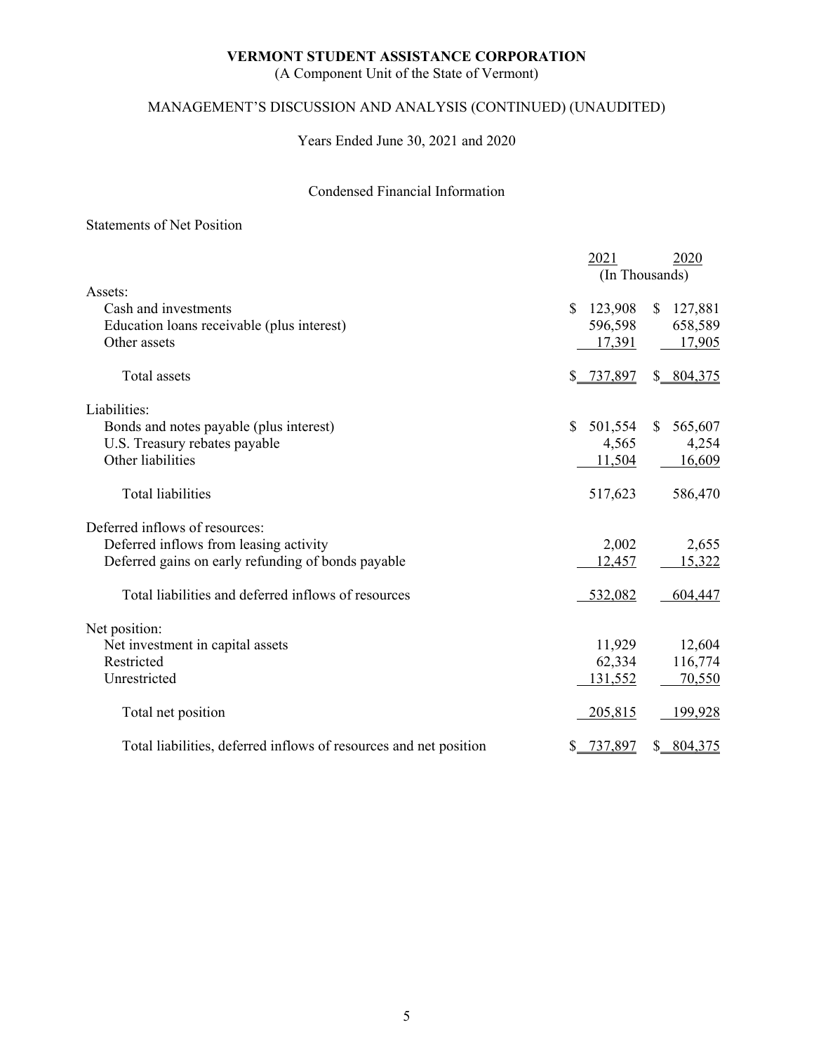# VERMONT STUDENT ASSISTANCE CORPORATION

(A Component Unit of the State of Vermont)

## MANAGEMENT'S DISCUSSION AND ANALYSIS (CONTINUED) (UNAUDITED)

Years Ended June 30, 2021 and 2020

### Condensed Financial Information

Statements of Net Position

| | 2021 | 2020 |
|---|---|---|
| | (In Thousands) | |
| Assets: | | |
| Cash and investments | $ 123,908 | $ 127,881 |
| Education loans receivable (plus interest) | 596,598 | 658,589 |
| Other assets | 17,391 | 17,905 |
| Total assets | $ 737,897 | $ 804,375 |
| Liabilities: | | |
| Bonds and notes payable (plus interest) | $ 501,554 | $ 565,607 |
| U.S. Treasury rebates payable | 4,565 | 4,254 |
| Other liabilities | 11,504 | 16,609 |
| Total liabilities | 517,623 | 586,470 |
| Deferred inflows of resources: | | |
| Deferred inflows from leasing activity | 2,002 | 2,655 |
| Deferred gains on early refunding of bonds payable | 12,457 | 15,322 |
| Total liabilities and deferred inflows of resources | 532,082 | 604,447 |
| Net position: | | |
| Net investment in capital assets | 11,929 | 12,604 |
| Restricted | 62,334 | 116,774 |
| Unrestricted | 131,552 | 70,550 |
| Total net position | 205,815 | 199,928 |
| Total liabilities, deferred inflows of resources and net position | $ 737,897 | $ 804,375 |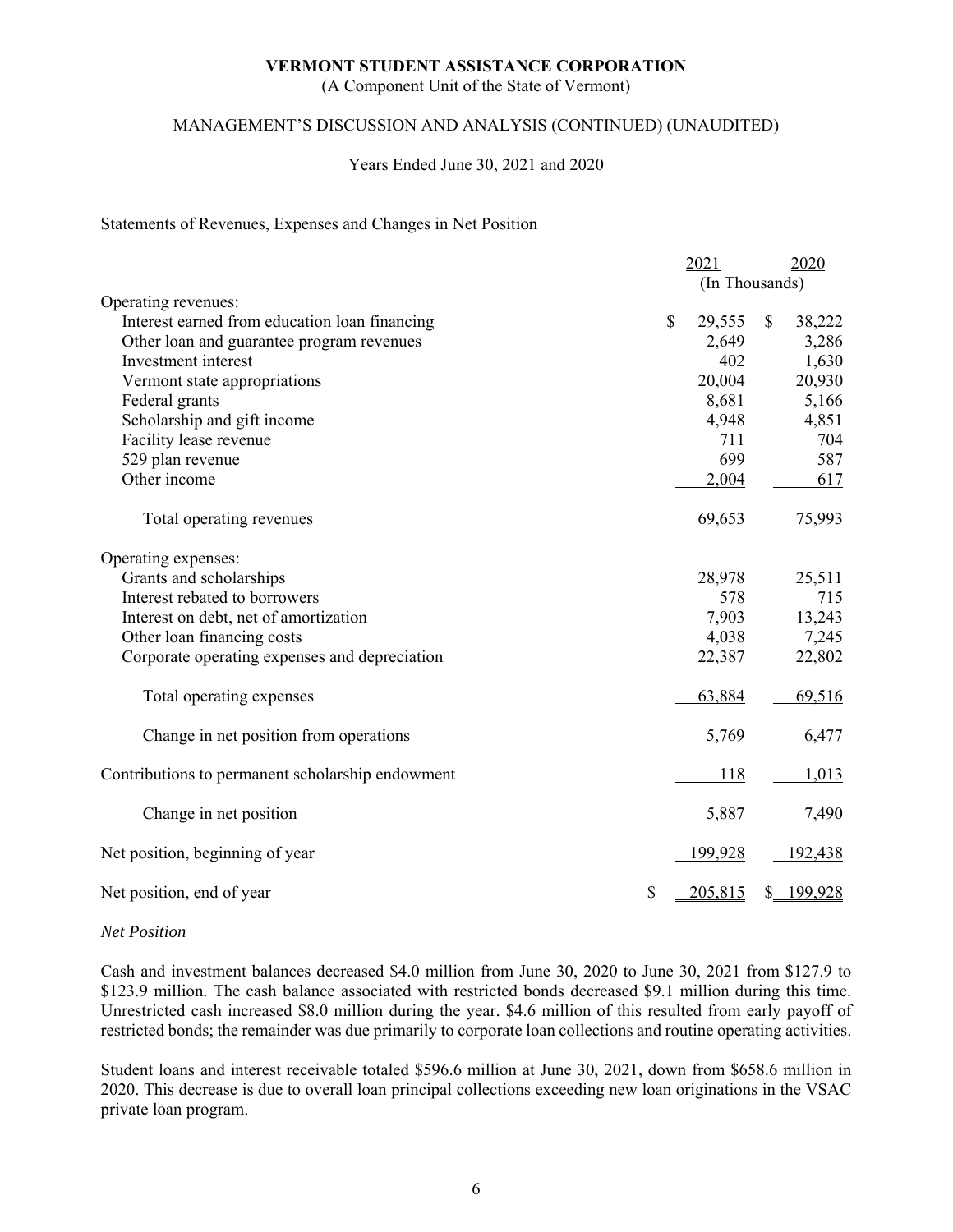# VERMONT STUDENT ASSISTANCE CORPORATION

(A Component Unit of the State of Vermont)

MANAGEMENT'S DISCUSSION AND ANALYSIS (CONTINUED) (UNAUDITED)

Years Ended June 30, 2021 and 2020

Statements of Revenues, Expenses and Changes in Net Position

| | 2021 | 2020 |
|---|---|---|
| | (In Thousands) | |
| Operating revenues: | | |
| Interest earned from education loan financing | $ 29,555 | $ 38,222 |
| Other loan and guarantee program revenues | 2,649 | 3,286 |
| Investment interest | 402 | 1,630 |
| Vermont state appropriations | 20,004 | 20,930 |
| Federal grants | 8,681 | 5,166 |
| Scholarship and gift income | 4,948 | 4,851 |
| Facility lease revenue | 711 | 704 |
| 529 plan revenue | 699 | 587 |
| Other income | 2,004 | 617 |
| Total operating revenues | 69,653 | 75,993 |
| Operating expenses: | | |
| Grants and scholarships | 28,978 | 25,511 |
| Interest rebated to borrowers | 578 | 715 |
| Interest on debt, net of amortization | 7,903 | 13,243 |
| Other loan financing costs | 4,038 | 7,245 |
| Corporate operating expenses and depreciation | 22,387 | 22,802 |
| Total operating expenses | 63,884 | 69,516 |
| Change in net position from operations | 5,769 | 6,477 |
| Contributions to permanent scholarship endowment | 118 | 1,013 |
| Change in net position | 5,887 | 7,490 |
| Net position, beginning of year | 199,928 | 192,438 |
| Net position, end of year | $ 205,815 | $ 199,928 |

*Net Position*

Cash and investment balances decreased $4.0 million from June 30, 2020 to June 30, 2021 from $127.9 to $123.9 million. The cash balance associated with restricted bonds decreased $9.1 million during this time. Unrestricted cash increased $8.0 million during the year. $4.6 million of this resulted from early payoff of restricted bonds; the remainder was due primarily to corporate loan collections and routine operating activities.

Student loans and interest receivable totaled $596.6 million at June 30, 2021, down from $658.6 million in 2020. This decrease is due to overall loan principal collections exceeding new loan originations in the VSAC private loan program.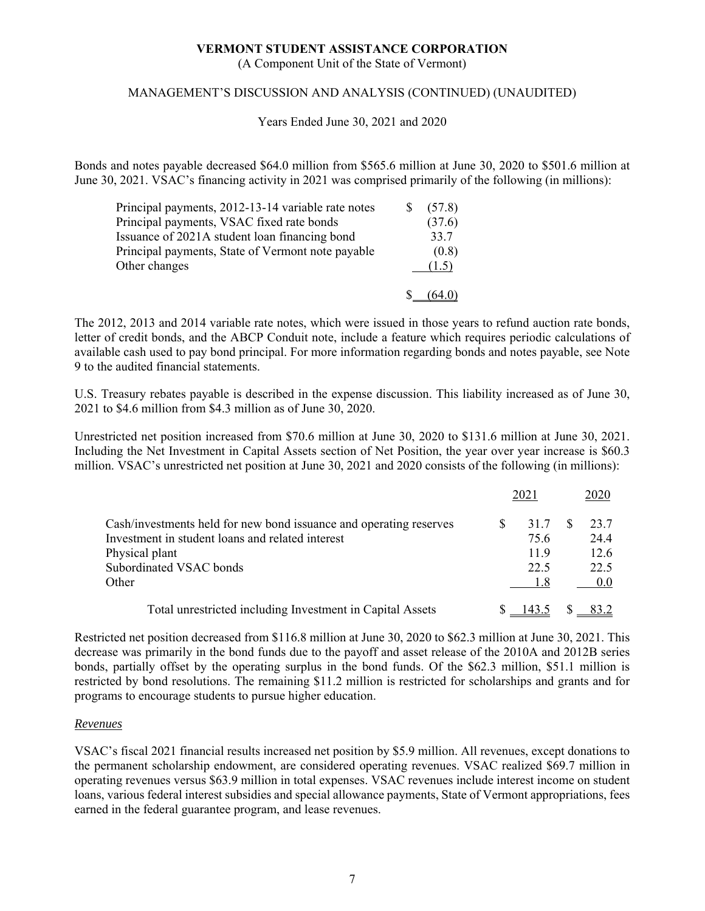Bonds and notes payable decreased $64.0 million from $565.6 million at June 30, 2020 to $501.6 million at June 30, 2021. VSAC's financing activity in 2021 was comprised primarily of the following (in millions):

| | |
|---|---|
| Principal payments, 2012-13-14 variable rate notes | $ (57.8) |
| Principal payments, VSAC fixed rate bonds | (37.6) |
| Issuance of 2021A student loan financing bond | 33.7 |
| Principal payments, State of Vermont note payable | (0.8) |
| Other changes | (1.5) |
| | $ (64.0) |

The 2012, 2013 and 2014 variable rate notes, which were issued in those years to refund auction rate bonds, letter of credit bonds, and the ABCP Conduit note, include a feature which requires periodic calculations of available cash used to pay bond principal. For more information regarding bonds and notes payable, see Note 9 to the audited financial statements.

U.S. Treasury rebates payable is described in the expense discussion. This liability increased as of June 30, 2021 to $4.6 million from $4.3 million as of June 30, 2020.

Unrestricted net position increased from $70.6 million at June 30, 2020 to $131.6 million at June 30, 2021. Including the Net Investment in Capital Assets section of Net Position, the year over year increase is $60.3 million. VSAC's unrestricted net position at June 30, 2021 and 2020 consists of the following (in millions):

| | 2021 | 2020 |
|---|---|---|
| Cash/investments held for new bond issuance and operating reserves | $ 31.7 | $ 23.7 |
| Investment in student loans and related interest | 75.6 | 24.4 |
| Physical plant | 11.9 | 12.6 |
| Subordinated VSAC bonds | 22.5 | 22.5 |
| Other | 1.8 | 0.0 |
| Total unrestricted including Investment in Capital Assets | $ 143.5 | $ 83.2 |

Restricted net position decreased from $116.8 million at June 30, 2020 to $62.3 million at June 30, 2021. This decrease was primarily in the bond funds due to the payoff and asset release of the 2010A and 2012B series bonds, partially offset by the operating surplus in the bond funds. Of the $62.3 million, $51.1 million is restricted by bond resolutions. The remaining $11.2 million is restricted for scholarships and grants and for programs to encourage students to pursue higher education.

*Revenues*

VSAC's fiscal 2021 financial results increased net position by $5.9 million. All revenues, except donations to the permanent scholarship endowment, are considered operating revenues. VSAC realized $69.7 million in operating revenues versus $63.9 million in total expenses. VSAC revenues include interest income on student loans, various federal interest subsidies and special allowance payments, State of Vermont appropriations, fees earned in the federal guarantee program, and lease revenues.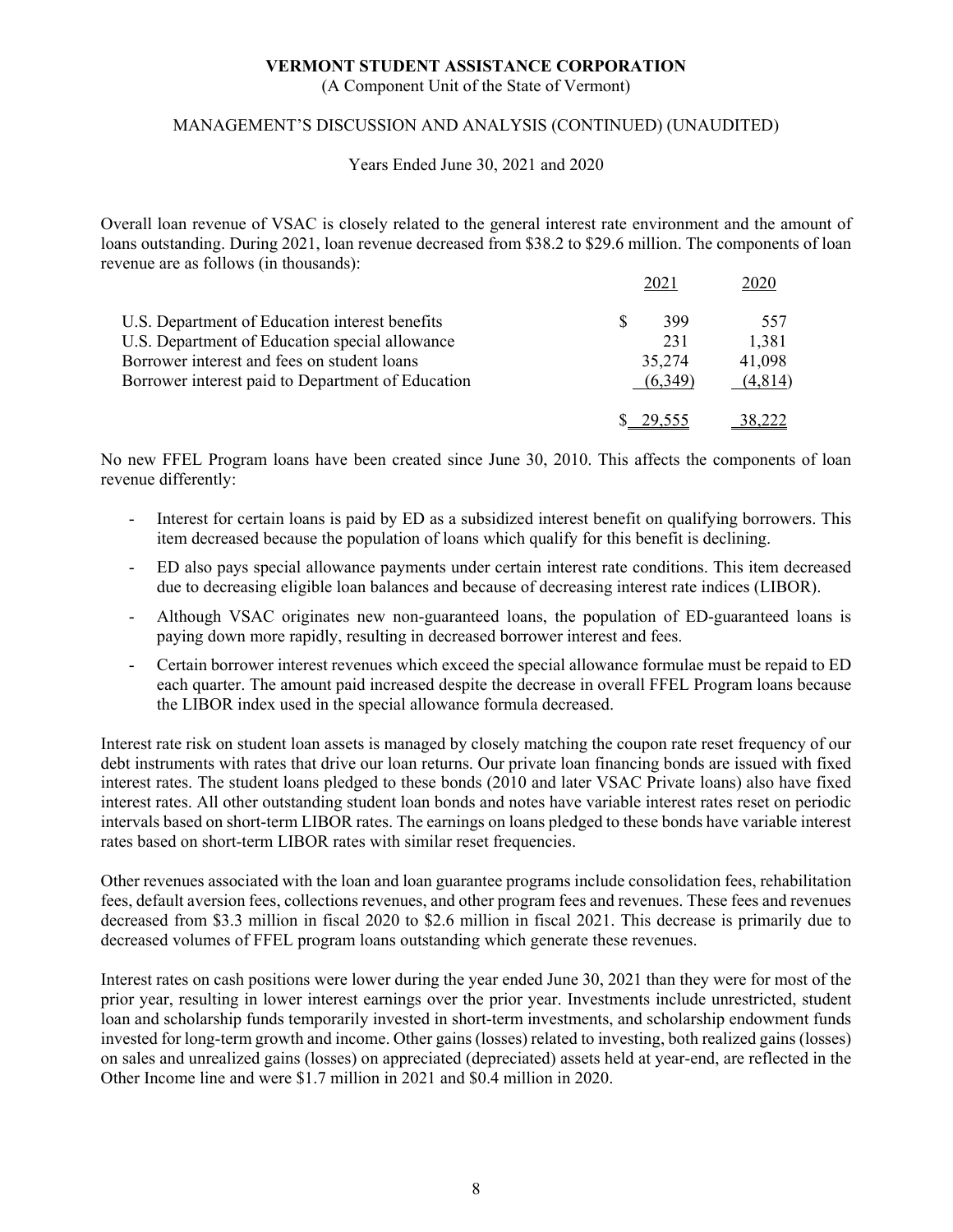Overall loan revenue of VSAC is closely related to the general interest rate environment and the amount of loans outstanding. During 2021, loan revenue decreased from $38.2 to $29.6 million. The components of loan revenue are as follows (in thousands):

| | 2021 | 2020 |
|---|---|---|
| U.S. Department of Education interest benefits | $ 399 | 557 |
| U.S. Department of Education special allowance | 231 | 1,381 |
| Borrower interest and fees on student loans | 35,274 | 41,098 |
| Borrower interest paid to Department of Education | (6,349) | (4,814) |
| | $ 29,555 | 38,222 |

No new FFEL Program loans have been created since June 30, 2010. This affects the components of loan revenue differently:

- Interest for certain loans is paid by ED as a subsidized interest benefit on qualifying borrowers. This item decreased because the population of loans which qualify for this benefit is declining.
- ED also pays special allowance payments under certain interest rate conditions. This item decreased due to decreasing eligible loan balances and because of decreasing interest rate indices (LIBOR).
- Although VSAC originates new non-guaranteed loans, the population of ED-guaranteed loans is paying down more rapidly, resulting in decreased borrower interest and fees.
- Certain borrower interest revenues which exceed the special allowance formulae must be repaid to ED each quarter. The amount paid increased despite the decrease in overall FFEL Program loans because the LIBOR index used in the special allowance formula decreased.

Interest rate risk on student loan assets is managed by closely matching the coupon rate reset frequency of our debt instruments with rates that drive our loan returns. Our private loan financing bonds are issued with fixed interest rates. The student loans pledged to these bonds (2010 and later VSAC Private loans) also have fixed interest rates. All other outstanding student loan bonds and notes have variable interest rates reset on periodic intervals based on short-term LIBOR rates. The earnings on loans pledged to these bonds have variable interest rates based on short-term LIBOR rates with similar reset frequencies.

Other revenues associated with the loan and loan guarantee programs include consolidation fees, rehabilitation fees, default aversion fees, collections revenues, and other program fees and revenues. These fees and revenues decreased from $3.3 million in fiscal 2020 to $2.6 million in fiscal 2021. This decrease is primarily due to decreased volumes of FFEL program loans outstanding which generate these revenues.

Interest rates on cash positions were lower during the year ended June 30, 2021 than they were for most of the prior year, resulting in lower interest earnings over the prior year. Investments include unrestricted, student loan and scholarship funds temporarily invested in short-term investments, and scholarship endowment funds invested for long-term growth and income. Other gains (losses) related to investing, both realized gains (losses) on sales and unrealized gains (losses) on appreciated (depreciated) assets held at year-end, are reflected in the Other Income line and were $1.7 million in 2021 and $0.4 million in 2020.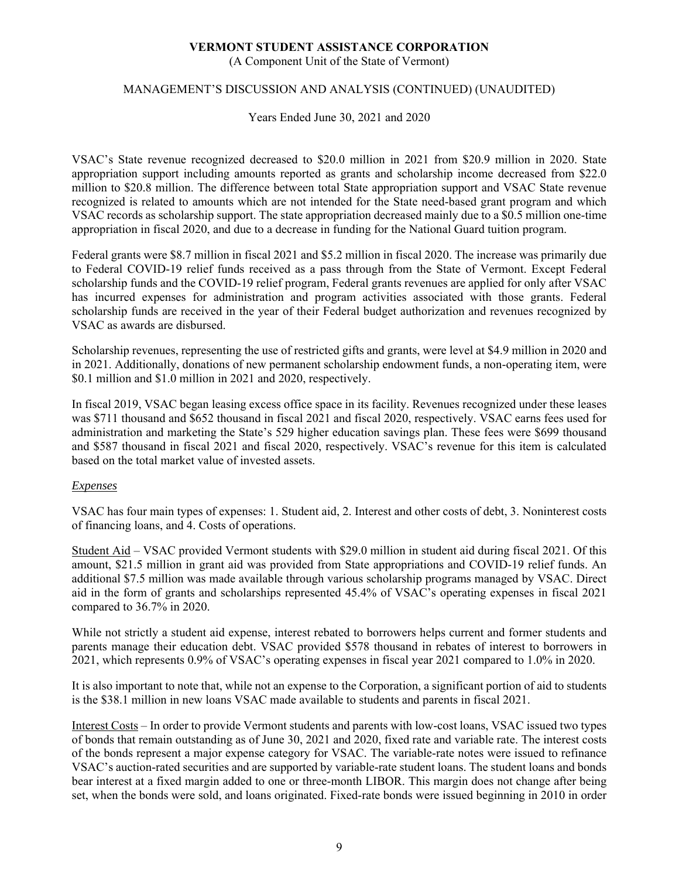VSAC's State revenue recognized decreased to $20.0 million in 2021 from $20.9 million in 2020. State appropriation support including amounts reported as grants and scholarship income decreased from $22.0 million to $20.8 million. The difference between total State appropriation support and VSAC State revenue recognized is related to amounts which are not intended for the State need-based grant program and which VSAC records as scholarship support. The state appropriation decreased mainly due to a $0.5 million one-time appropriation in fiscal 2020, and due to a decrease in funding for the National Guard tuition program.

Federal grants were $8.7 million in fiscal 2021 and $5.2 million in fiscal 2020. The increase was primarily due to Federal COVID-19 relief funds received as a pass through from the State of Vermont. Except Federal scholarship funds and the COVID-19 relief program, Federal grants revenues are applied for only after VSAC has incurred expenses for administration and program activities associated with those grants. Federal scholarship funds are received in the year of their Federal budget authorization and revenues recognized by VSAC as awards are disbursed.

Scholarship revenues, representing the use of restricted gifts and grants, were level at $4.9 million in 2020 and in 2021. Additionally, donations of new permanent scholarship endowment funds, a non-operating item, were $0.1 million and $1.0 million in 2021 and 2020, respectively.

In fiscal 2019, VSAC began leasing excess office space in its facility. Revenues recognized under these leases was $711 thousand and $652 thousand in fiscal 2021 and fiscal 2020, respectively. VSAC earns fees used for administration and marketing the State's 529 higher education savings plan. These fees were $699 thousand and $587 thousand in fiscal 2021 and fiscal 2020, respectively. VSAC's revenue for this item is calculated based on the total market value of invested assets.

*Expenses*

VSAC has four main types of expenses: 1. Student aid, 2. Interest and other costs of debt, 3. Noninterest costs of financing loans, and 4. Costs of operations.

Student Aid – VSAC provided Vermont students with $29.0 million in student aid during fiscal 2021. Of this amount, $21.5 million in grant aid was provided from State appropriations and COVID-19 relief funds. An additional $7.5 million was made available through various scholarship programs managed by VSAC. Direct aid in the form of grants and scholarships represented 45.4% of VSAC's operating expenses in fiscal 2021 compared to 36.7% in 2020.

While not strictly a student aid expense, interest rebated to borrowers helps current and former students and parents manage their education debt. VSAC provided $578 thousand in rebates of interest to borrowers in 2021, which represents 0.9% of VSAC's operating expenses in fiscal year 2021 compared to 1.0% in 2020.

It is also important to note that, while not an expense to the Corporation, a significant portion of aid to students is the $38.1 million in new loans VSAC made available to students and parents in fiscal 2021.

Interest Costs – In order to provide Vermont students and parents with low-cost loans, VSAC issued two types of bonds that remain outstanding as of June 30, 2021 and 2020, fixed rate and variable rate. The interest costs of the bonds represent a major expense category for VSAC. The variable-rate notes were issued to refinance VSAC's auction-rated securities and are supported by variable-rate student loans. The student loans and bonds bear interest at a fixed margin added to one or three-month LIBOR. This margin does not change after being set, when the bonds were sold, and loans originated. Fixed-rate bonds were issued beginning in 2010 in order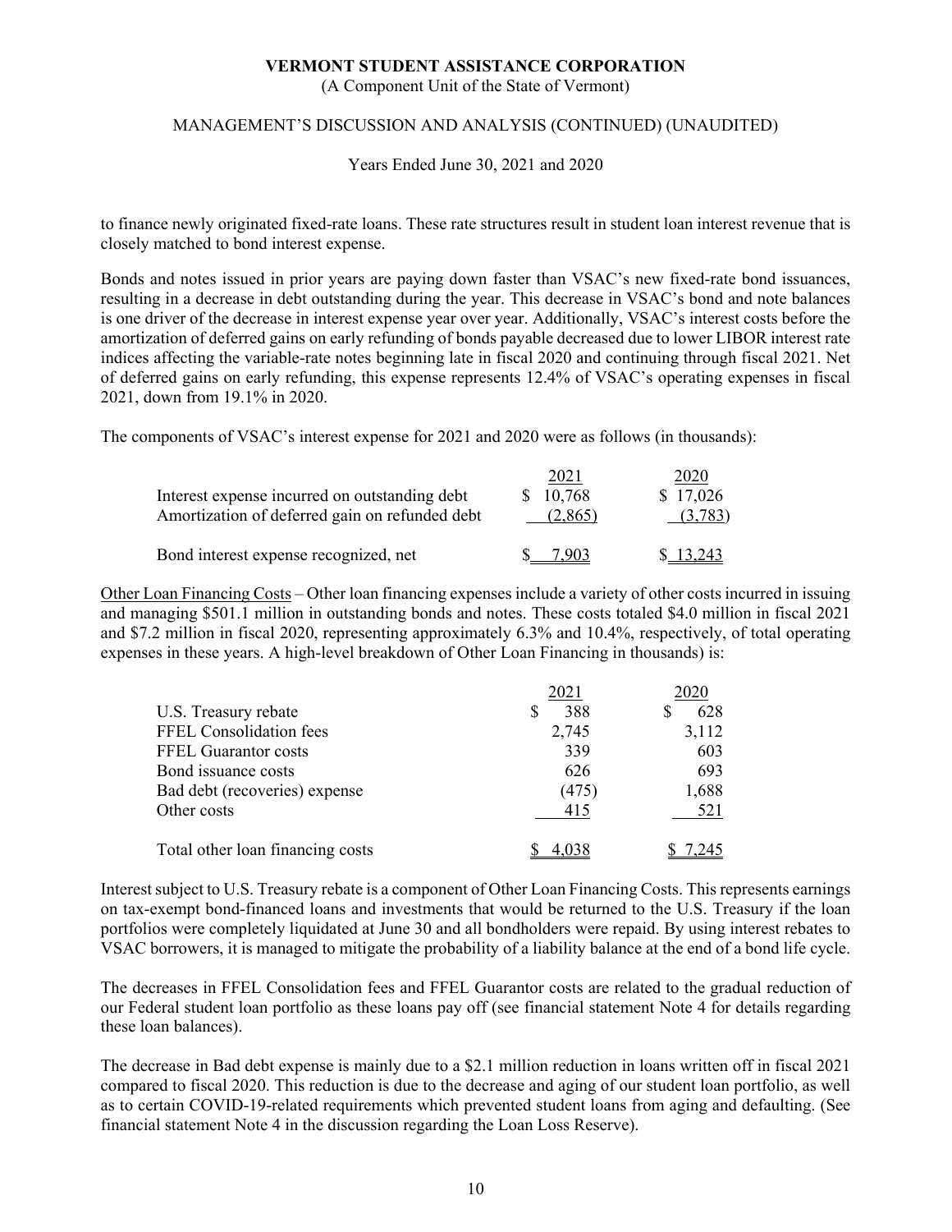to finance newly originated fixed-rate loans. These rate structures result in student loan interest revenue that is closely matched to bond interest expense.

Bonds and notes issued in prior years are paying down faster than VSAC's new fixed-rate bond issuances, resulting in a decrease in debt outstanding during the year. This decrease in VSAC's bond and note balances is one driver of the decrease in interest expense year over year. Additionally, VSAC's interest costs before the amortization of deferred gains on early refunding of bonds payable decreased due to lower LIBOR interest rate indices affecting the variable-rate notes beginning late in fiscal 2020 and continuing through fiscal 2021. Net of deferred gains on early refunding, this expense represents 12.4% of VSAC's operating expenses in fiscal 2021, down from 19.1% in 2020.

The components of VSAC's interest expense for 2021 and 2020 were as follows (in thousands):

| | 2021 | 2020 |
|---|---|---|
| Interest expense incurred on outstanding debt | $ 10,768 | $ 17,026 |
| Amortization of deferred gain on refunded debt | (2,865) | (3,783) |
| Bond interest expense recognized, net | $ 7,903 | $ 13,243 |

Other Loan Financing Costs – Other loan financing expenses include a variety of other costs incurred in issuing and managing $501.1 million in outstanding bonds and notes. These costs totaled $4.0 million in fiscal 2021 and $7.2 million in fiscal 2020, representing approximately 6.3% and 10.4%, respectively, of total operating expenses in these years. A high-level breakdown of Other Loan Financing in thousands) is:

| | 2021 | 2020 |
|---|---|---|
| U.S. Treasury rebate | $ 388 | $ 628 |
| FFEL Consolidation fees | 2,745 | 3,112 |
| FFEL Guarantor costs | 339 | 603 |
| Bond issuance costs | 626 | 693 |
| Bad debt (recoveries) expense | (475) | 1,688 |
| Other costs | 415 | 521 |
| Total other loan financing costs | $ 4,038 | $ 7,245 |

Interest subject to U.S. Treasury rebate is a component of Other Loan Financing Costs. This represents earnings on tax-exempt bond-financed loans and investments that would be returned to the U.S. Treasury if the loan portfolios were completely liquidated at June 30 and all bondholders were repaid. By using interest rebates to VSAC borrowers, it is managed to mitigate the probability of a liability balance at the end of a bond life cycle.

The decreases in FFEL Consolidation fees and FFEL Guarantor costs are related to the gradual reduction of our Federal student loan portfolio as these loans pay off (see financial statement Note 4 for details regarding these loan balances).

The decrease in Bad debt expense is mainly due to a $2.1 million reduction in loans written off in fiscal 2021 compared to fiscal 2020. This reduction is due to the decrease and aging of our student loan portfolio, as well as to certain COVID-19-related requirements which prevented student loans from aging and defaulting. (See financial statement Note 4 in the discussion regarding the Loan Loss Reserve).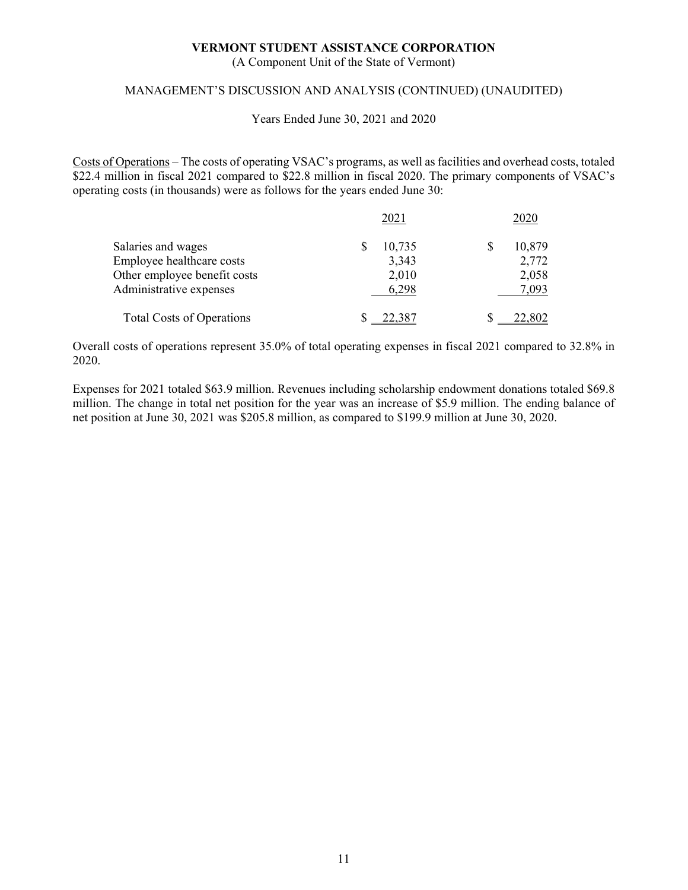Costs of Operations – The costs of operating VSAC's programs, as well as facilities and overhead costs, totaled $22.4 million in fiscal 2021 compared to $22.8 million in fiscal 2020. The primary components of VSAC's operating costs (in thousands) were as follows for the years ended June 30:

| | 2021 | 2020 |
|---|---|---|
| Salaries and wages | $ 10,735 | $ 10,879 |
| Employee healthcare costs | 3,343 | 2,772 |
| Other employee benefit costs | 2,010 | 2,058 |
| Administrative expenses | 6,298 | 7,093 |
| Total Costs of Operations | $ 22,387 | $ 22,802 |

Overall costs of operations represent 35.0% of total operating expenses in fiscal 2021 compared to 32.8% in 2020.

Expenses for 2021 totaled $63.9 million. Revenues including scholarship endowment donations totaled $69.8 million. The change in total net position for the year was an increase of $5.9 million. The ending balance of net position at June 30, 2021 was $205.8 million, as compared to $199.9 million at June 30, 2020.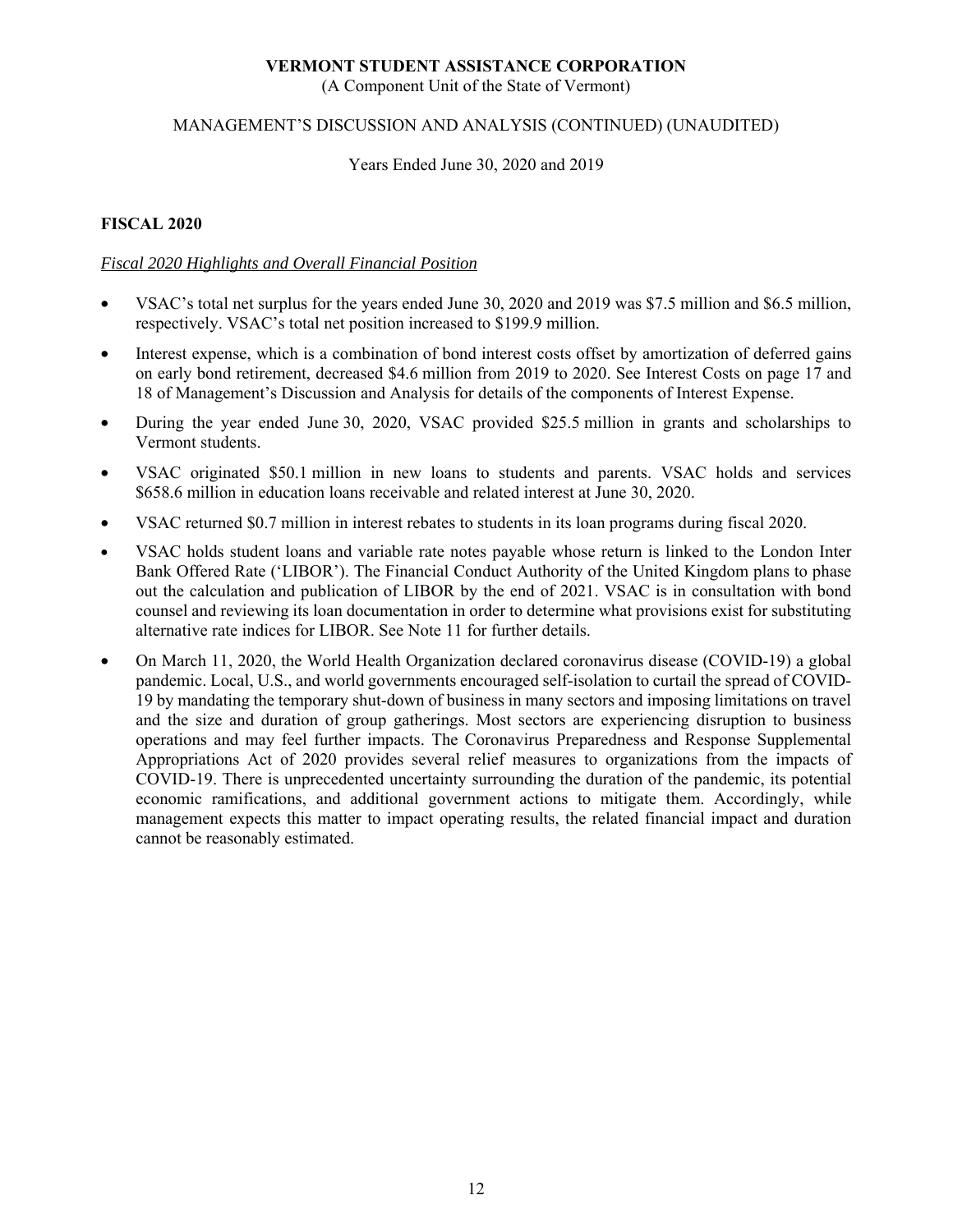## FISCAL 2020

*Fiscal 2020 Highlights and Overall Financial Position*

- VSAC's total net surplus for the years ended June 30, 2020 and 2019 was $7.5 million and $6.5 million, respectively. VSAC's total net position increased to $199.9 million.
- Interest expense, which is a combination of bond interest costs offset by amortization of deferred gains on early bond retirement, decreased $4.6 million from 2019 to 2020. See Interest Costs on page 17 and 18 of Management's Discussion and Analysis for details of the components of Interest Expense.
- During the year ended June 30, 2020, VSAC provided $25.5 million in grants and scholarships to Vermont students.
- VSAC originated $50.1 million in new loans to students and parents. VSAC holds and services $658.6 million in education loans receivable and related interest at June 30, 2020.
- VSAC returned $0.7 million in interest rebates to students in its loan programs during fiscal 2020.
- VSAC holds student loans and variable rate notes payable whose return is linked to the London Inter Bank Offered Rate ('LIBOR'). The Financial Conduct Authority of the United Kingdom plans to phase out the calculation and publication of LIBOR by the end of 2021. VSAC is in consultation with bond counsel and reviewing its loan documentation in order to determine what provisions exist for substituting alternative rate indices for LIBOR. See Note 11 for further details.
- On March 11, 2020, the World Health Organization declared coronavirus disease (COVID-19) a global pandemic. Local, U.S., and world governments encouraged self-isolation to curtail the spread of COVID-19 by mandating the temporary shut-down of business in many sectors and imposing limitations on travel and the size and duration of group gatherings. Most sectors are experiencing disruption to business operations and may feel further impacts. The Coronavirus Preparedness and Response Supplemental Appropriations Act of 2020 provides several relief measures to organizations from the impacts of COVID-19. There is unprecedented uncertainty surrounding the duration of the pandemic, its potential economic ramifications, and additional government actions to mitigate them. Accordingly, while management expects this matter to impact operating results, the related financial impact and duration cannot be reasonably estimated.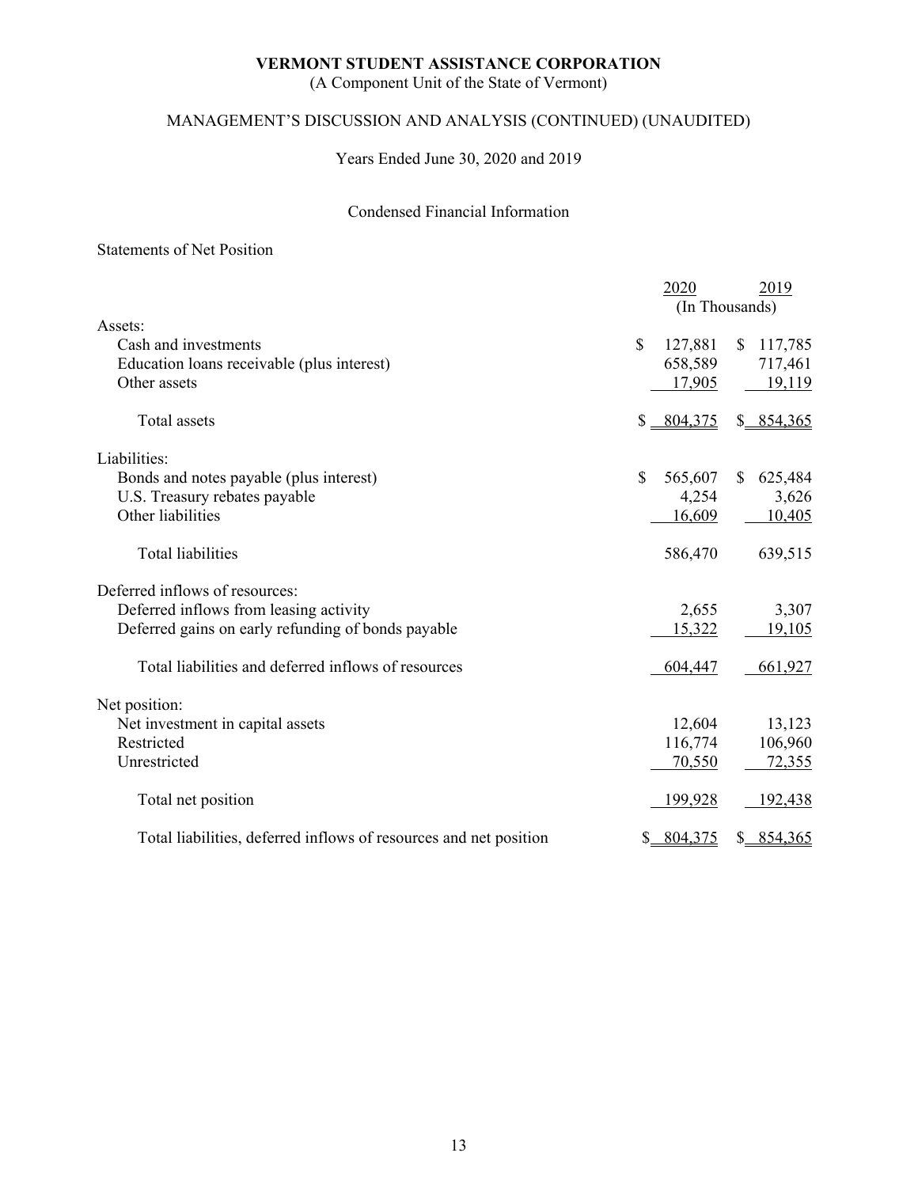# VERMONT STUDENT ASSISTANCE CORPORATION

(A Component Unit of the State of Vermont)

## MANAGEMENT'S DISCUSSION AND ANALYSIS (CONTINUED) (UNAUDITED)

Years Ended June 30, 2020 and 2019

### Condensed Financial Information

Statements of Net Position

| | 2020 | 2019 |
|---|---|---|
| | (In Thousands) | |
| Assets: | | |
| Cash and investments | $ 127,881 | $ 117,785 |
| Education loans receivable (plus interest) | 658,589 | 717,461 |
| Other assets | 17,905 | 19,119 |
| Total assets | $ 804,375 | $ 854,365 |
| Liabilities: | | |
| Bonds and notes payable (plus interest) | $ 565,607 | $ 625,484 |
| U.S. Treasury rebates payable | 4,254 | 3,626 |
| Other liabilities | 16,609 | 10,405 |
| Total liabilities | 586,470 | 639,515 |
| Deferred inflows of resources: | | |
| Deferred inflows from leasing activity | 2,655 | 3,307 |
| Deferred gains on early refunding of bonds payable | 15,322 | 19,105 |
| Total liabilities and deferred inflows of resources | 604,447 | 661,927 |
| Net position: | | |
| Net investment in capital assets | 12,604 | 13,123 |
| Restricted | 116,774 | 106,960 |
| Unrestricted | 70,550 | 72,355 |
| Total net position | 199,928 | 192,438 |
| Total liabilities, deferred inflows of resources and net position | $ 804,375 | $ 854,365 |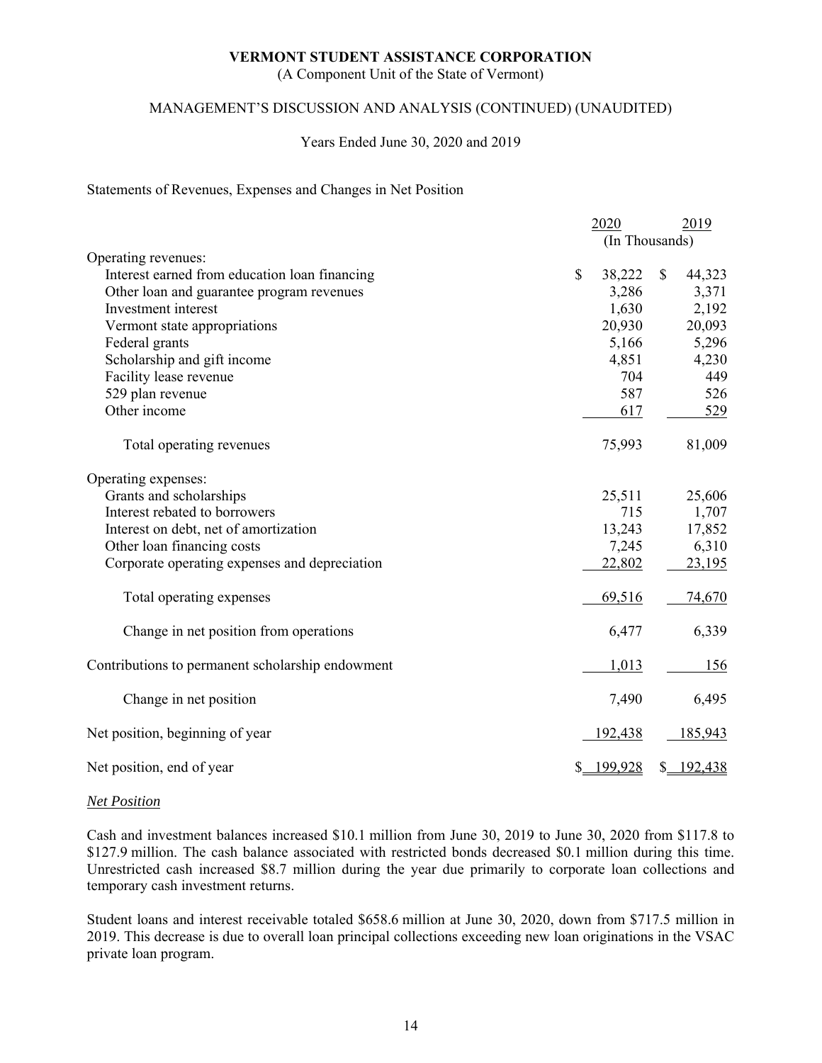**VERMONT STUDENT ASSISTANCE CORPORATION**
(A Component Unit of the State of Vermont)

MANAGEMENT'S DISCUSSION AND ANALYSIS (CONTINUED) (UNAUDITED)

Years Ended June 30, 2020 and 2019

Statements of Revenues, Expenses and Changes in Net Position

| | 2020 | 2019 |
|---|---|---|
| | (In Thousands) | |
| Operating revenues: | | |
| Interest earned from education loan financing | $ 38,222 | $ 44,323 |
| Other loan and guarantee program revenues | 3,286 | 3,371 |
| Investment interest | 1,630 | 2,192 |
| Vermont state appropriations | 20,930 | 20,093 |
| Federal grants | 5,166 | 5,296 |
| Scholarship and gift income | 4,851 | 4,230 |
| Facility lease revenue | 704 | 449 |
| 529 plan revenue | 587 | 526 |
| Other income | 617 | 529 |
| Total operating revenues | 75,993 | 81,009 |
| Operating expenses: | | |
| Grants and scholarships | 25,511 | 25,606 |
| Interest rebated to borrowers | 715 | 1,707 |
| Interest on debt, net of amortization | 13,243 | 17,852 |
| Other loan financing costs | 7,245 | 6,310 |
| Corporate operating expenses and depreciation | 22,802 | 23,195 |
| Total operating expenses | 69,516 | 74,670 |
| Change in net position from operations | 6,477 | 6,339 |
| Contributions to permanent scholarship endowment | 1,013 | 156 |
| Change in net position | 7,490 | 6,495 |
| Net position, beginning of year | 192,438 | 185,943 |
| Net position, end of year | $ 199,928 | $ 192,438 |

***Net Position***

Cash and investment balances increased $10.1 million from June 30, 2019 to June 30, 2020 from $117.8 to $127.9 million. The cash balance associated with restricted bonds decreased $0.1 million during this time. Unrestricted cash increased $8.7 million during the year due primarily to corporate loan collections and temporary cash investment returns.

Student loans and interest receivable totaled $658.6 million at June 30, 2020, down from $717.5 million in 2019. This decrease is due to overall loan principal collections exceeding new loan originations in the VSAC private loan program.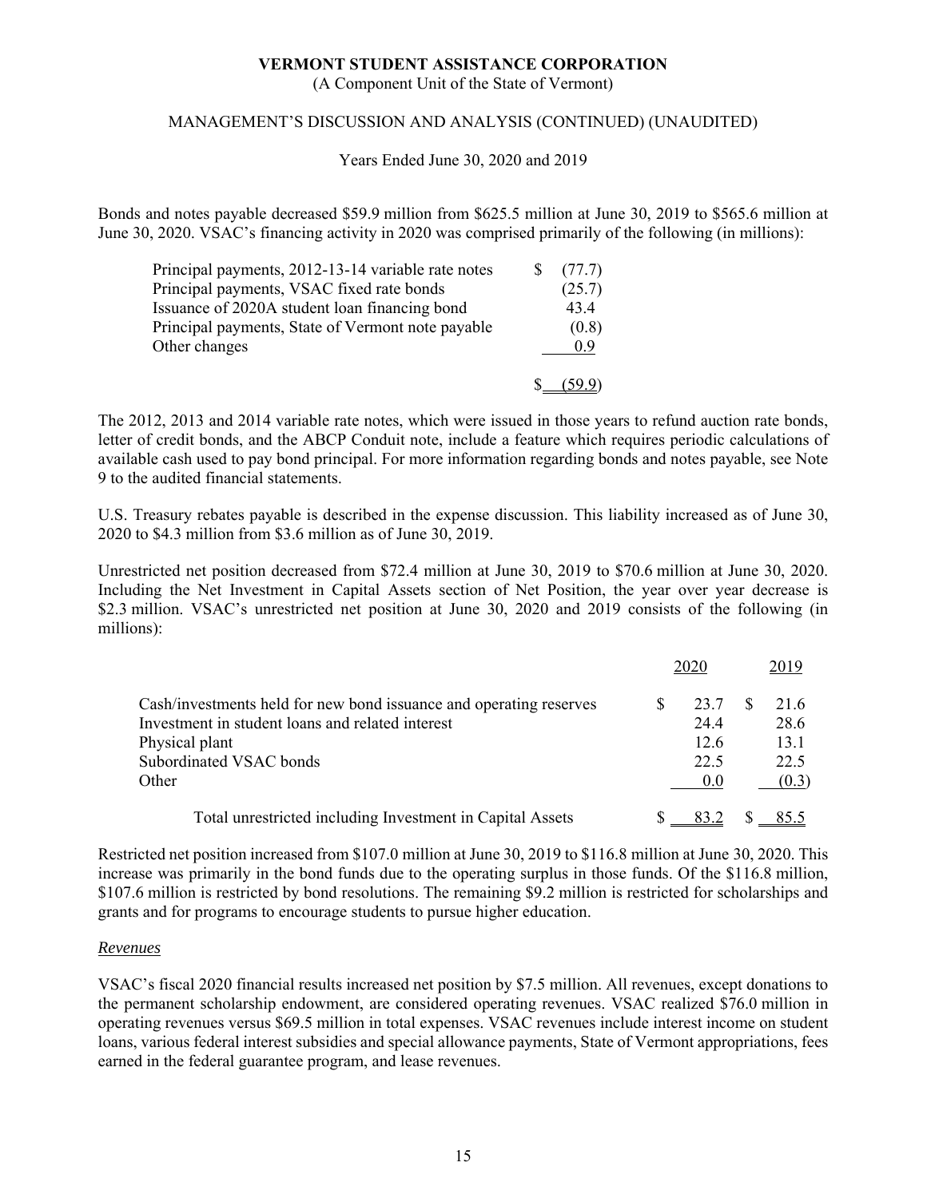Bonds and notes payable decreased \$59.9 million from \$625.5 million at June 30, 2019 to \$565.6 million at June 30, 2020. VSAC's financing activity in 2020 was comprised primarily of the following (in millions):

| | |
|---|---|
| Principal payments, 2012-13-14 variable rate notes | $ (77.7) |
| Principal payments, VSAC fixed rate bonds | (25.7) |
| Issuance of 2020A student loan financing bond | 43.4 |
| Principal payments, State of Vermont note payable | (0.8) |
| Other changes | 0.9 |
| | $ (59.9) |

The 2012, 2013 and 2014 variable rate notes, which were issued in those years to refund auction rate bonds, letter of credit bonds, and the ABCP Conduit note, include a feature which requires periodic calculations of available cash used to pay bond principal. For more information regarding bonds and notes payable, see Note 9 to the audited financial statements.

U.S. Treasury rebates payable is described in the expense discussion. This liability increased as of June 30, 2020 to \$4.3 million from \$3.6 million as of June 30, 2019.

Unrestricted net position decreased from \$72.4 million at June 30, 2019 to \$70.6 million at June 30, 2020. Including the Net Investment in Capital Assets section of Net Position, the year over year decrease is \$2.3 million. VSAC's unrestricted net position at June 30, 2020 and 2019 consists of the following (in millions):

| | 2020 | 2019 |
|---|---|---|
| Cash/investments held for new bond issuance and operating reserves | $ 23.7 | $ 21.6 |
| Investment in student loans and related interest | 24.4 | 28.6 |
| Physical plant | 12.6 | 13.1 |
| Subordinated VSAC bonds | 22.5 | 22.5 |
| Other | 0.0 | (0.3) |
| Total unrestricted including Investment in Capital Assets | $ 83.2 | $ 85.5 |

Restricted net position increased from \$107.0 million at June 30, 2019 to \$116.8 million at June 30, 2020. This increase was primarily in the bond funds due to the operating surplus in those funds. Of the \$116.8 million, \$107.6 million is restricted by bond resolutions. The remaining \$9.2 million is restricted for scholarships and grants and for programs to encourage students to pursue higher education.

*Revenues*

VSAC's fiscal 2020 financial results increased net position by \$7.5 million. All revenues, except donations to the permanent scholarship endowment, are considered operating revenues. VSAC realized \$76.0 million in operating revenues versus \$69.5 million in total expenses. VSAC revenues include interest income on student loans, various federal interest subsidies and special allowance payments, State of Vermont appropriations, fees earned in the federal guarantee program, and lease revenues.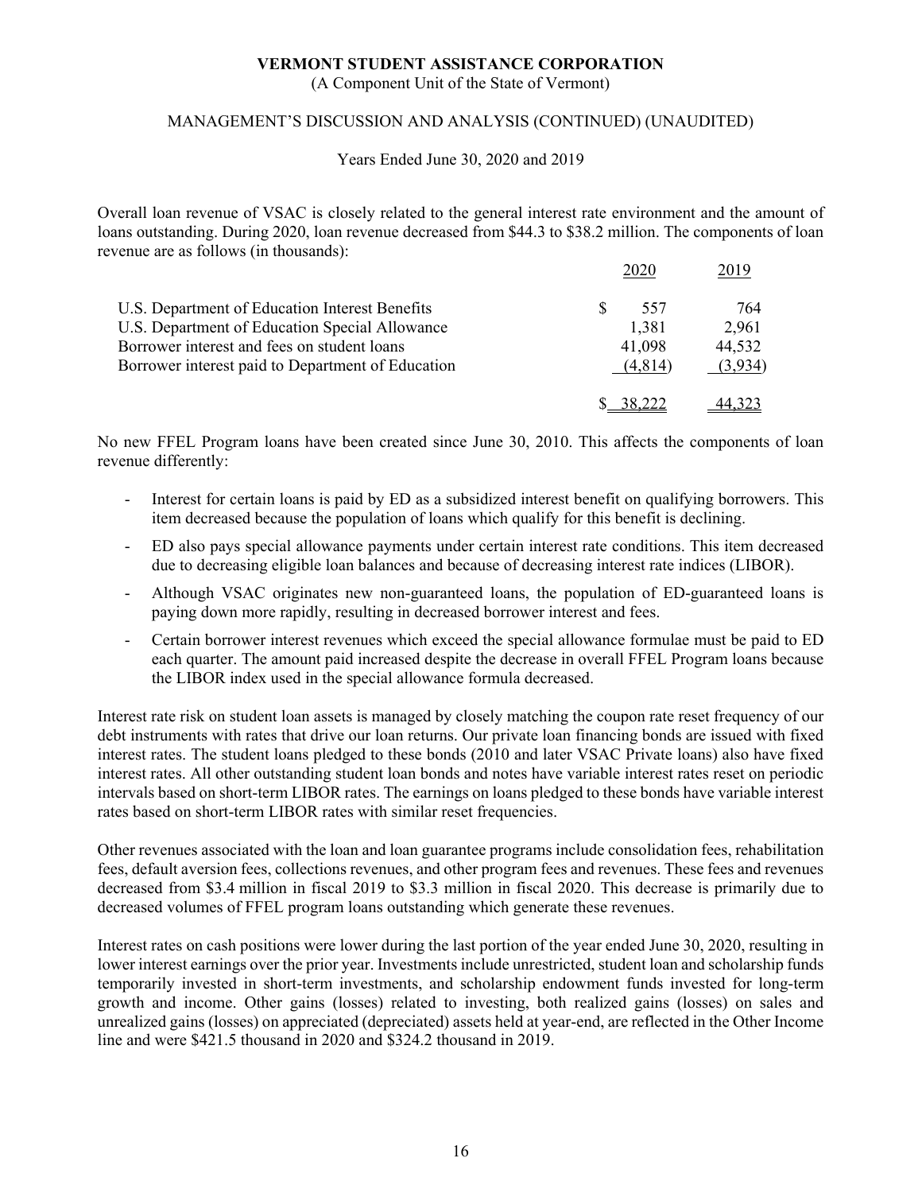**VERMONT STUDENT ASSISTANCE CORPORATION**

(A Component Unit of the State of Vermont)

MANAGEMENT'S DISCUSSION AND ANALYSIS (CONTINUED) (UNAUDITED)

Years Ended June 30, 2020 and 2019

Overall loan revenue of VSAC is closely related to the general interest rate environment and the amount of loans outstanding. During 2020, loan revenue decreased from $44.3 to $38.2 million. The components of loan revenue are as follows (in thousands):

| | 2020 | 2019 |
|---|---|---|
| U.S. Department of Education Interest Benefits | $ 557 | 764 |
| U.S. Department of Education Special Allowance | 1,381 | 2,961 |
| Borrower interest and fees on student loans | 41,098 | 44,532 |
| Borrower interest paid to Department of Education | (4,814) | (3,934) |
| | $ 38,222 | 44,323 |

No new FFEL Program loans have been created since June 30, 2010. This affects the components of loan revenue differently:

- Interest for certain loans is paid by ED as a subsidized interest benefit on qualifying borrowers. This item decreased because the population of loans which qualify for this benefit is declining.
- ED also pays special allowance payments under certain interest rate conditions. This item decreased due to decreasing eligible loan balances and because of decreasing interest rate indices (LIBOR).
- Although VSAC originates new non-guaranteed loans, the population of ED-guaranteed loans is paying down more rapidly, resulting in decreased borrower interest and fees.
- Certain borrower interest revenues which exceed the special allowance formulae must be paid to ED each quarter. The amount paid increased despite the decrease in overall FFEL Program loans because the LIBOR index used in the special allowance formula decreased.

Interest rate risk on student loan assets is managed by closely matching the coupon rate reset frequency of our debt instruments with rates that drive our loan returns. Our private loan financing bonds are issued with fixed interest rates. The student loans pledged to these bonds (2010 and later VSAC Private loans) also have fixed interest rates. All other outstanding student loan bonds and notes have variable interest rates reset on periodic intervals based on short-term LIBOR rates. The earnings on loans pledged to these bonds have variable interest rates based on short-term LIBOR rates with similar reset frequencies.

Other revenues associated with the loan and loan guarantee programs include consolidation fees, rehabilitation fees, default aversion fees, collections revenues, and other program fees and revenues. These fees and revenues decreased from $3.4 million in fiscal 2019 to $3.3 million in fiscal 2020. This decrease is primarily due to decreased volumes of FFEL program loans outstanding which generate these revenues.

Interest rates on cash positions were lower during the last portion of the year ended June 30, 2020, resulting in lower interest earnings over the prior year. Investments include unrestricted, student loan and scholarship funds temporarily invested in short-term investments, and scholarship endowment funds invested for long-term growth and income. Other gains (losses) related to investing, both realized gains (losses) on sales and unrealized gains (losses) on appreciated (depreciated) assets held at year-end, are reflected in the Other Income line and were $421.5 thousand in 2020 and $324.2 thousand in 2019.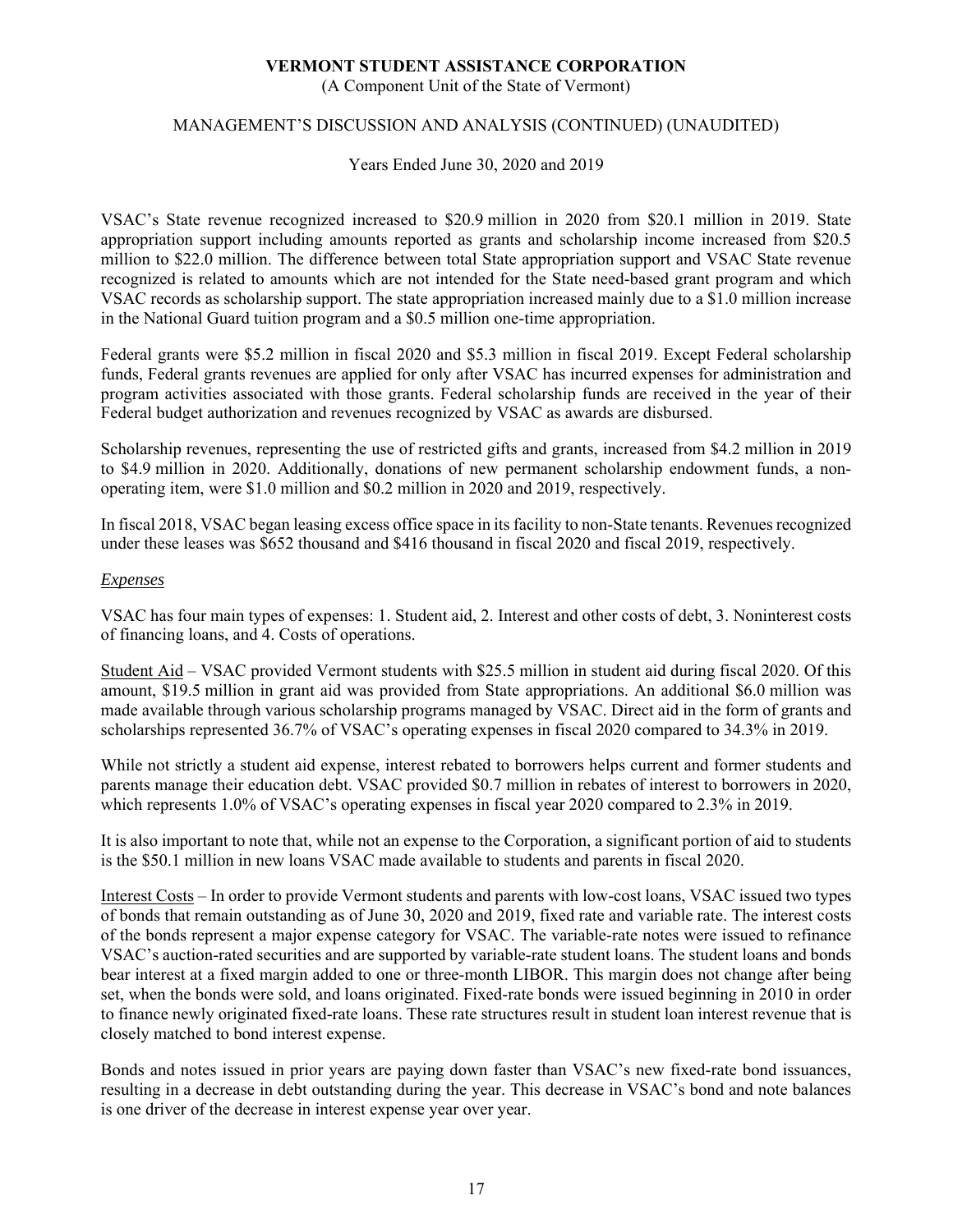VSAC's State revenue recognized increased to \$20.9 million in 2020 from \$20.1 million in 2019. State appropriation support including amounts reported as grants and scholarship income increased from \$20.5 million to \$22.0 million. The difference between total State appropriation support and VSAC State revenue recognized is related to amounts which are not intended for the State need-based grant program and which VSAC records as scholarship support. The state appropriation increased mainly due to a \$1.0 million increase in the National Guard tuition program and a \$0.5 million one-time appropriation.

Federal grants were \$5.2 million in fiscal 2020 and \$5.3 million in fiscal 2019. Except Federal scholarship funds, Federal grants revenues are applied for only after VSAC has incurred expenses for administration and program activities associated with those grants. Federal scholarship funds are received in the year of their Federal budget authorization and revenues recognized by VSAC as awards are disbursed.

Scholarship revenues, representing the use of restricted gifts and grants, increased from \$4.2 million in 2019 to \$4.9 million in 2020. Additionally, donations of new permanent scholarship endowment funds, a non-operating item, were \$1.0 million and \$0.2 million in 2020 and 2019, respectively.

In fiscal 2018, VSAC began leasing excess office space in its facility to non-State tenants. Revenues recognized under these leases was \$652 thousand and \$416 thousand in fiscal 2020 and fiscal 2019, respectively.

*Expenses*

VSAC has four main types of expenses: 1. Student aid, 2. Interest and other costs of debt, 3. Noninterest costs of financing loans, and 4. Costs of operations.

Student Aid – VSAC provided Vermont students with \$25.5 million in student aid during fiscal 2020. Of this amount, \$19.5 million in grant aid was provided from State appropriations. An additional \$6.0 million was made available through various scholarship programs managed by VSAC. Direct aid in the form of grants and scholarships represented 36.7% of VSAC's operating expenses in fiscal 2020 compared to 34.3% in 2019.

While not strictly a student aid expense, interest rebated to borrowers helps current and former students and parents manage their education debt. VSAC provided \$0.7 million in rebates of interest to borrowers in 2020, which represents 1.0% of VSAC's operating expenses in fiscal year 2020 compared to 2.3% in 2019.

It is also important to note that, while not an expense to the Corporation, a significant portion of aid to students is the \$50.1 million in new loans VSAC made available to students and parents in fiscal 2020.

Interest Costs – In order to provide Vermont students and parents with low-cost loans, VSAC issued two types of bonds that remain outstanding as of June 30, 2020 and 2019, fixed rate and variable rate. The interest costs of the bonds represent a major expense category for VSAC. The variable-rate notes were issued to refinance VSAC's auction-rated securities and are supported by variable-rate student loans. The student loans and bonds bear interest at a fixed margin added to one or three-month LIBOR. This margin does not change after being set, when the bonds were sold, and loans originated. Fixed-rate bonds were issued beginning in 2010 in order to finance newly originated fixed-rate loans. These rate structures result in student loan interest revenue that is closely matched to bond interest expense.

Bonds and notes issued in prior years are paying down faster than VSAC's new fixed-rate bond issuances, resulting in a decrease in debt outstanding during the year. This decrease in VSAC's bond and note balances is one driver of the decrease in interest expense year over year.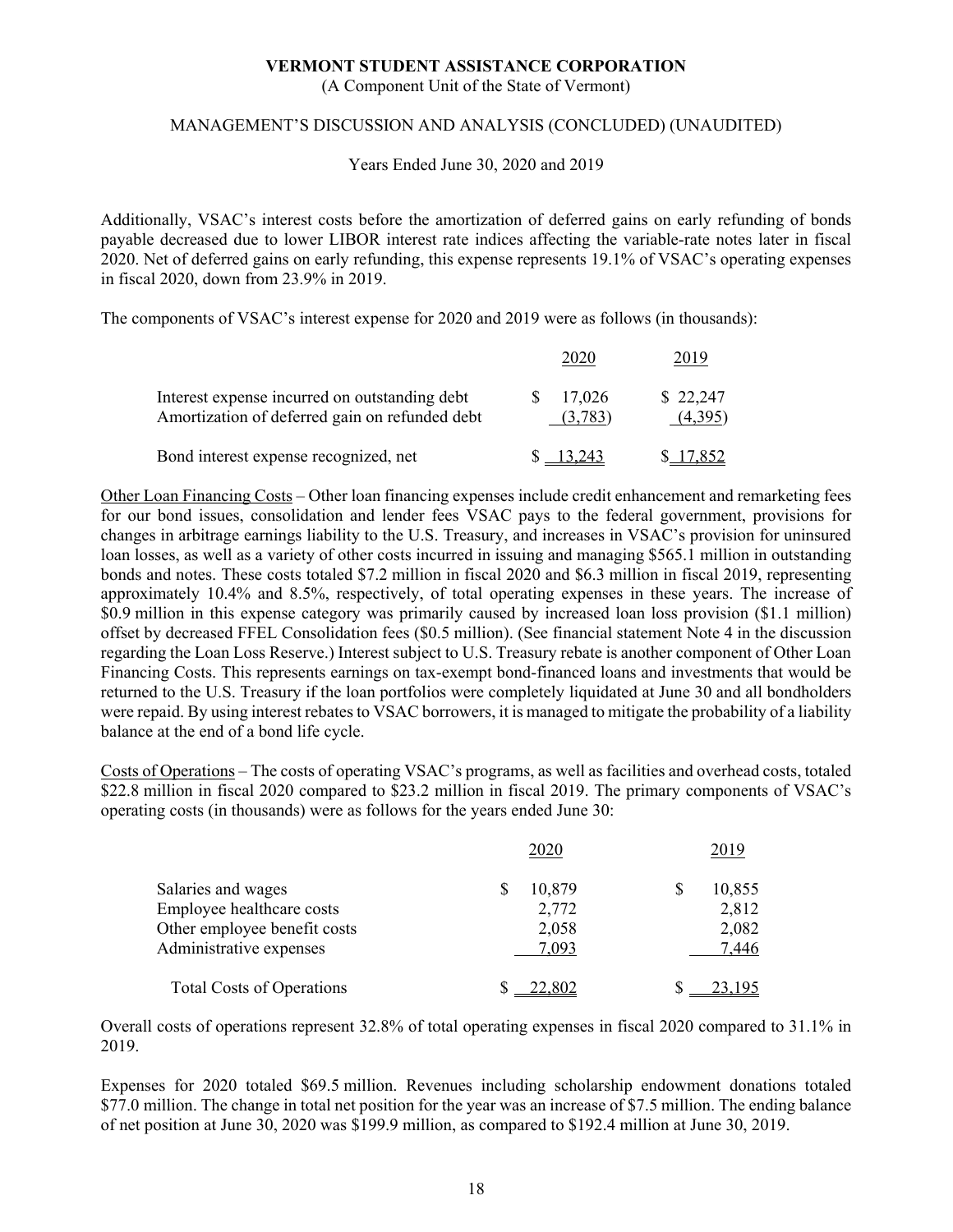Additionally, VSAC's interest costs before the amortization of deferred gains on early refunding of bonds payable decreased due to lower LIBOR interest rate indices affecting the variable-rate notes later in fiscal 2020. Net of deferred gains on early refunding, this expense represents 19.1% of VSAC's operating expenses in fiscal 2020, down from 23.9% in 2019.

The components of VSAC's interest expense for 2020 and 2019 were as follows (in thousands):

| | 2020 | 2019 |
|---|---|---|
| Interest expense incurred on outstanding debt | $ 17,026 | $ 22,247 |
| Amortization of deferred gain on refunded debt | (3,783) | (4,395) |
| Bond interest expense recognized, net | $ 13,243 | $ 17,852 |

Other Loan Financing Costs – Other loan financing expenses include credit enhancement and remarketing fees for our bond issues, consolidation and lender fees VSAC pays to the federal government, provisions for changes in arbitrage earnings liability to the U.S. Treasury, and increases in VSAC's provision for uninsured loan losses, as well as a variety of other costs incurred in issuing and managing $565.1 million in outstanding bonds and notes. These costs totaled $7.2 million in fiscal 2020 and $6.3 million in fiscal 2019, representing approximately 10.4% and 8.5%, respectively, of total operating expenses in these years. The increase of $0.9 million in this expense category was primarily caused by increased loan loss provision ($1.1 million) offset by decreased FFEL Consolidation fees ($0.5 million). (See financial statement Note 4 in the discussion regarding the Loan Loss Reserve.) Interest subject to U.S. Treasury rebate is another component of Other Loan Financing Costs. This represents earnings on tax-exempt bond-financed loans and investments that would be returned to the U.S. Treasury if the loan portfolios were completely liquidated at June 30 and all bondholders were repaid. By using interest rebates to VSAC borrowers, it is managed to mitigate the probability of a liability balance at the end of a bond life cycle.

Costs of Operations – The costs of operating VSAC's programs, as well as facilities and overhead costs, totaled $22.8 million in fiscal 2020 compared to $23.2 million in fiscal 2019. The primary components of VSAC's operating costs (in thousands) were as follows for the years ended June 30:

| | 2020 | 2019 |
|---|---|---|
| Salaries and wages | $ 10,879 | $ 10,855 |
| Employee healthcare costs | 2,772 | 2,812 |
| Other employee benefit costs | 2,058 | 2,082 |
| Administrative expenses | 7,093 | 7,446 |
| Total Costs of Operations | $ 22,802 | $ 23,195 |

Overall costs of operations represent 32.8% of total operating expenses in fiscal 2020 compared to 31.1% in 2019.

Expenses for 2020 totaled $69.5 million. Revenues including scholarship endowment donations totaled $77.0 million. The change in total net position for the year was an increase of $7.5 million. The ending balance of net position at June 30, 2020 was $199.9 million, as compared to $192.4 million at June 30, 2019.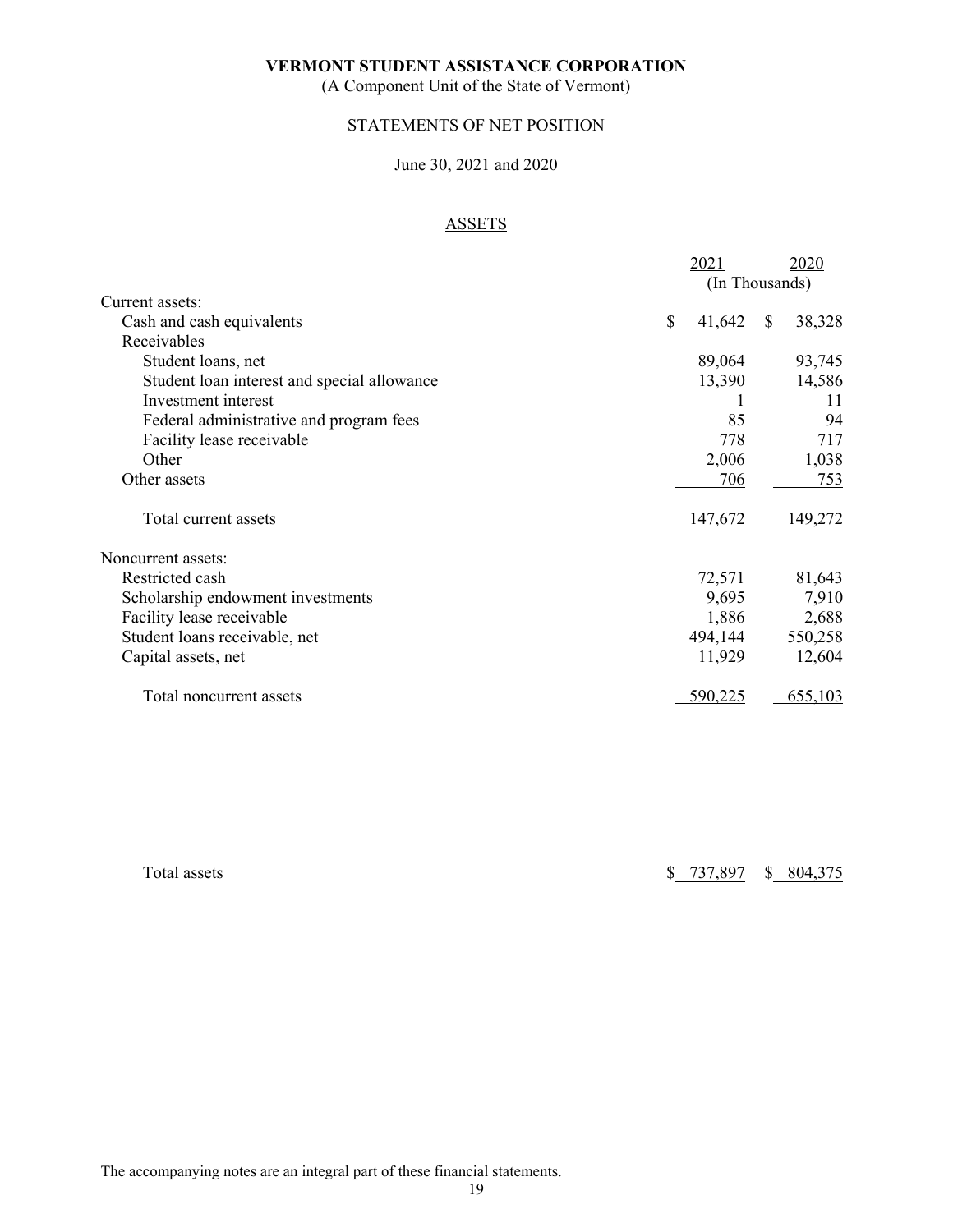**VERMONT STUDENT ASSISTANCE CORPORATION**

(A Component Unit of the State of Vermont)

STATEMENTS OF NET POSITION

June 30, 2021 and 2020

ASSETS

| | 2021 | 2020 |
|---|---|---|
| | (In Thousands) | |
| Current assets: | | |
| Cash and cash equivalents | $ 41,642 | $ 38,328 |
| Receivables | | |
| Student loans, net | 89,064 | 93,745 |
| Student loan interest and special allowance | 13,390 | 14,586 |
| Investment interest | 1 | 11 |
| Federal administrative and program fees | 85 | 94 |
| Facility lease receivable | 778 | 717 |
| Other | 2,006 | 1,038 |
| Other assets | 706 | 753 |
| Total current assets | 147,672 | 149,272 |
| Noncurrent assets: | | |
| Restricted cash | 72,571 | 81,643 |
| Scholarship endowment investments | 9,695 | 7,910 |
| Facility lease receivable | 1,886 | 2,688 |
| Student loans receivable, net | 494,144 | 550,258 |
| Capital assets, net | 11,929 | 12,604 |
| Total noncurrent assets | 590,225 | 655,103 |
| Total assets | $ 737,897 | $ 804,375 |

The accompanying notes are an integral part of these financial statements.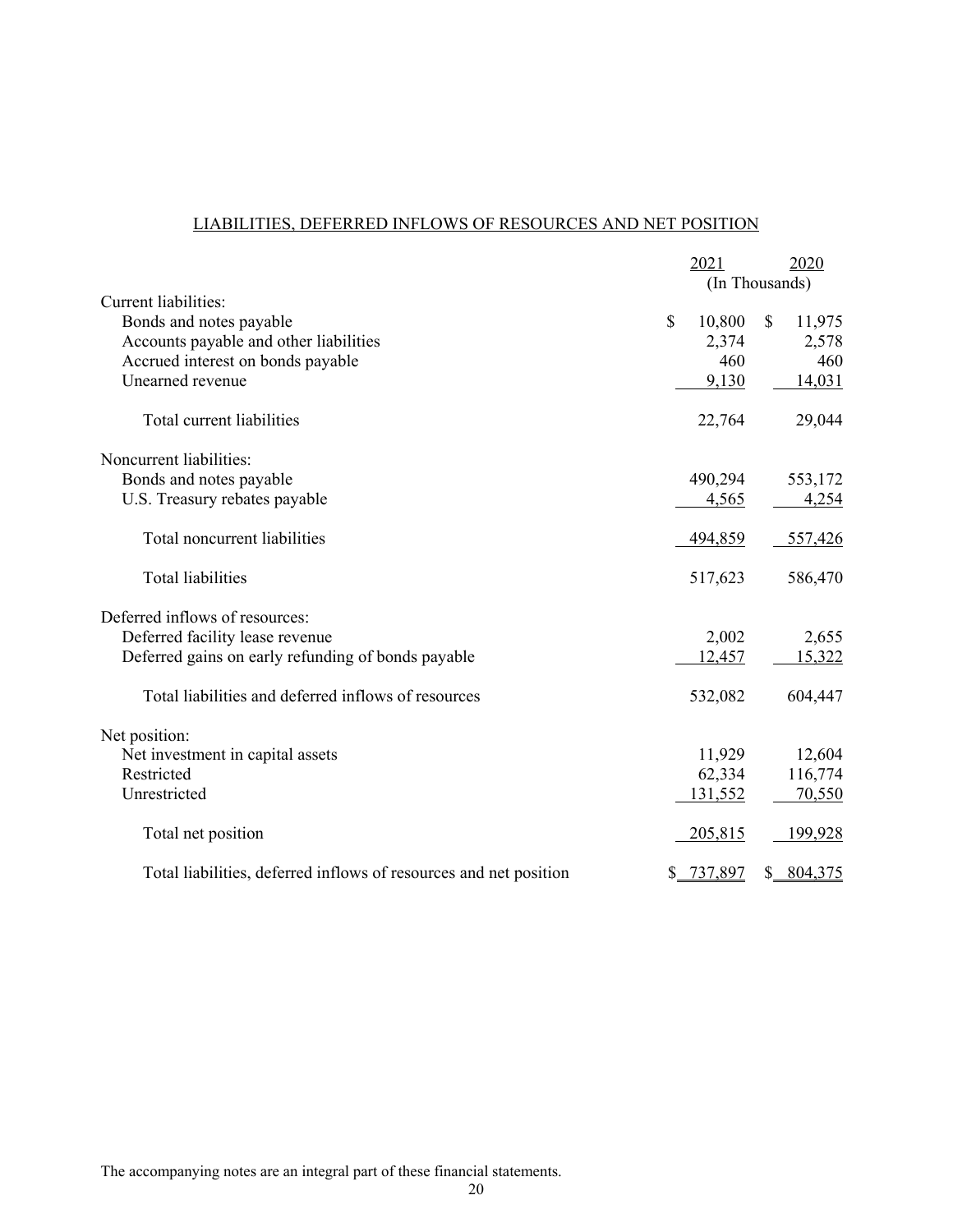## LIABILITIES, DEFERRED INFLOWS OF RESOURCES AND NET POSITION

| | 2021 | 2020 |
|---|---|---|
| | (In Thousands) | |
| Current liabilities: | | |
| Bonds and notes payable | $ 10,800 | $ 11,975 |
| Accounts payable and other liabilities | 2,374 | 2,578 |
| Accrued interest on bonds payable | 460 | 460 |
| Unearned revenue | 9,130 | 14,031 |
| Total current liabilities | 22,764 | 29,044 |
| Noncurrent liabilities: | | |
| Bonds and notes payable | 490,294 | 553,172 |
| U.S. Treasury rebates payable | 4,565 | 4,254 |
| Total noncurrent liabilities | 494,859 | 557,426 |
| Total liabilities | 517,623 | 586,470 |
| Deferred inflows of resources: | | |
| Deferred facility lease revenue | 2,002 | 2,655 |
| Deferred gains on early refunding of bonds payable | 12,457 | 15,322 |
| Total liabilities and deferred inflows of resources | 532,082 | 604,447 |
| Net position: | | |
| Net investment in capital assets | 11,929 | 12,604 |
| Restricted | 62,334 | 116,774 |
| Unrestricted | 131,552 | 70,550 |
| Total net position | 205,815 | 199,928 |
| Total liabilities, deferred inflows of resources and net position | $ 737,897 | $ 804,375 |

The accompanying notes are an integral part of these financial statements.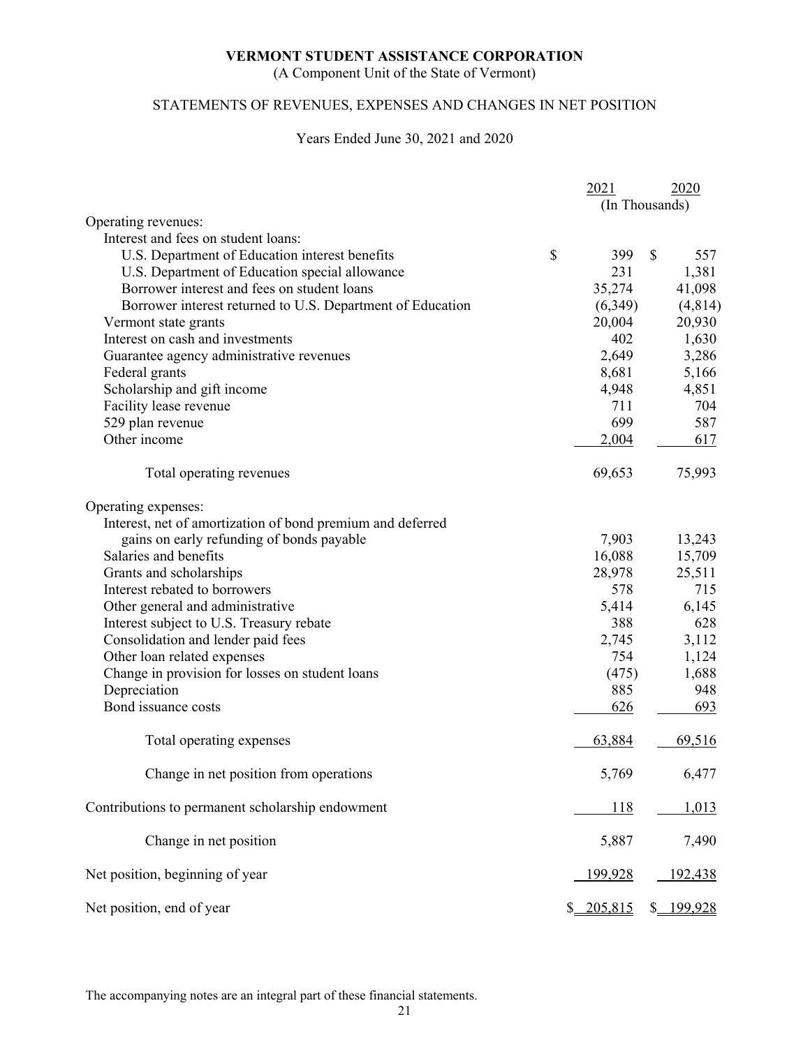**VERMONT STUDENT ASSISTANCE CORPORATION**

(A Component Unit of the State of Vermont)

STATEMENTS OF REVENUES, EXPENSES AND CHANGES IN NET POSITION

Years Ended June 30, 2021 and 2020

| | 2021 | 2020 |
|---|---|---|
| | (In Thousands) | |
| Operating revenues: | | |
| Interest and fees on student loans: | | |
| U.S. Department of Education interest benefits | $ 399 | $ 557 |
| U.S. Department of Education special allowance | 231 | 1,381 |
| Borrower interest and fees on student loans | 35,274 | 41,098 |
| Borrower interest returned to U.S. Department of Education | (6,349) | (4,814) |
| Vermont state grants | 20,004 | 20,930 |
| Interest on cash and investments | 402 | 1,630 |
| Guarantee agency administrative revenues | 2,649 | 3,286 |
| Federal grants | 8,681 | 5,166 |
| Scholarship and gift income | 4,948 | 4,851 |
| Facility lease revenue | 711 | 704 |
| 529 plan revenue | 699 | 587 |
| Other income | 2,004 | 617 |
| Total operating revenues | 69,653 | 75,993 |
| Operating expenses: | | |
| Interest, net of amortization of bond premium and deferred gains on early refunding of bonds payable | 7,903 | 13,243 |
| Salaries and benefits | 16,088 | 15,709 |
| Grants and scholarships | 28,978 | 25,511 |
| Interest rebated to borrowers | 578 | 715 |
| Other general and administrative | 5,414 | 6,145 |
| Interest subject to U.S. Treasury rebate | 388 | 628 |
| Consolidation and lender paid fees | 2,745 | 3,112 |
| Other loan related expenses | 754 | 1,124 |
| Change in provision for losses on student loans | (475) | 1,688 |
| Depreciation | 885 | 948 |
| Bond issuance costs | 626 | 693 |
| Total operating expenses | 63,884 | 69,516 |
| Change in net position from operations | 5,769 | 6,477 |
| Contributions to permanent scholarship endowment | 118 | 1,013 |
| Change in net position | 5,887 | 7,490 |
| Net position, beginning of year | 199,928 | 192,438 |
| Net position, end of year | $ 205,815 | $ 199,928 |

The accompanying notes are an integral part of these financial statements.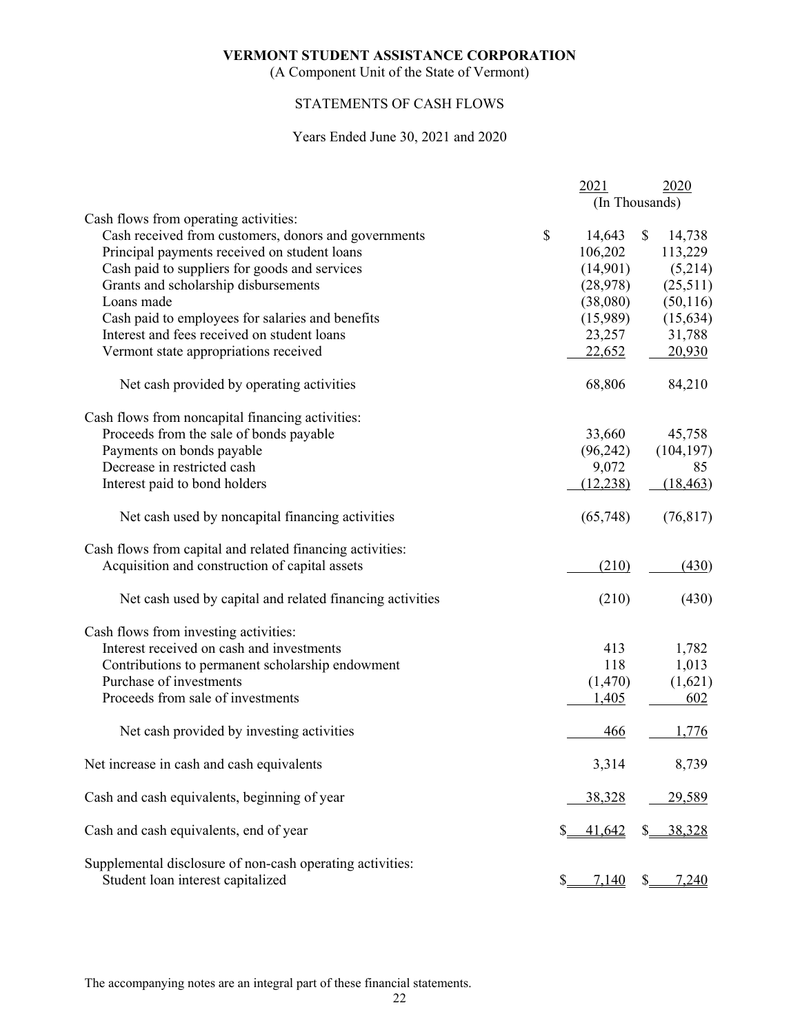# VERMONT STUDENT ASSISTANCE CORPORATION

(A Component Unit of the State of Vermont)

## STATEMENTS OF CASH FLOWS

Years Ended June 30, 2021 and 2020

| | 2021 | 2020 |
|---|---|---|
| | (In Thousands) | |
| Cash flows from operating activities: | | |
| Cash received from customers, donors and governments | $ 14,643 | $ 14,738 |
| Principal payments received on student loans | 106,202 | 113,229 |
| Cash paid to suppliers for goods and services | (14,901) | (5,214) |
| Grants and scholarship disbursements | (28,978) | (25,511) |
| Loans made | (38,080) | (50,116) |
| Cash paid to employees for salaries and benefits | (15,989) | (15,634) |
| Interest and fees received on student loans | 23,257 | 31,788 |
| Vermont state appropriations received | 22,652 | 20,930 |
| Net cash provided by operating activities | 68,806 | 84,210 |
| Cash flows from noncapital financing activities: | | |
| Proceeds from the sale of bonds payable | 33,660 | 45,758 |
| Payments on bonds payable | (96,242) | (104,197) |
| Decrease in restricted cash | 9,072 | 85 |
| Interest paid to bond holders | (12,238) | (18,463) |
| Net cash used by noncapital financing activities | (65,748) | (76,817) |
| Cash flows from capital and related financing activities: | | |
| Acquisition and construction of capital assets | (210) | (430) |
| Net cash used by capital and related financing activities | (210) | (430) |
| Cash flows from investing activities: | | |
| Interest received on cash and investments | 413 | 1,782 |
| Contributions to permanent scholarship endowment | 118 | 1,013 |
| Purchase of investments | (1,470) | (1,621) |
| Proceeds from sale of investments | 1,405 | 602 |
| Net cash provided by investing activities | 466 | 1,776 |
| Net increase in cash and cash equivalents | 3,314 | 8,739 |
| Cash and cash equivalents, beginning of year | 38,328 | 29,589 |
| Cash and cash equivalents, end of year | $ 41,642 | $ 38,328 |
| Supplemental disclosure of non-cash operating activities: | | |
| Student loan interest capitalized | $ 7,140 | $ 7,240 |

The accompanying notes are an integral part of these financial statements.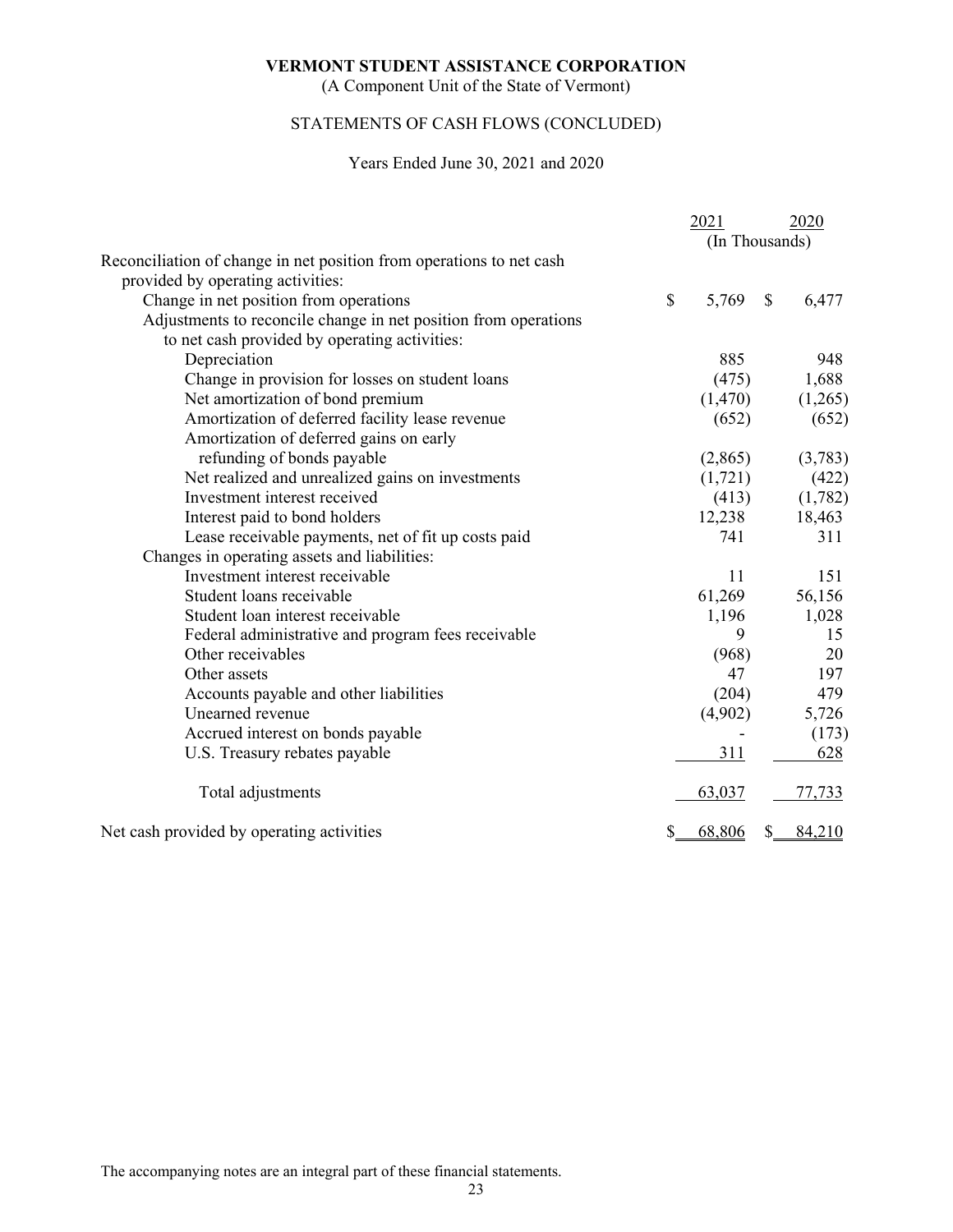**VERMONT STUDENT ASSISTANCE CORPORATION**

(A Component Unit of the State of Vermont)

STATEMENTS OF CASH FLOWS (CONCLUDED)

Years Ended June 30, 2021 and 2020

| | 2021 | 2020 |
|---|---|---|
| | (In Thousands) | |
| Reconciliation of change in net position from operations to net cash provided by operating activities: | | |
| Change in net position from operations | $ 5,769 | $ 6,477 |
| Adjustments to reconcile change in net position from operations to net cash provided by operating activities: | | |
| Depreciation | 885 | 948 |
| Change in provision for losses on student loans | (475) | 1,688 |
| Net amortization of bond premium | (1,470) | (1,265) |
| Amortization of deferred facility lease revenue | (652) | (652) |
| Amortization of deferred gains on early refunding of bonds payable | (2,865) | (3,783) |
| Net realized and unrealized gains on investments | (1,721) | (422) |
| Investment interest received | (413) | (1,782) |
| Interest paid to bond holders | 12,238 | 18,463 |
| Lease receivable payments, net of fit up costs paid | 741 | 311 |
| Changes in operating assets and liabilities: | | |
| Investment interest receivable | 11 | 151 |
| Student loans receivable | 61,269 | 56,156 |
| Student loan interest receivable | 1,196 | 1,028 |
| Federal administrative and program fees receivable | 9 | 15 |
| Other receivables | (968) | 20 |
| Other assets | 47 | 197 |
| Accounts payable and other liabilities | (204) | 479 |
| Unearned revenue | (4,902) | 5,726 |
| Accrued interest on bonds payable | - | (173) |
| U.S. Treasury rebates payable | 311 | 628 |
| Total adjustments | 63,037 | 77,733 |
| Net cash provided by operating activities | $ 68,806 | $ 84,210 |

The accompanying notes are an integral part of these financial statements.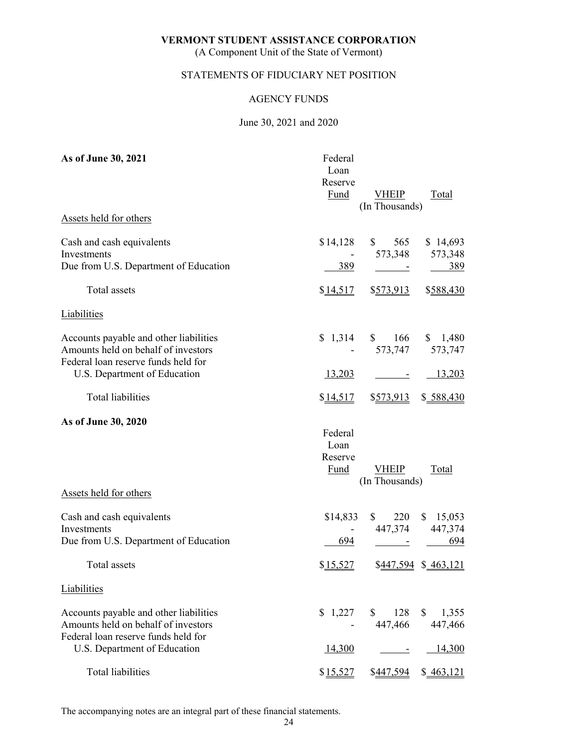**VERMONT STUDENT ASSISTANCE CORPORATION**

(A Component Unit of the State of Vermont)

STATEMENTS OF FIDUCIARY NET POSITION

AGENCY FUNDS

June 30, 2021 and 2020

**As of June 30, 2021**

| | Federal Loan Reserve Fund | VHEIP | Total |
|---|---|---|---|
| | | (In Thousands) | |
| Assets held for others | | | |
| Cash and cash equivalents | $14,128 | $ 565 | $ 14,693 |
| Investments | - | 573,348 | 573,348 |
| Due from U.S. Department of Education | 389 | - | 389 |
| Total assets | $14,517 | $573,913 | $588,430 |
| Liabilities | | | |
| Accounts payable and other liabilities | $ 1,314 | $ 166 | $ 1,480 |
| Amounts held on behalf of investors | - | 573,747 | 573,747 |
| Federal loan reserve funds held for U.S. Department of Education | 13,203 | - | 13,203 |
| Total liabilities | $14,517 | $573,913 | $ 588,430 |

**As of June 30, 2020**

| | Federal Loan Reserve Fund | VHEIP | Total |
|---|---|---|---|
| | | (In Thousands) | |
| Assets held for others | | | |
| Cash and cash equivalents | $14,833 | $ 220 | $ 15,053 |
| Investments | - | 447,374 | 447,374 |
| Due from U.S. Department of Education | 694 | - | 694 |
| Total assets | $15,527 | $447,594 | $ 463,121 |
| Liabilities | | | |
| Accounts payable and other liabilities | $ 1,227 | $ 128 | $ 1,355 |
| Amounts held on behalf of investors | - | 447,466 | 447,466 |
| Federal loan reserve funds held for U.S. Department of Education | 14,300 | - | 14,300 |
| Total liabilities | $15,527 | $447,594 | $ 463,121 |

The accompanying notes are an integral part of these financial statements.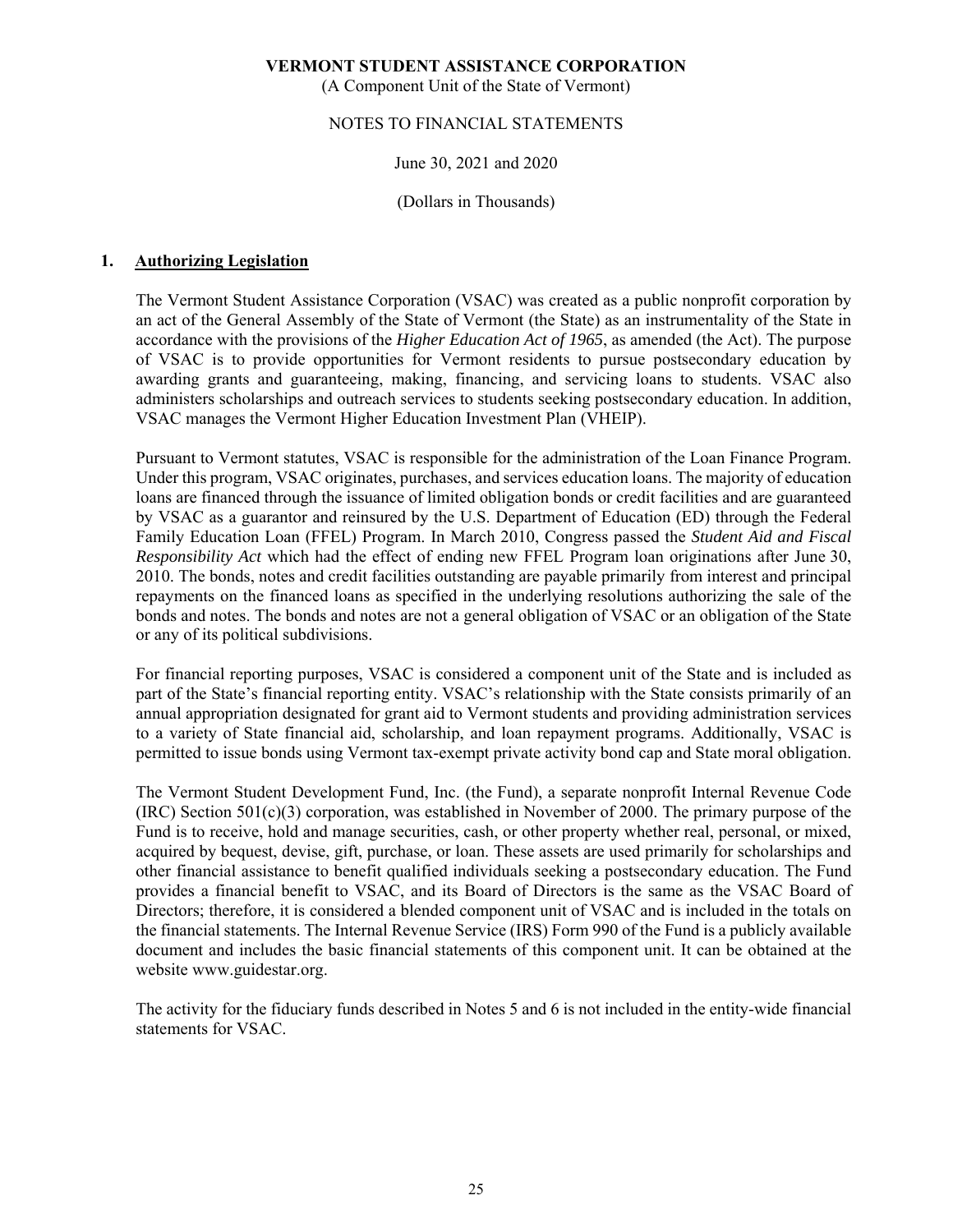**VERMONT STUDENT ASSISTANCE CORPORATION**
(A Component Unit of the State of Vermont)

NOTES TO FINANCIAL STATEMENTS

June 30, 2021 and 2020

(Dollars in Thousands)

## 1. Authorizing Legislation

The Vermont Student Assistance Corporation (VSAC) was created as a public nonprofit corporation by an act of the General Assembly of the State of Vermont (the State) as an instrumentality of the State in accordance with the provisions of the *Higher Education Act of 1965*, as amended (the Act). The purpose of VSAC is to provide opportunities for Vermont residents to pursue postsecondary education by awarding grants and guaranteeing, making, financing, and servicing loans to students. VSAC also administers scholarships and outreach services to students seeking postsecondary education. In addition, VSAC manages the Vermont Higher Education Investment Plan (VHEIP).

Pursuant to Vermont statutes, VSAC is responsible for the administration of the Loan Finance Program. Under this program, VSAC originates, purchases, and services education loans. The majority of education loans are financed through the issuance of limited obligation bonds or credit facilities and are guaranteed by VSAC as a guarantor and reinsured by the U.S. Department of Education (ED) through the Federal Family Education Loan (FFEL) Program. In March 2010, Congress passed the *Student Aid and Fiscal Responsibility Act* which had the effect of ending new FFEL Program loan originations after June 30, 2010. The bonds, notes and credit facilities outstanding are payable primarily from interest and principal repayments on the financed loans as specified in the underlying resolutions authorizing the sale of the bonds and notes. The bonds and notes are not a general obligation of VSAC or an obligation of the State or any of its political subdivisions.

For financial reporting purposes, VSAC is considered a component unit of the State and is included as part of the State's financial reporting entity. VSAC's relationship with the State consists primarily of an annual appropriation designated for grant aid to Vermont students and providing administration services to a variety of State financial aid, scholarship, and loan repayment programs. Additionally, VSAC is permitted to issue bonds using Vermont tax-exempt private activity bond cap and State moral obligation.

The Vermont Student Development Fund, Inc. (the Fund), a separate nonprofit Internal Revenue Code (IRC) Section 501(c)(3) corporation, was established in November of 2000. The primary purpose of the Fund is to receive, hold and manage securities, cash, or other property whether real, personal, or mixed, acquired by bequest, devise, gift, purchase, or loan. These assets are used primarily for scholarships and other financial assistance to benefit qualified individuals seeking a postsecondary education. The Fund provides a financial benefit to VSAC, and its Board of Directors is the same as the VSAC Board of Directors; therefore, it is considered a blended component unit of VSAC and is included in the totals on the financial statements. The Internal Revenue Service (IRS) Form 990 of the Fund is a publicly available document and includes the basic financial statements of this component unit. It can be obtained at the website www.guidestar.org.

The activity for the fiduciary funds described in Notes 5 and 6 is not included in the entity-wide financial statements for VSAC.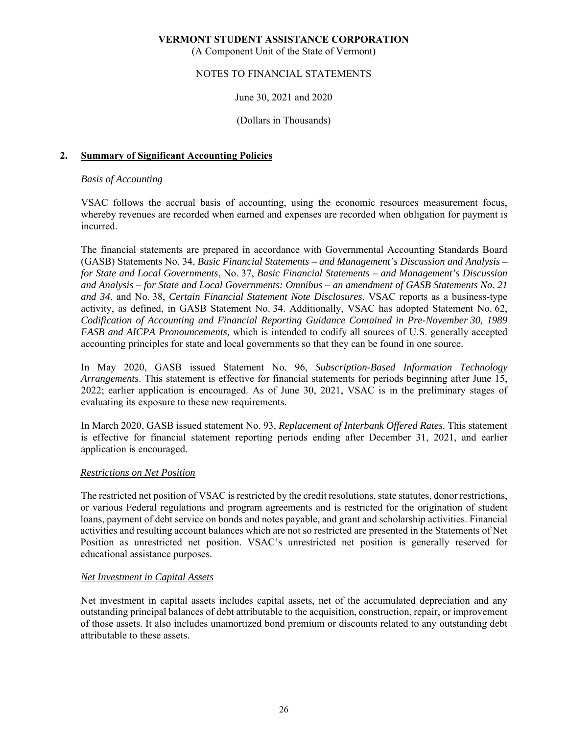**VERMONT STUDENT ASSISTANCE CORPORATION**
(A Component Unit of the State of Vermont)

NOTES TO FINANCIAL STATEMENTS

June 30, 2021 and 2020

(Dollars in Thousands)

## 2. Summary of Significant Accounting Policies

### *Basis of Accounting*

VSAC follows the accrual basis of accounting, using the economic resources measurement focus, whereby revenues are recorded when earned and expenses are recorded when obligation for payment is incurred.

The financial statements are prepared in accordance with Governmental Accounting Standards Board (GASB) Statements No. 34, *Basic Financial Statements – and Management's Discussion and Analysis – for State and Local Governments*, No. 37, *Basic Financial Statements – and Management's Discussion and Analysis – for State and Local Governments: Omnibus – an amendment of GASB Statements No. 21 and 34*, and No. 38, *Certain Financial Statement Note Disclosures*. VSAC reports as a business-type activity, as defined, in GASB Statement No. 34. Additionally, VSAC has adopted Statement No. 62, *Codification of Accounting and Financial Reporting Guidance Contained in Pre-November 30, 1989 FASB and AICPA Pronouncements,* which is intended to codify all sources of U.S. generally accepted accounting principles for state and local governments so that they can be found in one source.

In May 2020, GASB issued Statement No. 96, *Subscription-Based Information Technology Arrangements*. This statement is effective for financial statements for periods beginning after June 15, 2022; earlier application is encouraged. As of June 30, 2021, VSAC is in the preliminary stages of evaluating its exposure to these new requirements.

In March 2020, GASB issued statement No. 93, *Replacement of Interbank Offered Rates*. This statement is effective for financial statement reporting periods ending after December 31, 2021, and earlier application is encouraged.

### *Restrictions on Net Position*

The restricted net position of VSAC is restricted by the credit resolutions, state statutes, donor restrictions, or various Federal regulations and program agreements and is restricted for the origination of student loans, payment of debt service on bonds and notes payable, and grant and scholarship activities. Financial activities and resulting account balances which are not so restricted are presented in the Statements of Net Position as unrestricted net position. VSAC's unrestricted net position is generally reserved for educational assistance purposes.

### *Net Investment in Capital Assets*

Net investment in capital assets includes capital assets, net of the accumulated depreciation and any outstanding principal balances of debt attributable to the acquisition, construction, repair, or improvement of those assets. It also includes unamortized bond premium or discounts related to any outstanding debt attributable to these assets.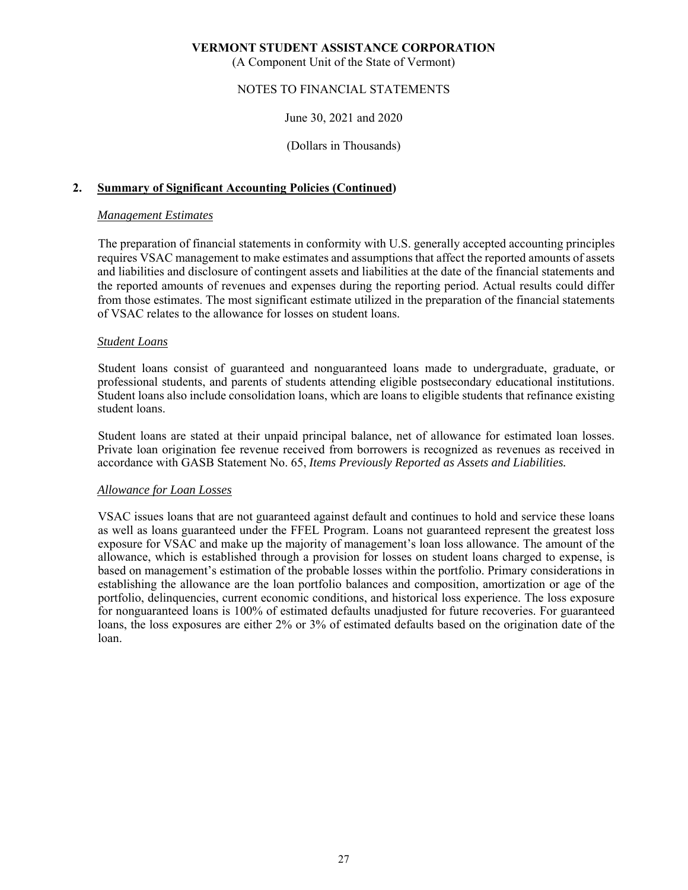**VERMONT STUDENT ASSISTANCE CORPORATION**
(A Component Unit of the State of Vermont)

NOTES TO FINANCIAL STATEMENTS

June 30, 2021 and 2020

(Dollars in Thousands)

## 2. Summary of Significant Accounting Policies (Continued)

### *Management Estimates*

The preparation of financial statements in conformity with U.S. generally accepted accounting principles requires VSAC management to make estimates and assumptions that affect the reported amounts of assets and liabilities and disclosure of contingent assets and liabilities at the date of the financial statements and the reported amounts of revenues and expenses during the reporting period. Actual results could differ from those estimates. The most significant estimate utilized in the preparation of the financial statements of VSAC relates to the allowance for losses on student loans.

### *Student Loans*

Student loans consist of guaranteed and nonguaranteed loans made to undergraduate, graduate, or professional students, and parents of students attending eligible postsecondary educational institutions. Student loans also include consolidation loans, which are loans to eligible students that refinance existing student loans.

Student loans are stated at their unpaid principal balance, net of allowance for estimated loan losses. Private loan origination fee revenue received from borrowers is recognized as revenues as received in accordance with GASB Statement No. 65, *Items Previously Reported as Assets and Liabilities.*

### *Allowance for Loan Losses*

VSAC issues loans that are not guaranteed against default and continues to hold and service these loans as well as loans guaranteed under the FFEL Program. Loans not guaranteed represent the greatest loss exposure for VSAC and make up the majority of management's loan loss allowance. The amount of the allowance, which is established through a provision for losses on student loans charged to expense, is based on management's estimation of the probable losses within the portfolio. Primary considerations in establishing the allowance are the loan portfolio balances and composition, amortization or age of the portfolio, delinquencies, current economic conditions, and historical loss experience. The loss exposure for nonguaranteed loans is 100% of estimated defaults unadjusted for future recoveries. For guaranteed loans, the loss exposures are either 2% or 3% of estimated defaults based on the origination date of the loan.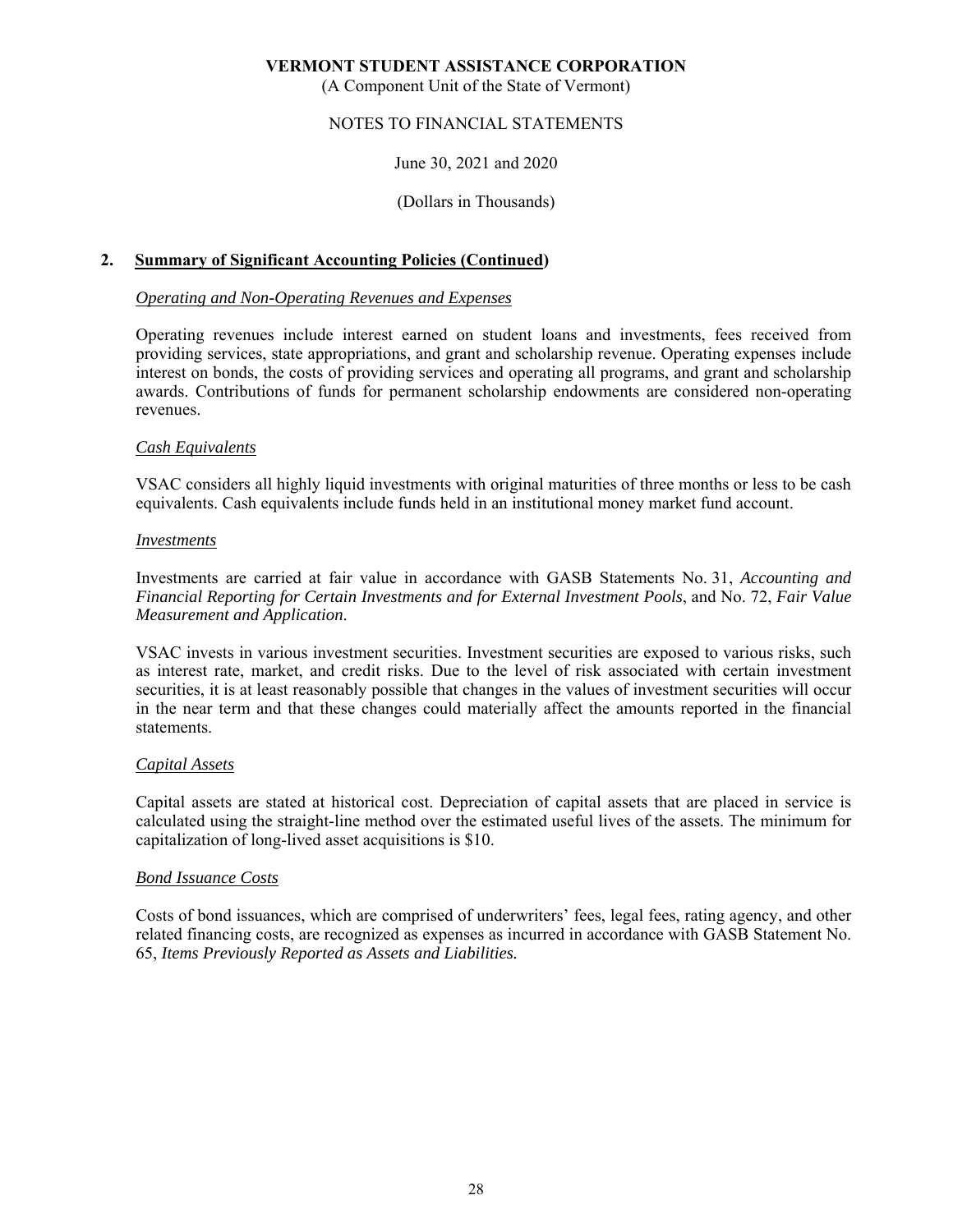## 2. Summary of Significant Accounting Policies (Continued)

### *Operating and Non-Operating Revenues and Expenses*

Operating revenues include interest earned on student loans and investments, fees received from providing services, state appropriations, and grant and scholarship revenue. Operating expenses include interest on bonds, the costs of providing services and operating all programs, and grant and scholarship awards. Contributions of funds for permanent scholarship endowments are considered non-operating revenues.

### *Cash Equivalents*

VSAC considers all highly liquid investments with original maturities of three months or less to be cash equivalents. Cash equivalents include funds held in an institutional money market fund account.

### *Investments*

Investments are carried at fair value in accordance with GASB Statements No. 31, *Accounting and Financial Reporting for Certain Investments and for External Investment Pools*, and No. 72, *Fair Value Measurement and Application*.

VSAC invests in various investment securities. Investment securities are exposed to various risks, such as interest rate, market, and credit risks. Due to the level of risk associated with certain investment securities, it is at least reasonably possible that changes in the values of investment securities will occur in the near term and that these changes could materially affect the amounts reported in the financial statements.

### *Capital Assets*

Capital assets are stated at historical cost. Depreciation of capital assets that are placed in service is calculated using the straight-line method over the estimated useful lives of the assets. The minimum for capitalization of long-lived asset acquisitions is $10.

### *Bond Issuance Costs*

Costs of bond issuances, which are comprised of underwriters' fees, legal fees, rating agency, and other related financing costs, are recognized as expenses as incurred in accordance with GASB Statement No. 65, *Items Previously Reported as Assets and Liabilities.*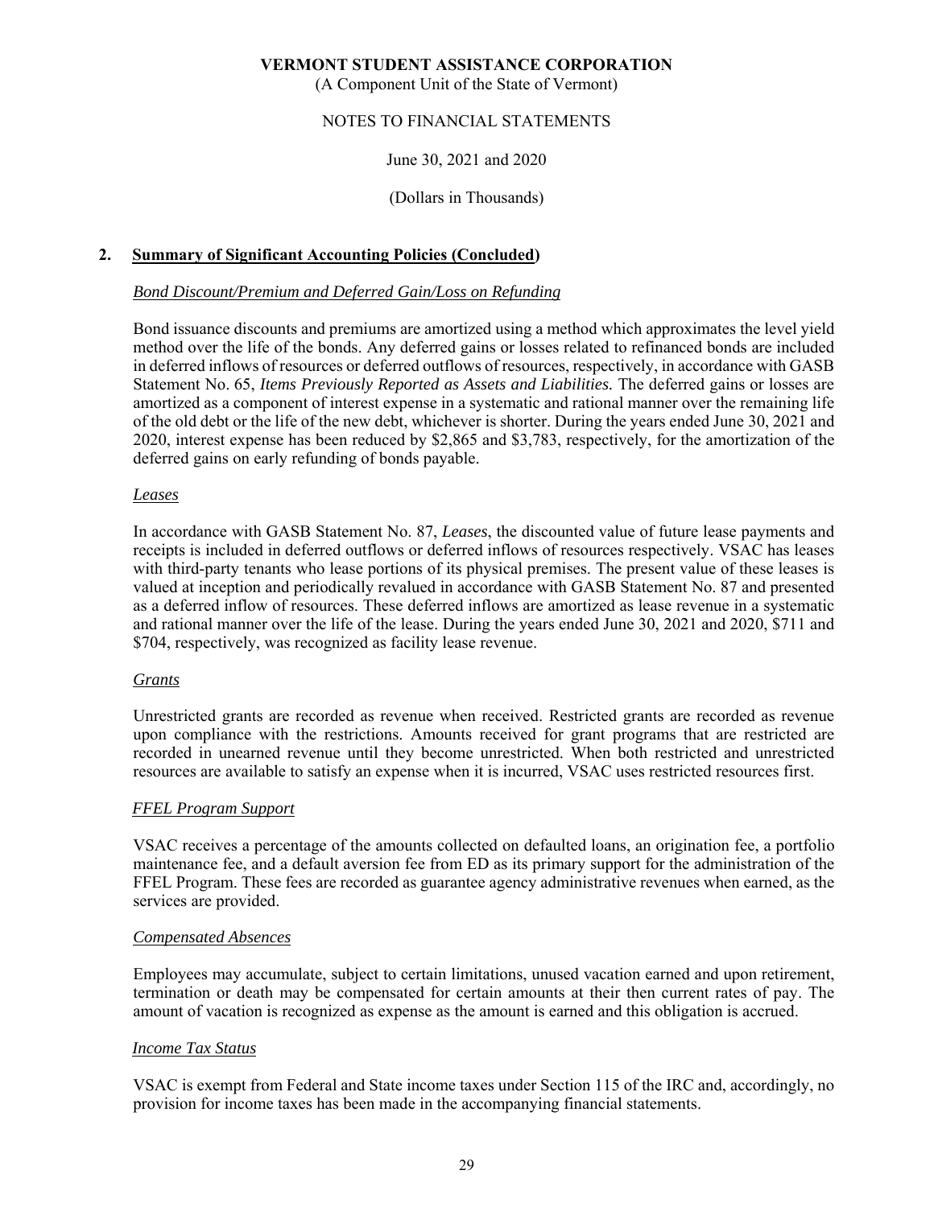**VERMONT STUDENT ASSISTANCE CORPORATION**
(A Component Unit of the State of Vermont)

NOTES TO FINANCIAL STATEMENTS

June 30, 2021 and 2020

(Dollars in Thousands)

## 2. Summary of Significant Accounting Policies (Concluded)

### *Bond Discount/Premium and Deferred Gain/Loss on Refunding*

Bond issuance discounts and premiums are amortized using a method which approximates the level yield method over the life of the bonds. Any deferred gains or losses related to refinanced bonds are included in deferred inflows of resources or deferred outflows of resources, respectively, in accordance with GASB Statement No. 65, *Items Previously Reported as Assets and Liabilities.* The deferred gains or losses are amortized as a component of interest expense in a systematic and rational manner over the remaining life of the old debt or the life of the new debt, whichever is shorter. During the years ended June 30, 2021 and 2020, interest expense has been reduced by $2,865 and $3,783, respectively, for the amortization of the deferred gains on early refunding of bonds payable.

### *Leases*

In accordance with GASB Statement No. 87, *Leases*, the discounted value of future lease payments and receipts is included in deferred outflows or deferred inflows of resources respectively. VSAC has leases with third-party tenants who lease portions of its physical premises. The present value of these leases is valued at inception and periodically revalued in accordance with GASB Statement No. 87 and presented as a deferred inflow of resources. These deferred inflows are amortized as lease revenue in a systematic and rational manner over the life of the lease. During the years ended June 30, 2021 and 2020, $711 and $704, respectively, was recognized as facility lease revenue.

### *Grants*

Unrestricted grants are recorded as revenue when received. Restricted grants are recorded as revenue upon compliance with the restrictions. Amounts received for grant programs that are restricted are recorded in unearned revenue until they become unrestricted. When both restricted and unrestricted resources are available to satisfy an expense when it is incurred, VSAC uses restricted resources first.

### *FFEL Program Support*

VSAC receives a percentage of the amounts collected on defaulted loans, an origination fee, a portfolio maintenance fee, and a default aversion fee from ED as its primary support for the administration of the FFEL Program. These fees are recorded as guarantee agency administrative revenues when earned, as the services are provided.

### *Compensated Absences*

Employees may accumulate, subject to certain limitations, unused vacation earned and upon retirement, termination or death may be compensated for certain amounts at their then current rates of pay. The amount of vacation is recognized as expense as the amount is earned and this obligation is accrued.

### *Income Tax Status*

VSAC is exempt from Federal and State income taxes under Section 115 of the IRC and, accordingly, no provision for income taxes has been made in the accompanying financial statements.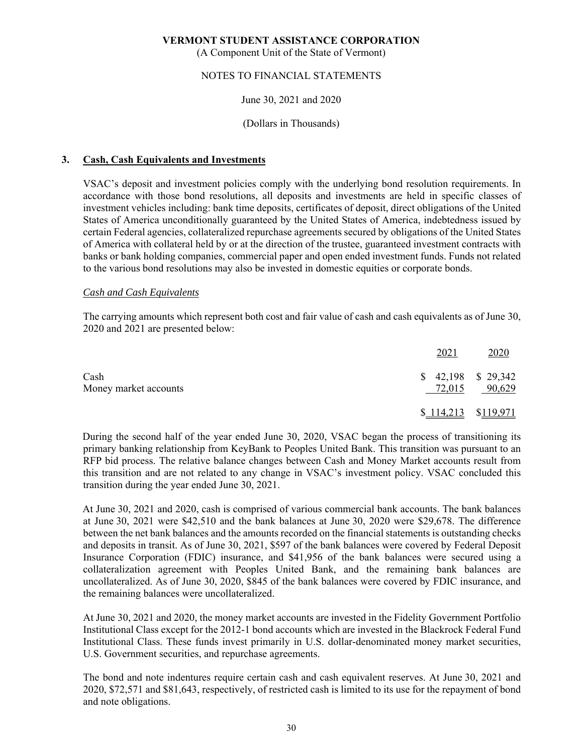**VERMONT STUDENT ASSISTANCE CORPORATION**
(A Component Unit of the State of Vermont)

NOTES TO FINANCIAL STATEMENTS

June 30, 2021 and 2020

(Dollars in Thousands)

## 3. Cash, Cash Equivalents and Investments

VSAC's deposit and investment policies comply with the underlying bond resolution requirements. In accordance with those bond resolutions, all deposits and investments are held in specific classes of investment vehicles including: bank time deposits, certificates of deposit, direct obligations of the United States of America unconditionally guaranteed by the United States of America, indebtedness issued by certain Federal agencies, collateralized repurchase agreements secured by obligations of the United States of America with collateral held by or at the direction of the trustee, guaranteed investment contracts with banks or bank holding companies, commercial paper and open ended investment funds. Funds not related to the various bond resolutions may also be invested in domestic equities or corporate bonds.

*Cash and Cash Equivalents*

The carrying amounts which represent both cost and fair value of cash and cash equivalents as of June 30, 2020 and 2021 are presented below:

| | 2021 | 2020 |
|---|---|---|
| Cash | $ 42,198 | $ 29,342 |
| Money market accounts | 72,015 | 90,629 |
| | $ 114,213 | $119,971 |

During the second half of the year ended June 30, 2020, VSAC began the process of transitioning its primary banking relationship from KeyBank to Peoples United Bank. This transition was pursuant to an RFP bid process. The relative balance changes between Cash and Money Market accounts result from this transition and are not related to any change in VSAC's investment policy. VSAC concluded this transition during the year ended June 30, 2021.

At June 30, 2021 and 2020, cash is comprised of various commercial bank accounts. The bank balances at June 30, 2021 were $42,510 and the bank balances at June 30, 2020 were $29,678. The difference between the net bank balances and the amounts recorded on the financial statements is outstanding checks and deposits in transit. As of June 30, 2021, $597 of the bank balances were covered by Federal Deposit Insurance Corporation (FDIC) insurance, and $41,956 of the bank balances were secured using a collateralization agreement with Peoples United Bank, and the remaining bank balances are uncollateralized. As of June 30, 2020, $845 of the bank balances were covered by FDIC insurance, and the remaining balances were uncollateralized.

At June 30, 2021 and 2020, the money market accounts are invested in the Fidelity Government Portfolio Institutional Class except for the 2012-1 bond accounts which are invested in the Blackrock Federal Fund Institutional Class. These funds invest primarily in U.S. dollar-denominated money market securities, U.S. Government securities, and repurchase agreements.

The bond and note indentures require certain cash and cash equivalent reserves. At June 30, 2021 and 2020, $72,571 and $81,643, respectively, of restricted cash is limited to its use for the repayment of bond and note obligations.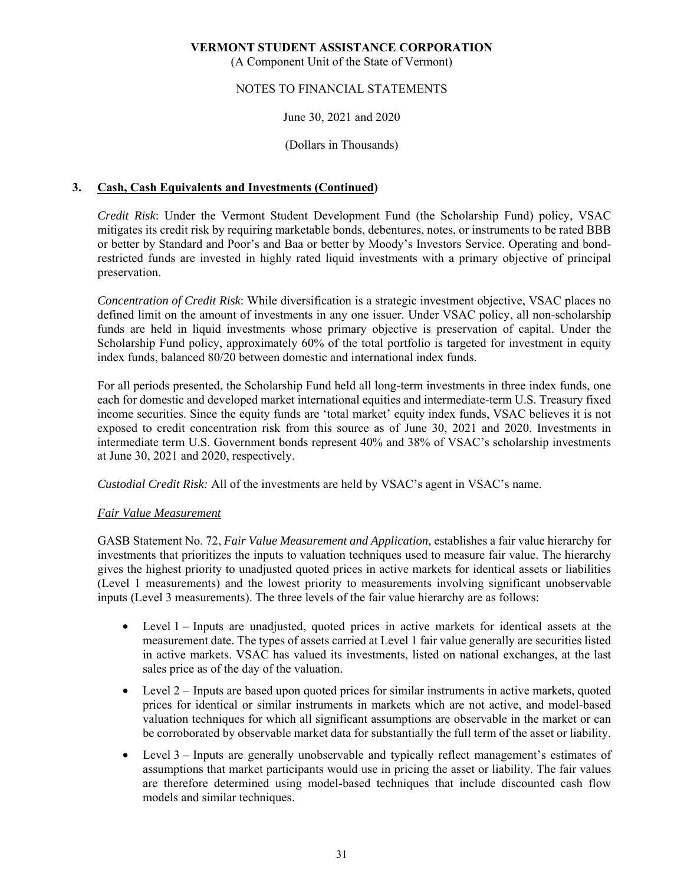### 3. Cash, Cash Equivalents and Investments (Continued)

*Credit Risk*: Under the Vermont Student Development Fund (the Scholarship Fund) policy, VSAC mitigates its credit risk by requiring marketable bonds, debentures, notes, or instruments to be rated BBB or better by Standard and Poor's and Baa or better by Moody's Investors Service. Operating and bond-restricted funds are invested in highly rated liquid investments with a primary objective of principal preservation.

*Concentration of Credit Risk*: While diversification is a strategic investment objective, VSAC places no defined limit on the amount of investments in any one issuer. Under VSAC policy, all non-scholarship funds are held in liquid investments whose primary objective is preservation of capital. Under the Scholarship Fund policy, approximately 60% of the total portfolio is targeted for investment in equity index funds, balanced 80/20 between domestic and international index funds.

For all periods presented, the Scholarship Fund held all long-term investments in three index funds, one each for domestic and developed market international equities and intermediate-term U.S. Treasury fixed income securities. Since the equity funds are 'total market' equity index funds, VSAC believes it is not exposed to credit concentration risk from this source as of June 30, 2021 and 2020. Investments in intermediate term U.S. Government bonds represent 40% and 38% of VSAC's scholarship investments at June 30, 2021 and 2020, respectively.

*Custodial Credit Risk:* All of the investments are held by VSAC's agent in VSAC's name.

#### *Fair Value Measurement*

GASB Statement No. 72, *Fair Value Measurement and Application,* establishes a fair value hierarchy for investments that prioritizes the inputs to valuation techniques used to measure fair value. The hierarchy gives the highest priority to unadjusted quoted prices in active markets for identical assets or liabilities (Level 1 measurements) and the lowest priority to measurements involving significant unobservable inputs (Level 3 measurements). The three levels of the fair value hierarchy are as follows:

- Level 1 – Inputs are unadjusted, quoted prices in active markets for identical assets at the measurement date. The types of assets carried at Level 1 fair value generally are securities listed in active markets. VSAC has valued its investments, listed on national exchanges, at the last sales price as of the day of the valuation.
- Level 2 – Inputs are based upon quoted prices for similar instruments in active markets, quoted prices for identical or similar instruments in markets which are not active, and model-based valuation techniques for which all significant assumptions are observable in the market or can be corroborated by observable market data for substantially the full term of the asset or liability.
- Level 3 – Inputs are generally unobservable and typically reflect management's estimates of assumptions that market participants would use in pricing the asset or liability. The fair values are therefore determined using model-based techniques that include discounted cash flow models and similar techniques.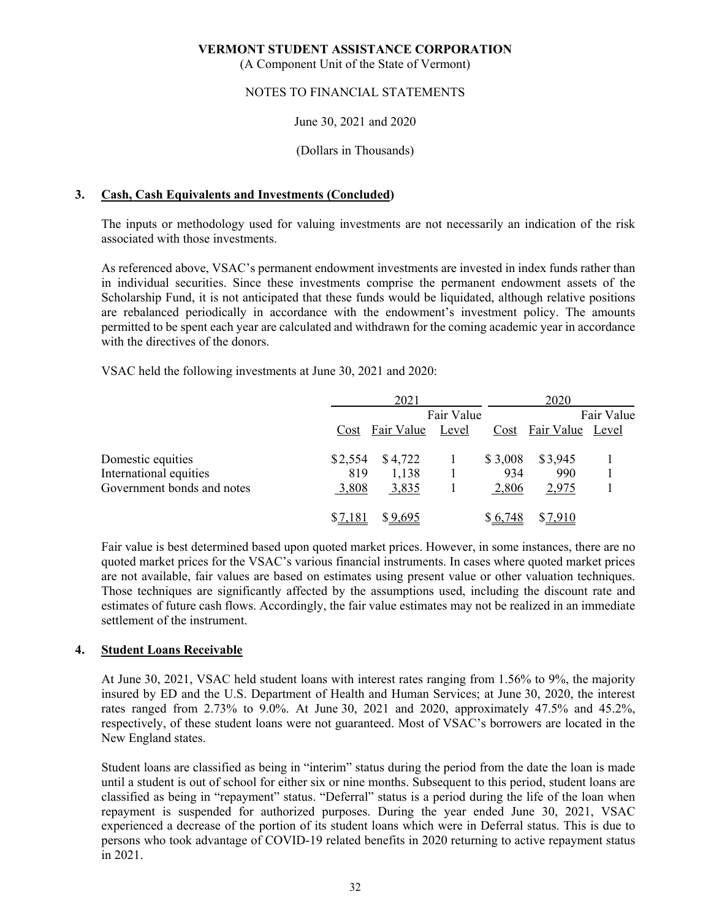VERMONT STUDENT ASSISTANCE CORPORATION

(A Component Unit of the State of Vermont)

NOTES TO FINANCIAL STATEMENTS

June 30, 2021 and 2020

(Dollars in Thousands)

## 3. Cash, Cash Equivalents and Investments (Concluded)

The inputs or methodology used for valuing investments are not necessarily an indication of the risk associated with those investments.

As referenced above, VSAC's permanent endowment investments are invested in index funds rather than in individual securities. Since these investments comprise the permanent endowment assets of the Scholarship Fund, it is not anticipated that these funds would be liquidated, although relative positions are rebalanced periodically in accordance with the endowment's investment policy. The amounts permitted to be spent each year are calculated and withdrawn for the coming academic year in accordance with the directives of the donors.

VSAC held the following investments at June 30, 2021 and 2020:

| | 2021 | | | 2020 | | |
|---|---|---|---|---|---|---|
| | Cost | Fair Value | Fair Value Level | Cost | Fair Value | Fair Value Level |
| Domestic equities | $2,554 | $4,722 | 1 | $3,008 | $3,945 | 1 |
| International equities | 819 | 1,138 | 1 | 934 | 990 | 1 |
| Government bonds and notes | 3,808 | 3,835 | 1 | 2,806 | 2,975 | 1 |
| | $7,181 | $9,695 | | $6,748 | $7,910 | |

Fair value is best determined based upon quoted market prices. However, in some instances, there are no quoted market prices for the VSAC's various financial instruments. In cases where quoted market prices are not available, fair values are based on estimates using present value or other valuation techniques. Those techniques are significantly affected by the assumptions used, including the discount rate and estimates of future cash flows. Accordingly, the fair value estimates may not be realized in an immediate settlement of the instrument.

## 4. Student Loans Receivable

At June 30, 2021, VSAC held student loans with interest rates ranging from 1.56% to 9%, the majority insured by ED and the U.S. Department of Health and Human Services; at June 30, 2020, the interest rates ranged from 2.73% to 9.0%. At June 30, 2021 and 2020, approximately 47.5% and 45.2%, respectively, of these student loans were not guaranteed. Most of VSAC's borrowers are located in the New England states.

Student loans are classified as being in "interim" status during the period from the date the loan is made until a student is out of school for either six or nine months. Subsequent to this period, student loans are classified as being in "repayment" status. "Deferral" status is a period during the life of the loan when repayment is suspended for authorized purposes. During the year ended June 30, 2021, VSAC experienced a decrease of the portion of its student loans which were in Deferral status. This is due to persons who took advantage of COVID-19 related benefits in 2020 returning to active repayment status in 2021.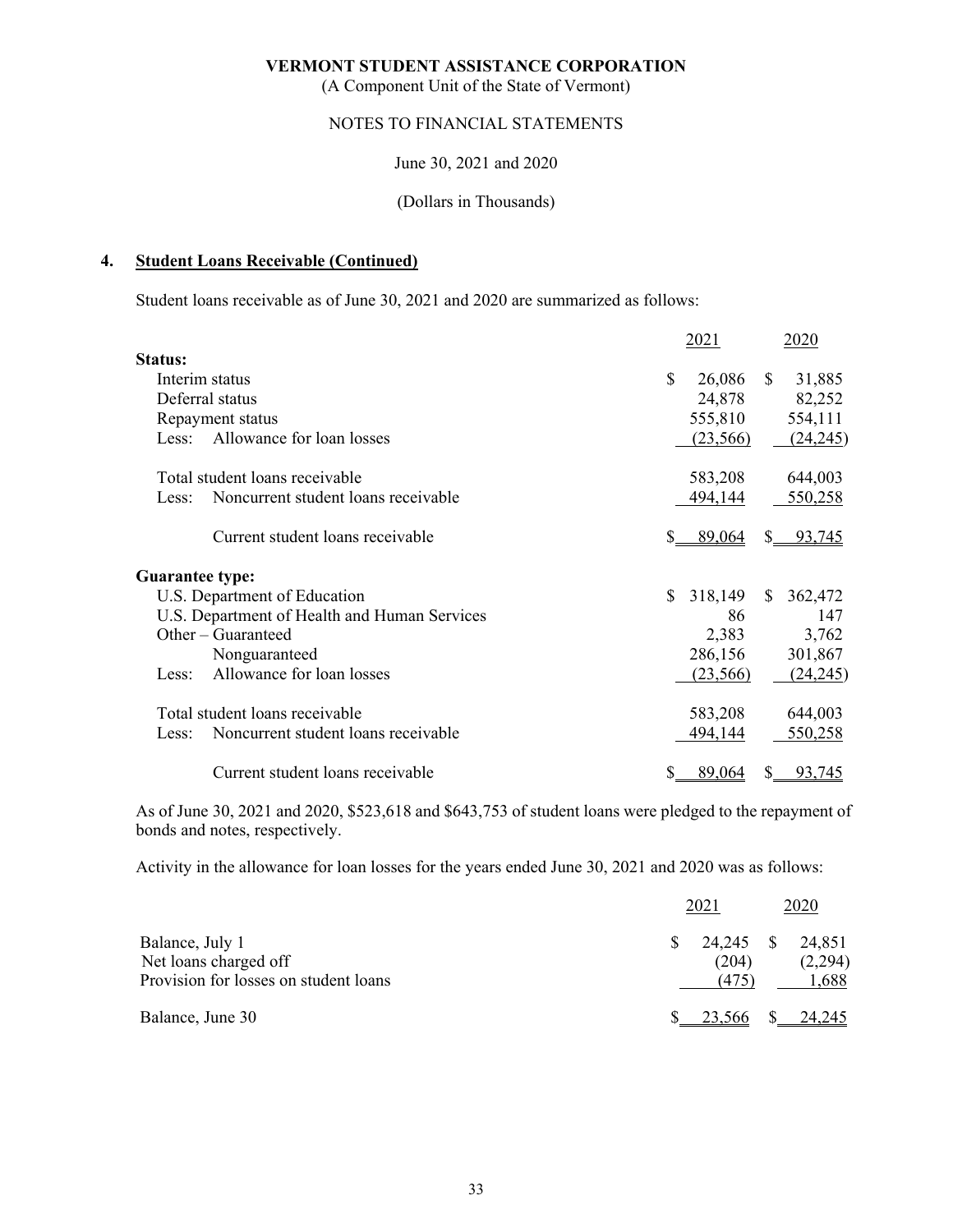**VERMONT STUDENT ASSISTANCE CORPORATION**
(A Component Unit of the State of Vermont)

NOTES TO FINANCIAL STATEMENTS

June 30, 2021 and 2020

(Dollars in Thousands)

## 4. Student Loans Receivable (Continued)

Student loans receivable as of June 30, 2021 and 2020 are summarized as follows:

| | 2021 | 2020 |
|---|---|---|
| **Status:** | | |
| Interim status | $ 26,086 | $ 31,885 |
| Deferral status | 24,878 | 82,252 |
| Repayment status | 555,810 | 554,111 |
| Less: Allowance for loan losses | (23,566) | (24,245) |
| Total student loans receivable | 583,208 | 644,003 |
| Less: Noncurrent student loans receivable | 494,144 | 550,258 |
| Current student loans receivable | $ 89,064 | $ 93,745 |
| **Guarantee type:** | | |
| U.S. Department of Education | $ 318,149 | $ 362,472 |
| U.S. Department of Health and Human Services | 86 | 147 |
| Other – Guaranteed | 2,383 | 3,762 |
| Nonguaranteed | 286,156 | 301,867 |
| Less: Allowance for loan losses | (23,566) | (24,245) |
| Total student loans receivable | 583,208 | 644,003 |
| Less: Noncurrent student loans receivable | 494,144 | 550,258 |
| Current student loans receivable | $ 89,064 | $ 93,745 |

As of June 30, 2021 and 2020, $523,618 and $643,753 of student loans were pledged to the repayment of bonds and notes, respectively.

Activity in the allowance for loan losses for the years ended June 30, 2021 and 2020 was as follows:

| | 2021 | 2020 |
|---|---|---|
| Balance, July 1 | $ 24,245 | $ 24,851 |
| Net loans charged off | (204) | (2,294) |
| Provision for losses on student loans | (475) | 1,688 |
| Balance, June 30 | $ 23,566 | $ 24,245 |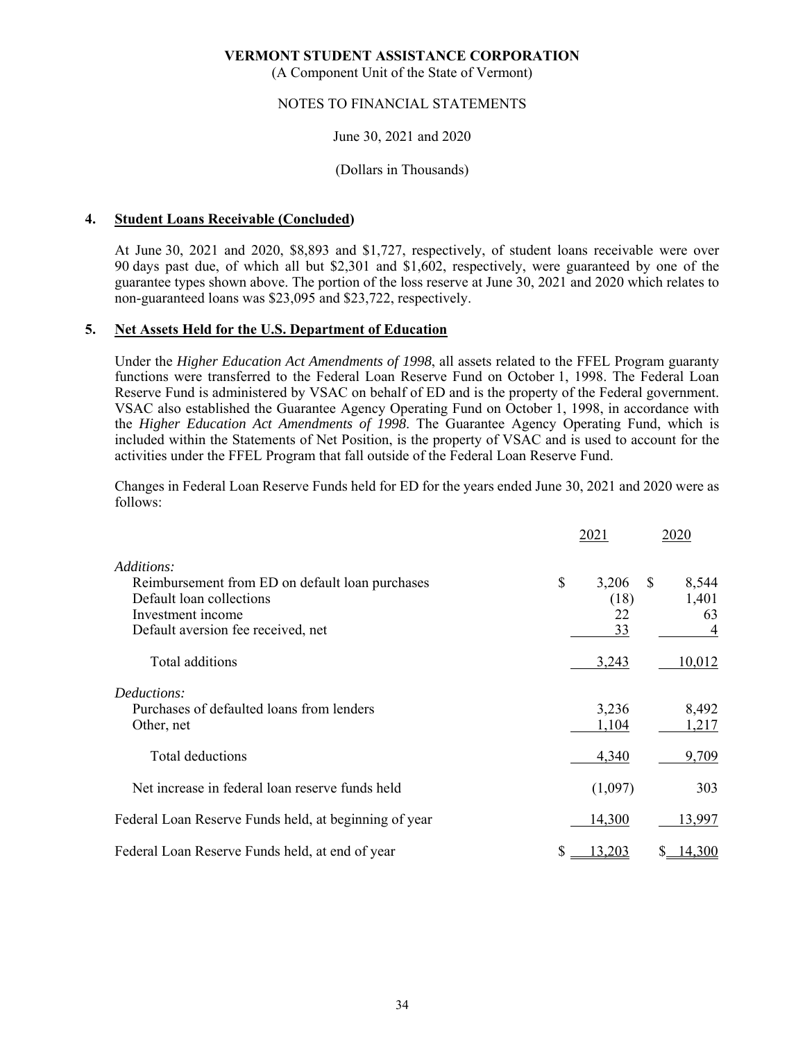**VERMONT STUDENT ASSISTANCE CORPORATION**
(A Component Unit of the State of Vermont)

NOTES TO FINANCIAL STATEMENTS

June 30, 2021 and 2020

(Dollars in Thousands)

## 4. Student Loans Receivable (Concluded)

At June 30, 2021 and 2020, $8,893 and $1,727, respectively, of student loans receivable were over 90 days past due, of which all but $2,301 and $1,602, respectively, were guaranteed by one of the guarantee types shown above. The portion of the loss reserve at June 30, 2021 and 2020 which relates to non-guaranteed loans was $23,095 and $23,722, respectively.

## 5. Net Assets Held for the U.S. Department of Education

Under the *Higher Education Act Amendments of 1998*, all assets related to the FFEL Program guaranty functions were transferred to the Federal Loan Reserve Fund on October 1, 1998. The Federal Loan Reserve Fund is administered by VSAC on behalf of ED and is the property of the Federal government. VSAC also established the Guarantee Agency Operating Fund on October 1, 1998, in accordance with the *Higher Education Act Amendments of 1998*. The Guarantee Agency Operating Fund, which is included within the Statements of Net Position, is the property of VSAC and is used to account for the activities under the FFEL Program that fall outside of the Federal Loan Reserve Fund.

Changes in Federal Loan Reserve Funds held for ED for the years ended June 30, 2021 and 2020 were as follows:

| | 2021 | 2020 |
|---|---|---|
| *Additions:* | | |
| Reimbursement from ED on default loan purchases | $ 3,206 | $ 8,544 |
| Default loan collections | (18) | 1,401 |
| Investment income | 22 | 63 |
| Default aversion fee received, net | 33 | 4 |
| Total additions | 3,243 | 10,012 |
| *Deductions:* | | |
| Purchases of defaulted loans from lenders | 3,236 | 8,492 |
| Other, net | 1,104 | 1,217 |
| Total deductions | 4,340 | 9,709 |
| Net increase in federal loan reserve funds held | (1,097) | 303 |
| Federal Loan Reserve Funds held, at beginning of year | 14,300 | 13,997 |
| Federal Loan Reserve Funds held, at end of year | $ 13,203 | $ 14,300 |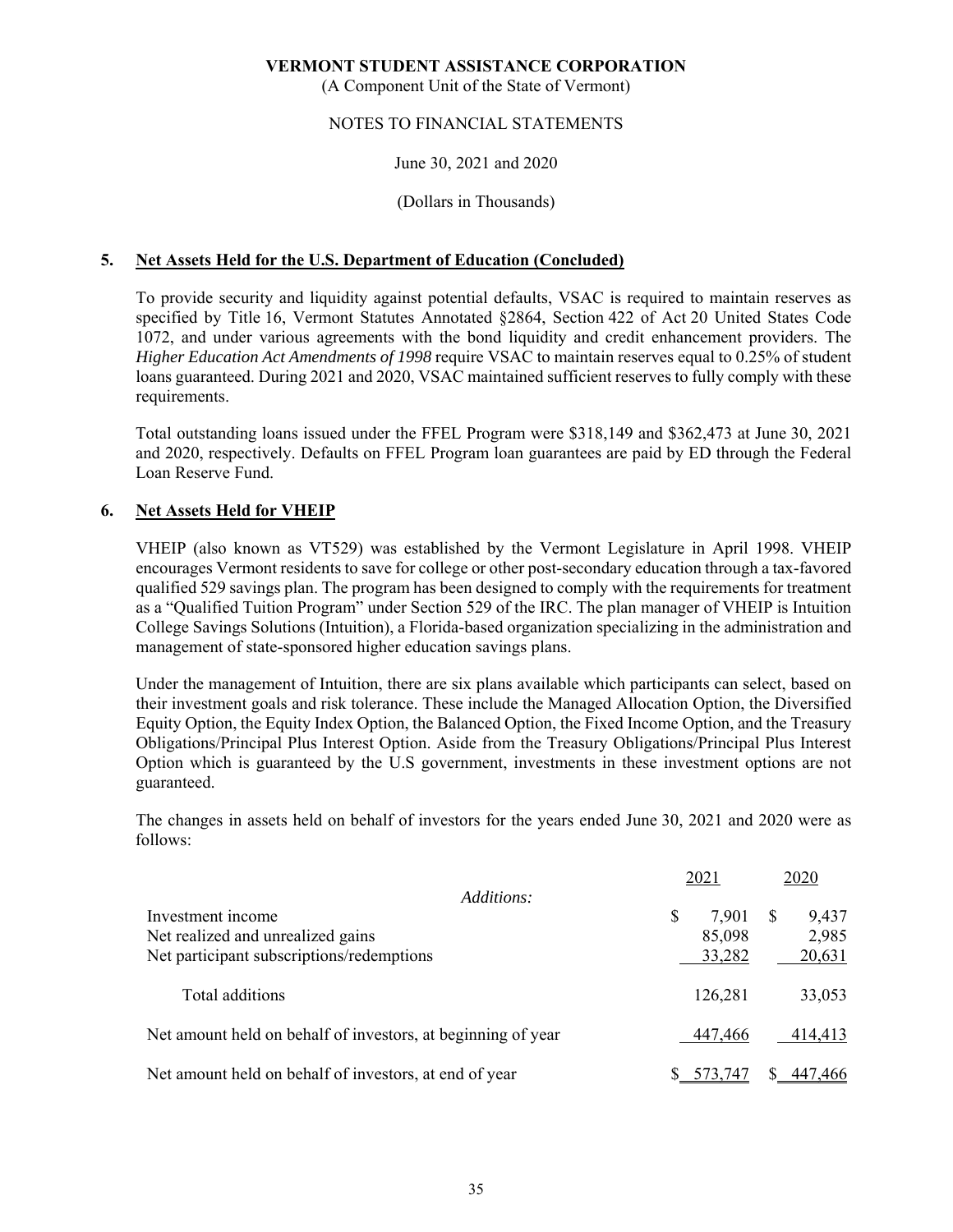**VERMONT STUDENT ASSISTANCE CORPORATION**
(A Component Unit of the State of Vermont)

NOTES TO FINANCIAL STATEMENTS

June 30, 2021 and 2020

(Dollars in Thousands)

## 5. Net Assets Held for the U.S. Department of Education (Concluded)

To provide security and liquidity against potential defaults, VSAC is required to maintain reserves as specified by Title 16, Vermont Statutes Annotated §2864, Section 422 of Act 20 United States Code 1072, and under various agreements with the bond liquidity and credit enhancement providers. The *Higher Education Act Amendments of 1998* require VSAC to maintain reserves equal to 0.25% of student loans guaranteed. During 2021 and 2020, VSAC maintained sufficient reserves to fully comply with these requirements.

Total outstanding loans issued under the FFEL Program were $318,149 and $362,473 at June 30, 2021 and 2020, respectively. Defaults on FFEL Program loan guarantees are paid by ED through the Federal Loan Reserve Fund.

## 6. Net Assets Held for VHEIP

VHEIP (also known as VT529) was established by the Vermont Legislature in April 1998. VHEIP encourages Vermont residents to save for college or other post-secondary education through a tax-favored qualified 529 savings plan. The program has been designed to comply with the requirements for treatment as a "Qualified Tuition Program" under Section 529 of the IRC. The plan manager of VHEIP is Intuition College Savings Solutions (Intuition), a Florida-based organization specializing in the administration and management of state-sponsored higher education savings plans.

Under the management of Intuition, there are six plans available which participants can select, based on their investment goals and risk tolerance. These include the Managed Allocation Option, the Diversified Equity Option, the Equity Index Option, the Balanced Option, the Fixed Income Option, and the Treasury Obligations/Principal Plus Interest Option. Aside from the Treasury Obligations/Principal Plus Interest Option which is guaranteed by the U.S government, investments in these investment options are not guaranteed.

The changes in assets held on behalf of investors for the years ended June 30, 2021 and 2020 were as follows:

| | 2021 | 2020 |
|---|---|---|
| *Additions:* | | |
| Investment income | $ 7,901 | $ 9,437 |
| Net realized and unrealized gains | 85,098 | 2,985 |
| Net participant subscriptions/redemptions | 33,282 | 20,631 |
| Total additions | 126,281 | 33,053 |
| Net amount held on behalf of investors, at beginning of year | 447,466 | 414,413 |
| Net amount held on behalf of investors, at end of year | $ 573,747 | $ 447,466 |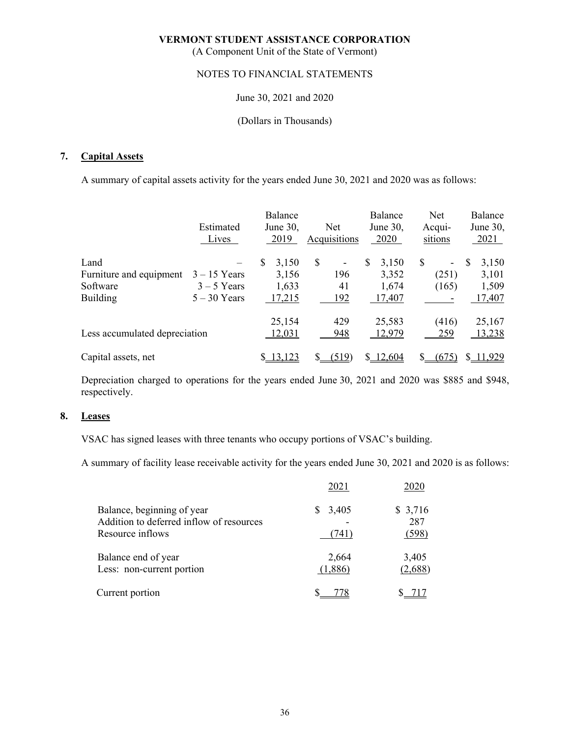**VERMONT STUDENT ASSISTANCE CORPORATION**

(A Component Unit of the State of Vermont)

NOTES TO FINANCIAL STATEMENTS

June 30, 2021 and 2020

(Dollars in Thousands)

## 7. Capital Assets

A summary of capital assets activity for the years ended June 30, 2021 and 2020 was as follows:

| | Estimated Lives | Balance June 30, 2019 | Net Acquisitions | Balance June 30, 2020 | Net Acquisitions | Balance June 30, 2021 |
|---|---|---|---|---|---|---|
| Land | – | $ 3,150 | $ - | $ 3,150 | $ - | $ 3,150 |
| Furniture and equipment | 3 – 15 Years | 3,156 | 196 | 3,352 | (251) | 3,101 |
| Software | 3 – 5 Years | 1,633 | 41 | 1,674 | (165) | 1,509 |
| Building | 5 – 30 Years | 17,215 | 192 | 17,407 | - | 17,407 |
| | | 25,154 | 429 | 25,583 | (416) | 25,167 |
| Less accumulated depreciation | | 12,031 | 948 | 12,979 | 259 | 13,238 |
| Capital assets, net | | $ 13,123 | $ (519) | $ 12,604 | $ (675) | $ 11,929 |

Depreciation charged to operations for the years ended June 30, 2021 and 2020 was $885 and $948, respectively.

## 8. Leases

VSAC has signed leases with three tenants who occupy portions of VSAC's building.

A summary of facility lease receivable activity for the years ended June 30, 2021 and 2020 is as follows:

| | 2021 | 2020 |
|---|---|---|
| Balance, beginning of year | $ 3,405 | $ 3,716 |
| Addition to deferred inflow of resources | - | 287 |
| Resource inflows | (741) | (598) |
| Balance end of year | 2,664 | 3,405 |
| Less: non-current portion | (1,886) | (2,688) |
| Current portion | $ 778 | $ 717 |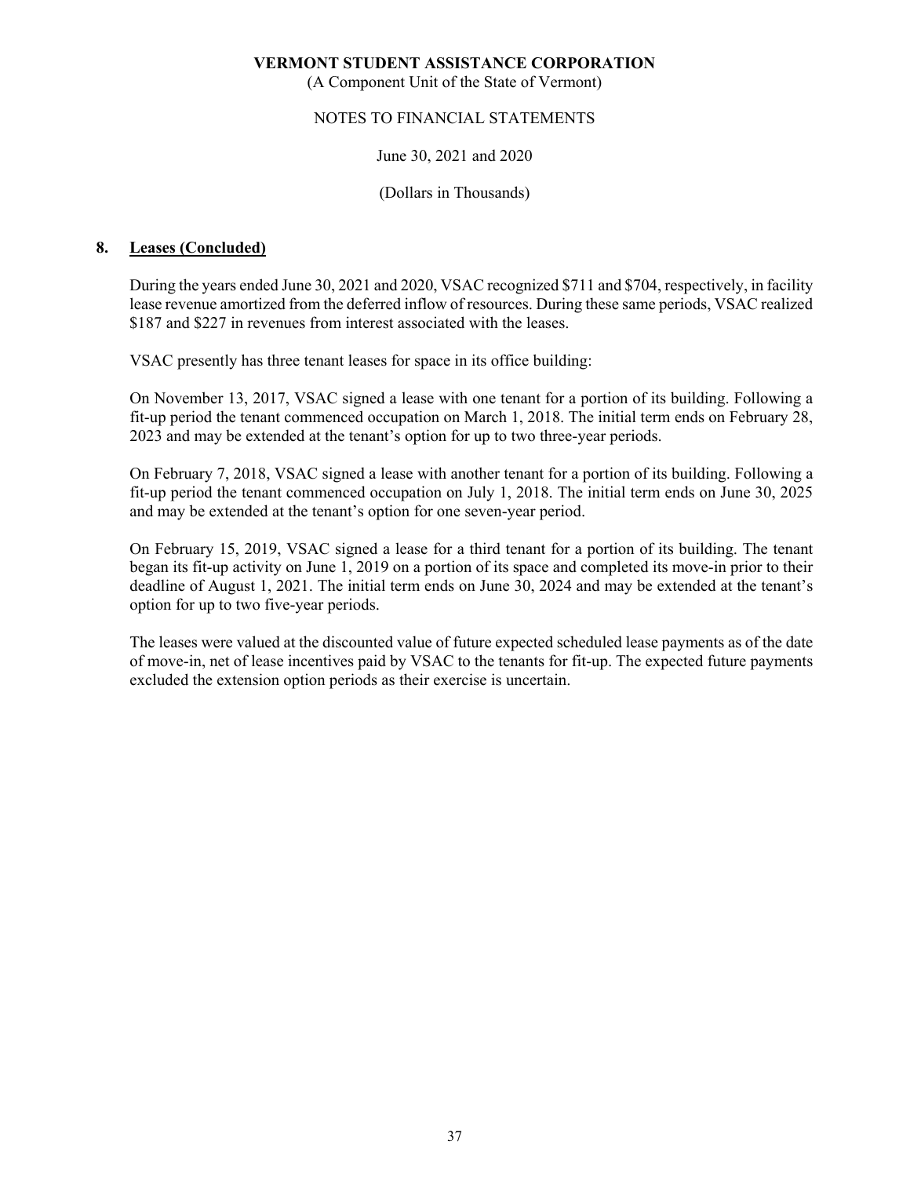## 8. Leases (Concluded)

During the years ended June 30, 2021 and 2020, VSAC recognized $711 and $704, respectively, in facility lease revenue amortized from the deferred inflow of resources. During these same periods, VSAC realized $187 and $227 in revenues from interest associated with the leases.

VSAC presently has three tenant leases for space in its office building:

On November 13, 2017, VSAC signed a lease with one tenant for a portion of its building. Following a fit-up period the tenant commenced occupation on March 1, 2018. The initial term ends on February 28, 2023 and may be extended at the tenant's option for up to two three-year periods.

On February 7, 2018, VSAC signed a lease with another tenant for a portion of its building. Following a fit-up period the tenant commenced occupation on July 1, 2018. The initial term ends on June 30, 2025 and may be extended at the tenant's option for one seven-year period.

On February 15, 2019, VSAC signed a lease for a third tenant for a portion of its building. The tenant began its fit-up activity on June 1, 2019 on a portion of its space and completed its move-in prior to their deadline of August 1, 2021. The initial term ends on June 30, 2024 and may be extended at the tenant's option for up to two five-year periods.

The leases were valued at the discounted value of future expected scheduled lease payments as of the date of move-in, net of lease incentives paid by VSAC to the tenants for fit-up. The expected future payments excluded the extension option periods as their exercise is uncertain.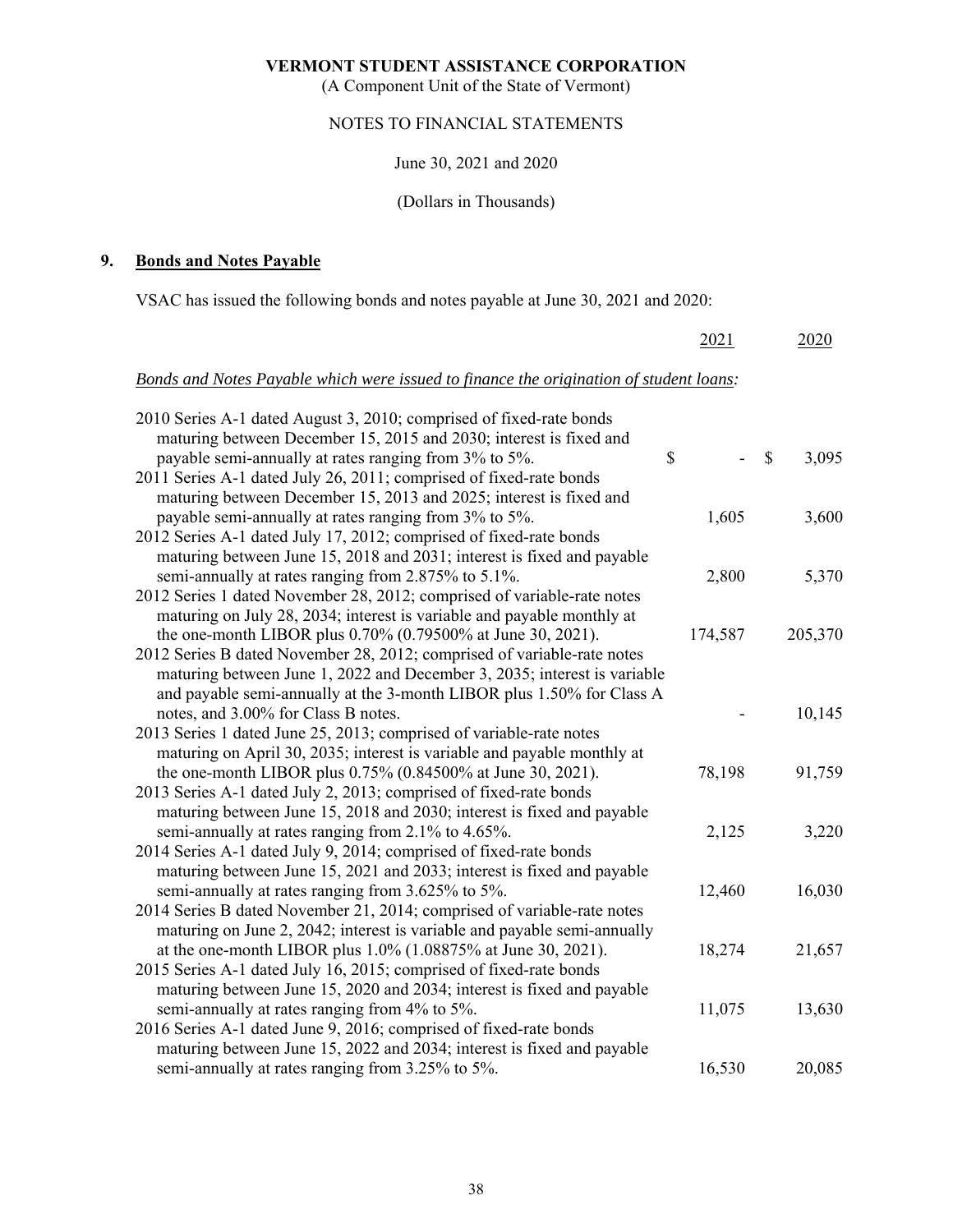**VERMONT STUDENT ASSISTANCE CORPORATION**

(A Component Unit of the State of Vermont)

NOTES TO FINANCIAL STATEMENTS

June 30, 2021 and 2020

(Dollars in Thousands)

## 9. Bonds and Notes Payable

VSAC has issued the following bonds and notes payable at June 30, 2021 and 2020:

| | 2021 | 2020 |
|---|---|---|
| *Bonds and Notes Payable which were issued to finance the origination of student loans:* | | |
| 2010 Series A-1 dated August 3, 2010; comprised of fixed-rate bonds maturing between December 15, 2015 and 2030; interest is fixed and payable semi-annually at rates ranging from 3% to 5%. | $ - | $ 3,095 |
| 2011 Series A-1 dated July 26, 2011; comprised of fixed-rate bonds maturing between December 15, 2013 and 2025; interest is fixed and payable semi-annually at rates ranging from 3% to 5%. | 1,605 | 3,600 |
| 2012 Series A-1 dated July 17, 2012; comprised of fixed-rate bonds maturing between June 15, 2018 and 2031; interest is fixed and payable semi-annually at rates ranging from 2.875% to 5.1%. | 2,800 | 5,370 |
| 2012 Series 1 dated November 28, 2012; comprised of variable-rate notes maturing on July 28, 2034; interest is variable and payable monthly at the one-month LIBOR plus 0.70% (0.79500% at June 30, 2021). | 174,587 | 205,370 |
| 2012 Series B dated November 28, 2012; comprised of variable-rate notes maturing between June 1, 2022 and December 3, 2035; interest is variable and payable semi-annually at the 3-month LIBOR plus 1.50% for Class A notes, and 3.00% for Class B notes. | - | 10,145 |
| 2013 Series 1 dated June 25, 2013; comprised of variable-rate notes maturing on April 30, 2035; interest is variable and payable monthly at the one-month LIBOR plus 0.75% (0.84500% at June 30, 2021). | 78,198 | 91,759 |
| 2013 Series A-1 dated July 2, 2013; comprised of fixed-rate bonds maturing between June 15, 2018 and 2030; interest is fixed and payable semi-annually at rates ranging from 2.1% to 4.65%. | 2,125 | 3,220 |
| 2014 Series A-1 dated July 9, 2014; comprised of fixed-rate bonds maturing between June 15, 2021 and 2033; interest is fixed and payable semi-annually at rates ranging from 3.625% to 5%. | 12,460 | 16,030 |
| 2014 Series B dated November 21, 2014; comprised of variable-rate notes maturing on June 2, 2042; interest is variable and payable semi-annually at the one-month LIBOR plus 1.0% (1.08875% at June 30, 2021). | 18,274 | 21,657 |
| 2015 Series A-1 dated July 16, 2015; comprised of fixed-rate bonds maturing between June 15, 2020 and 2034; interest is fixed and payable semi-annually at rates ranging from 4% to 5%. | 11,075 | 13,630 |
| 2016 Series A-1 dated June 9, 2016; comprised of fixed-rate bonds maturing between June 15, 2022 and 2034; interest is fixed and payable semi-annually at rates ranging from 3.25% to 5%. | 16,530 | 20,085 |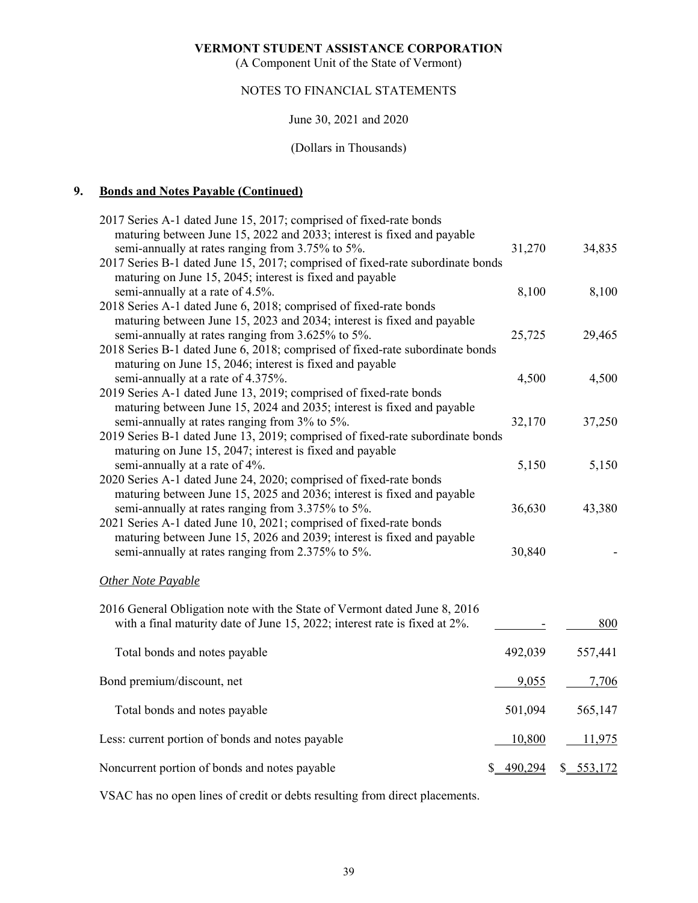# VERMONT STUDENT ASSISTANCE CORPORATION

(A Component Unit of the State of Vermont)

NOTES TO FINANCIAL STATEMENTS

June 30, 2021 and 2020

(Dollars in Thousands)

## 9. Bonds and Notes Payable (Continued)

| | 2021 | 2020 |
|---|---|---|
| 2017 Series A-1 dated June 15, 2017; comprised of fixed-rate bonds maturing between June 15, 2022 and 2033; interest is fixed and payable semi-annually at rates ranging from 3.75% to 5%. | 31,270 | 34,835 |
| 2017 Series B-1 dated June 15, 2017; comprised of fixed-rate subordinate bonds maturing on June 15, 2045; interest is fixed and payable semi-annually at a rate of 4.5%. | 8,100 | 8,100 |
| 2018 Series A-1 dated June 6, 2018; comprised of fixed-rate bonds maturing between June 15, 2023 and 2034; interest is fixed and payable semi-annually at rates ranging from 3.625% to 5%. | 25,725 | 29,465 |
| 2018 Series B-1 dated June 6, 2018; comprised of fixed-rate subordinate bonds maturing on June 15, 2046; interest is fixed and payable semi-annually at a rate of 4.375%. | 4,500 | 4,500 |
| 2019 Series A-1 dated June 13, 2019; comprised of fixed-rate bonds maturing between June 15, 2024 and 2035; interest is fixed and payable semi-annually at rates ranging from 3% to 5%. | 32,170 | 37,250 |
| 2019 Series B-1 dated June 13, 2019; comprised of fixed-rate subordinate bonds maturing on June 15, 2047; interest is fixed and payable semi-annually at a rate of 4%. | 5,150 | 5,150 |
| 2020 Series A-1 dated June 24, 2020; comprised of fixed-rate bonds maturing between June 15, 2025 and 2036; interest is fixed and payable semi-annually at rates ranging from 3.375% to 5%. | 36,630 | 43,380 |
| 2021 Series A-1 dated June 10, 2021; comprised of fixed-rate bonds maturing between June 15, 2026 and 2039; interest is fixed and payable semi-annually at rates ranging from 2.375% to 5%. | 30,840 | - |
| *Other Note Payable* | | |
| 2016 General Obligation note with the State of Vermont dated June 8, 2016 with a final maturity date of June 15, 2022; interest rate is fixed at 2%. | - | 800 |
| Total bonds and notes payable | 492,039 | 557,441 |
| Bond premium/discount, net | 9,055 | 7,706 |
| Total bonds and notes payable | 501,094 | 565,147 |
| Less: current portion of bonds and notes payable | 10,800 | 11,975 |
| Noncurrent portion of bonds and notes payable | $ 490,294 | $ 553,172 |

VSAC has no open lines of credit or debts resulting from direct placements.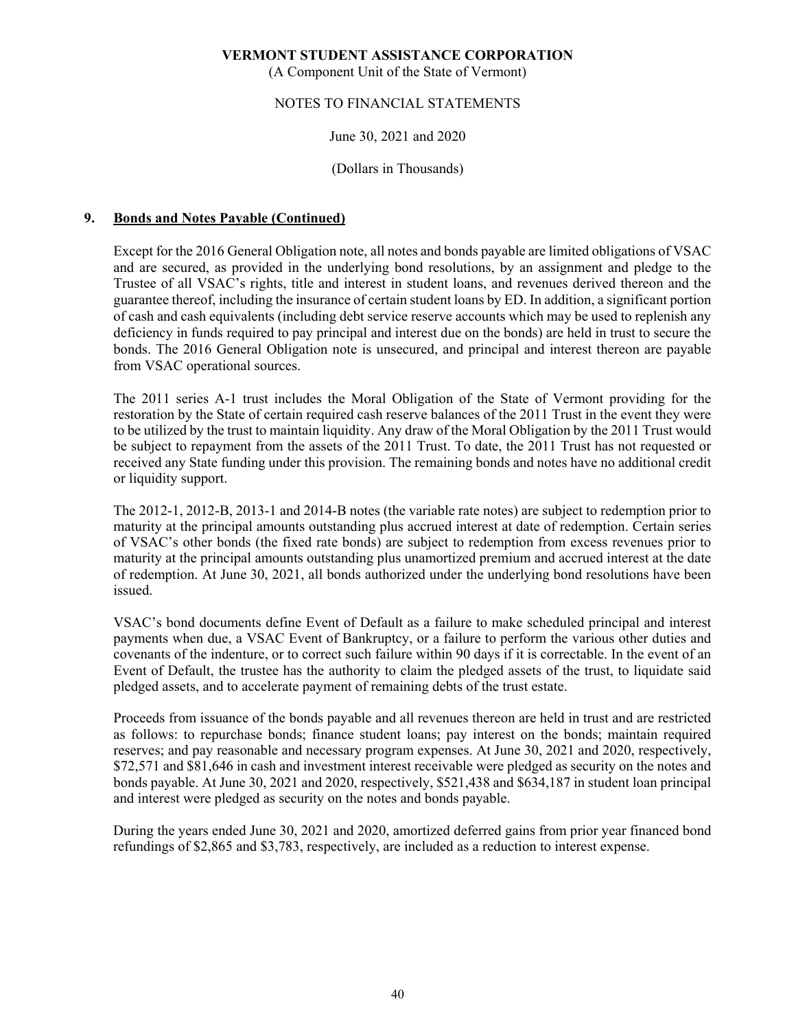## 9. Bonds and Notes Payable (Continued)

Except for the 2016 General Obligation note, all notes and bonds payable are limited obligations of VSAC and are secured, as provided in the underlying bond resolutions, by an assignment and pledge to the Trustee of all VSAC's rights, title and interest in student loans, and revenues derived thereon and the guarantee thereof, including the insurance of certain student loans by ED. In addition, a significant portion of cash and cash equivalents (including debt service reserve accounts which may be used to replenish any deficiency in funds required to pay principal and interest due on the bonds) are held in trust to secure the bonds. The 2016 General Obligation note is unsecured, and principal and interest thereon are payable from VSAC operational sources.

The 2011 series A-1 trust includes the Moral Obligation of the State of Vermont providing for the restoration by the State of certain required cash reserve balances of the 2011 Trust in the event they were to be utilized by the trust to maintain liquidity. Any draw of the Moral Obligation by the 2011 Trust would be subject to repayment from the assets of the 2011 Trust. To date, the 2011 Trust has not requested or received any State funding under this provision. The remaining bonds and notes have no additional credit or liquidity support.

The 2012-1, 2012-B, 2013-1 and 2014-B notes (the variable rate notes) are subject to redemption prior to maturity at the principal amounts outstanding plus accrued interest at date of redemption. Certain series of VSAC's other bonds (the fixed rate bonds) are subject to redemption from excess revenues prior to maturity at the principal amounts outstanding plus unamortized premium and accrued interest at the date of redemption. At June 30, 2021, all bonds authorized under the underlying bond resolutions have been issued.

VSAC's bond documents define Event of Default as a failure to make scheduled principal and interest payments when due, a VSAC Event of Bankruptcy, or a failure to perform the various other duties and covenants of the indenture, or to correct such failure within 90 days if it is correctable. In the event of an Event of Default, the trustee has the authority to claim the pledged assets of the trust, to liquidate said pledged assets, and to accelerate payment of remaining debts of the trust estate.

Proceeds from issuance of the bonds payable and all revenues thereon are held in trust and are restricted as follows: to repurchase bonds; finance student loans; pay interest on the bonds; maintain required reserves; and pay reasonable and necessary program expenses. At June 30, 2021 and 2020, respectively, $72,571 and $81,646 in cash and investment interest receivable were pledged as security on the notes and bonds payable. At June 30, 2021 and 2020, respectively, $521,438 and $634,187 in student loan principal and interest were pledged as security on the notes and bonds payable.

During the years ended June 30, 2021 and 2020, amortized deferred gains from prior year financed bond refundings of $2,865 and $3,783, respectively, are included as a reduction to interest expense.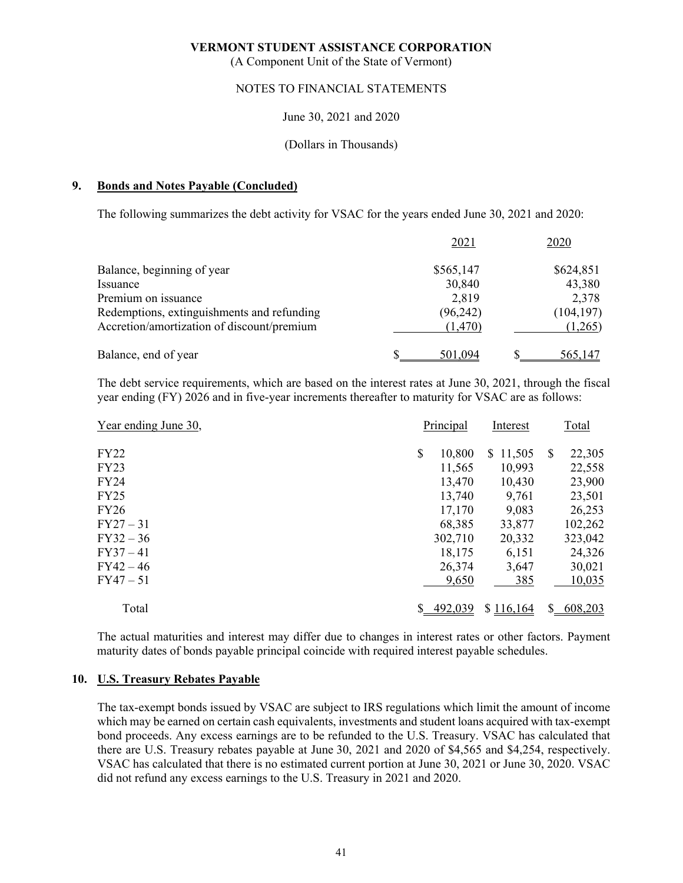VERMONT STUDENT ASSISTANCE CORPORATION
(A Component Unit of the State of Vermont)

NOTES TO FINANCIAL STATEMENTS

June 30, 2021 and 2020

(Dollars in Thousands)

## 9. Bonds and Notes Payable (Concluded)

The following summarizes the debt activity for VSAC for the years ended June 30, 2021 and 2020:

| | 2021 | 2020 |
|---|---|---|
| Balance, beginning of year | $565,147 | $624,851 |
| Issuance | 30,840 | 43,380 |
| Premium on issuance | 2,819 | 2,378 |
| Redemptions, extinguishments and refunding | (96,242) | (104,197) |
| Accretion/amortization of discount/premium | (1,470) | (1,265) |
| Balance, end of year | $ 501,094 | $ 565,147 |

The debt service requirements, which are based on the interest rates at June 30, 2021, through the fiscal year ending (FY) 2026 and in five-year increments thereafter to maturity for VSAC are as follows:

| Year ending June 30, | Principal | Interest | Total |
|---|---|---|---|
| FY22 | $ 10,800 | $ 11,505 | $ 22,305 |
| FY23 | 11,565 | 10,993 | 22,558 |
| FY24 | 13,470 | 10,430 | 23,900 |
| FY25 | 13,740 | 9,761 | 23,501 |
| FY26 | 17,170 | 9,083 | 26,253 |
| FY27 – 31 | 68,385 | 33,877 | 102,262 |
| FY32 – 36 | 302,710 | 20,332 | 323,042 |
| FY37 – 41 | 18,175 | 6,151 | 24,326 |
| FY42 – 46 | 26,374 | 3,647 | 30,021 |
| FY47 – 51 | 9,650 | 385 | 10,035 |
| Total | $ 492,039 | $ 116,164 | $ 608,203 |

The actual maturities and interest may differ due to changes in interest rates or other factors. Payment maturity dates of bonds payable principal coincide with required interest payable schedules.

## 10. U.S. Treasury Rebates Payable

The tax-exempt bonds issued by VSAC are subject to IRS regulations which limit the amount of income which may be earned on certain cash equivalents, investments and student loans acquired with tax-exempt bond proceeds. Any excess earnings are to be refunded to the U.S. Treasury. VSAC has calculated that there are U.S. Treasury rebates payable at June 30, 2021 and 2020 of $4,565 and $4,254, respectively. VSAC has calculated that there is no estimated current portion at June 30, 2021 or June 30, 2020. VSAC did not refund any excess earnings to the U.S. Treasury in 2021 and 2020.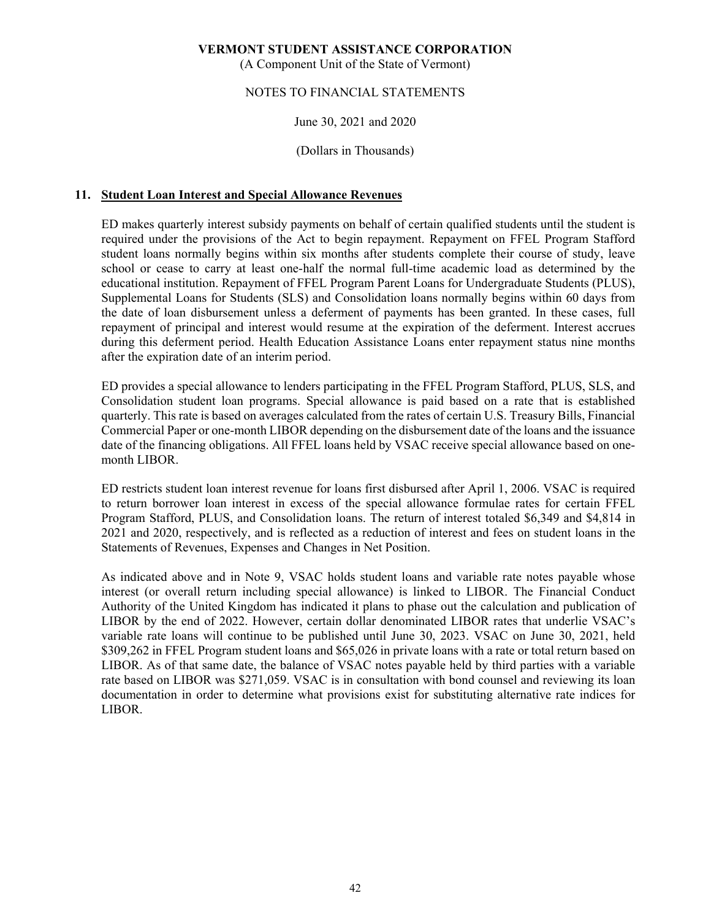## 11. Student Loan Interest and Special Allowance Revenues

ED makes quarterly interest subsidy payments on behalf of certain qualified students until the student is required under the provisions of the Act to begin repayment. Repayment on FFEL Program Stafford student loans normally begins within six months after students complete their course of study, leave school or cease to carry at least one-half the normal full-time academic load as determined by the educational institution. Repayment of FFEL Program Parent Loans for Undergraduate Students (PLUS), Supplemental Loans for Students (SLS) and Consolidation loans normally begins within 60 days from the date of loan disbursement unless a deferment of payments has been granted. In these cases, full repayment of principal and interest would resume at the expiration of the deferment. Interest accrues during this deferment period. Health Education Assistance Loans enter repayment status nine months after the expiration date of an interim period.

ED provides a special allowance to lenders participating in the FFEL Program Stafford, PLUS, SLS, and Consolidation student loan programs. Special allowance is paid based on a rate that is established quarterly. This rate is based on averages calculated from the rates of certain U.S. Treasury Bills, Financial Commercial Paper or one-month LIBOR depending on the disbursement date of the loans and the issuance date of the financing obligations. All FFEL loans held by VSAC receive special allowance based on one-month LIBOR.

ED restricts student loan interest revenue for loans first disbursed after April 1, 2006. VSAC is required to return borrower loan interest in excess of the special allowance formulae rates for certain FFEL Program Stafford, PLUS, and Consolidation loans. The return of interest totaled $6,349 and $4,814 in 2021 and 2020, respectively, and is reflected as a reduction of interest and fees on student loans in the Statements of Revenues, Expenses and Changes in Net Position.

As indicated above and in Note 9, VSAC holds student loans and variable rate notes payable whose interest (or overall return including special allowance) is linked to LIBOR. The Financial Conduct Authority of the United Kingdom has indicated it plans to phase out the calculation and publication of LIBOR by the end of 2022. However, certain dollar denominated LIBOR rates that underlie VSAC's variable rate loans will continue to be published until June 30, 2023. VSAC on June 30, 2021, held $309,262 in FFEL Program student loans and $65,026 in private loans with a rate or total return based on LIBOR. As of that same date, the balance of VSAC notes payable held by third parties with a variable rate based on LIBOR was $271,059. VSAC is in consultation with bond counsel and reviewing its loan documentation in order to determine what provisions exist for substituting alternative rate indices for LIBOR.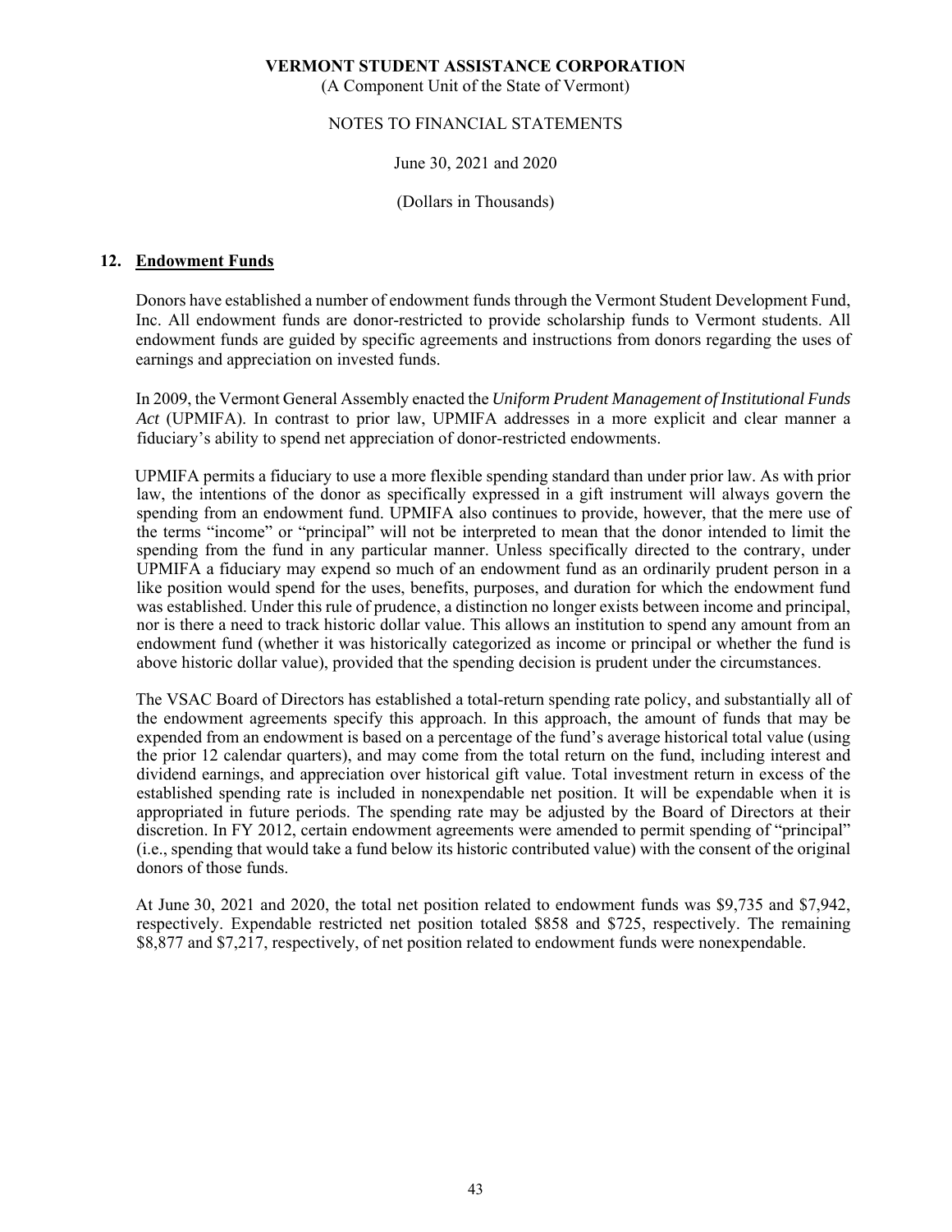**VERMONT STUDENT ASSISTANCE CORPORATION**

(A Component Unit of the State of Vermont)

NOTES TO FINANCIAL STATEMENTS

June 30, 2021 and 2020

(Dollars in Thousands)

## 12. Endowment Funds

Donors have established a number of endowment funds through the Vermont Student Development Fund, Inc. All endowment funds are donor-restricted to provide scholarship funds to Vermont students. All endowment funds are guided by specific agreements and instructions from donors regarding the uses of earnings and appreciation on invested funds.

In 2009, the Vermont General Assembly enacted the *Uniform Prudent Management of Institutional Funds Act* (UPMIFA). In contrast to prior law, UPMIFA addresses in a more explicit and clear manner a fiduciary's ability to spend net appreciation of donor-restricted endowments.

UPMIFA permits a fiduciary to use a more flexible spending standard than under prior law. As with prior law, the intentions of the donor as specifically expressed in a gift instrument will always govern the spending from an endowment fund. UPMIFA also continues to provide, however, that the mere use of the terms "income" or "principal" will not be interpreted to mean that the donor intended to limit the spending from the fund in any particular manner. Unless specifically directed to the contrary, under UPMIFA a fiduciary may expend so much of an endowment fund as an ordinarily prudent person in a like position would spend for the uses, benefits, purposes, and duration for which the endowment fund was established. Under this rule of prudence, a distinction no longer exists between income and principal, nor is there a need to track historic dollar value. This allows an institution to spend any amount from an endowment fund (whether it was historically categorized as income or principal or whether the fund is above historic dollar value), provided that the spending decision is prudent under the circumstances.

The VSAC Board of Directors has established a total-return spending rate policy, and substantially all of the endowment agreements specify this approach. In this approach, the amount of funds that may be expended from an endowment is based on a percentage of the fund's average historical total value (using the prior 12 calendar quarters), and may come from the total return on the fund, including interest and dividend earnings, and appreciation over historical gift value. Total investment return in excess of the established spending rate is included in nonexpendable net position. It will be expendable when it is appropriated in future periods. The spending rate may be adjusted by the Board of Directors at their discretion. In FY 2012, certain endowment agreements were amended to permit spending of "principal" (i.e., spending that would take a fund below its historic contributed value) with the consent of the original donors of those funds.

At June 30, 2021 and 2020, the total net position related to endowment funds was $9,735 and $7,942, respectively. Expendable restricted net position totaled $858 and $725, respectively. The remaining $8,877 and $7,217, respectively, of net position related to endowment funds were nonexpendable.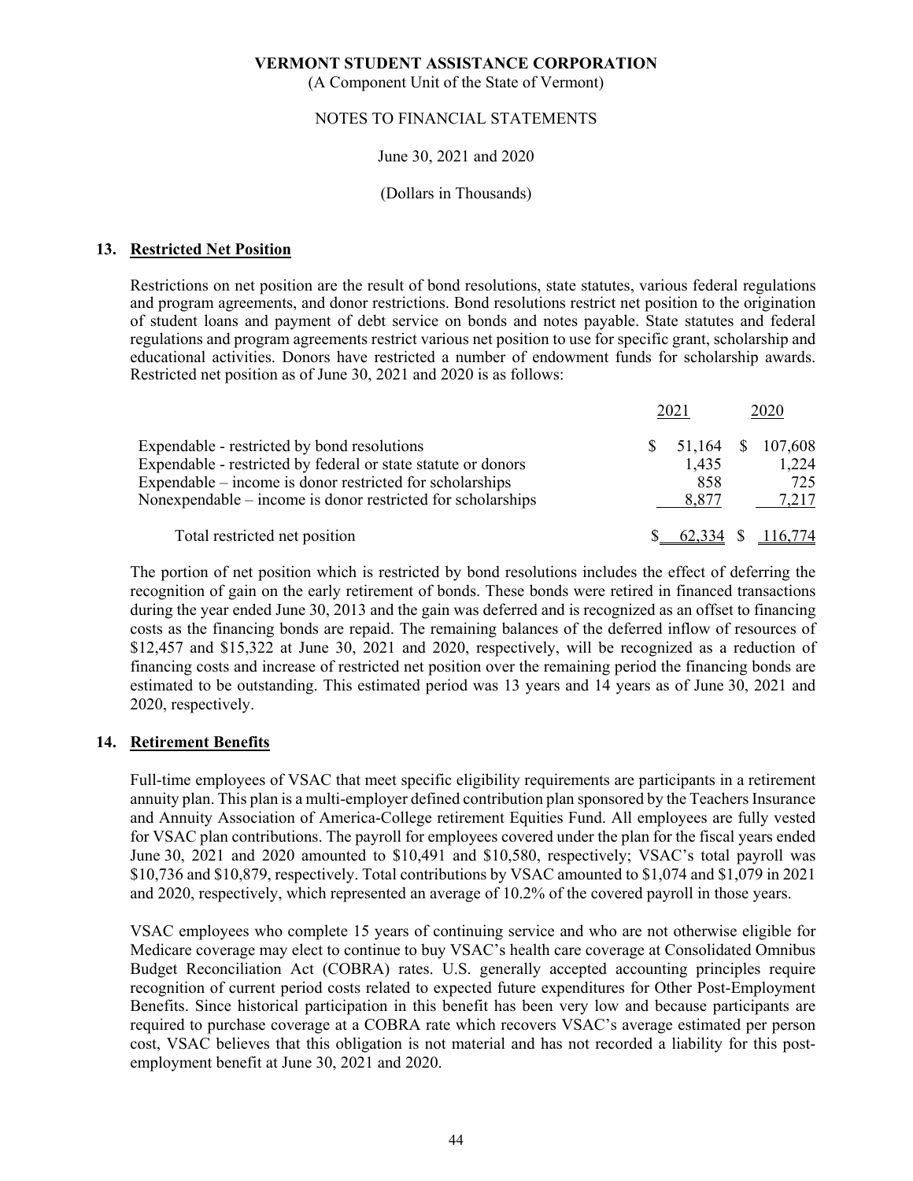# VERMONT STUDENT ASSISTANCE CORPORATION

(A Component Unit of the State of Vermont)

NOTES TO FINANCIAL STATEMENTS

June 30, 2021 and 2020

(Dollars in Thousands)

## 13. Restricted Net Position

Restrictions on net position are the result of bond resolutions, state statutes, various federal regulations and program agreements, and donor restrictions. Bond resolutions restrict net position to the origination of student loans and payment of debt service on bonds and notes payable. State statutes and federal regulations and program agreements restrict various net position to use for specific grant, scholarship and educational activities. Donors have restricted a number of endowment funds for scholarship awards. Restricted net position as of June 30, 2021 and 2020 is as follows:

| | 2021 | 2020 |
|---|---|---|
| Expendable - restricted by bond resolutions | $ 51,164 | $ 107,608 |
| Expendable - restricted by federal or state statute or donors | 1,435 | 1,224 |
| Expendable – income is donor restricted for scholarships | 858 | 725 |
| Nonexpendable – income is donor restricted for scholarships | 8,877 | 7,217 |
| Total restricted net position | $ 62,334 | $ 116,774 |

The portion of net position which is restricted by bond resolutions includes the effect of deferring the recognition of gain on the early retirement of bonds. These bonds were retired in financed transactions during the year ended June 30, 2013 and the gain was deferred and is recognized as an offset to financing costs as the financing bonds are repaid. The remaining balances of the deferred inflow of resources of $12,457 and $15,322 at June 30, 2021 and 2020, respectively, will be recognized as a reduction of financing costs and increase of restricted net position over the remaining period the financing bonds are estimated to be outstanding. This estimated period was 13 years and 14 years as of June 30, 2021 and 2020, respectively.

## 14. Retirement Benefits

Full-time employees of VSAC that meet specific eligibility requirements are participants in a retirement annuity plan. This plan is a multi-employer defined contribution plan sponsored by the Teachers Insurance and Annuity Association of America-College retirement Equities Fund. All employees are fully vested for VSAC plan contributions. The payroll for employees covered under the plan for the fiscal years ended June 30, 2021 and 2020 amounted to $10,491 and $10,580, respectively; VSAC's total payroll was $10,736 and $10,879, respectively. Total contributions by VSAC amounted to $1,074 and $1,079 in 2021 and 2020, respectively, which represented an average of 10.2% of the covered payroll in those years.

VSAC employees who complete 15 years of continuing service and who are not otherwise eligible for Medicare coverage may elect to continue to buy VSAC's health care coverage at Consolidated Omnibus Budget Reconciliation Act (COBRA) rates. U.S. generally accepted accounting principles require recognition of current period costs related to expected future expenditures for Other Post-Employment Benefits. Since historical participation in this benefit has been very low and because participants are required to purchase coverage at a COBRA rate which recovers VSAC's average estimated per person cost, VSAC believes that this obligation is not material and has not recorded a liability for this post-employment benefit at June 30, 2021 and 2020.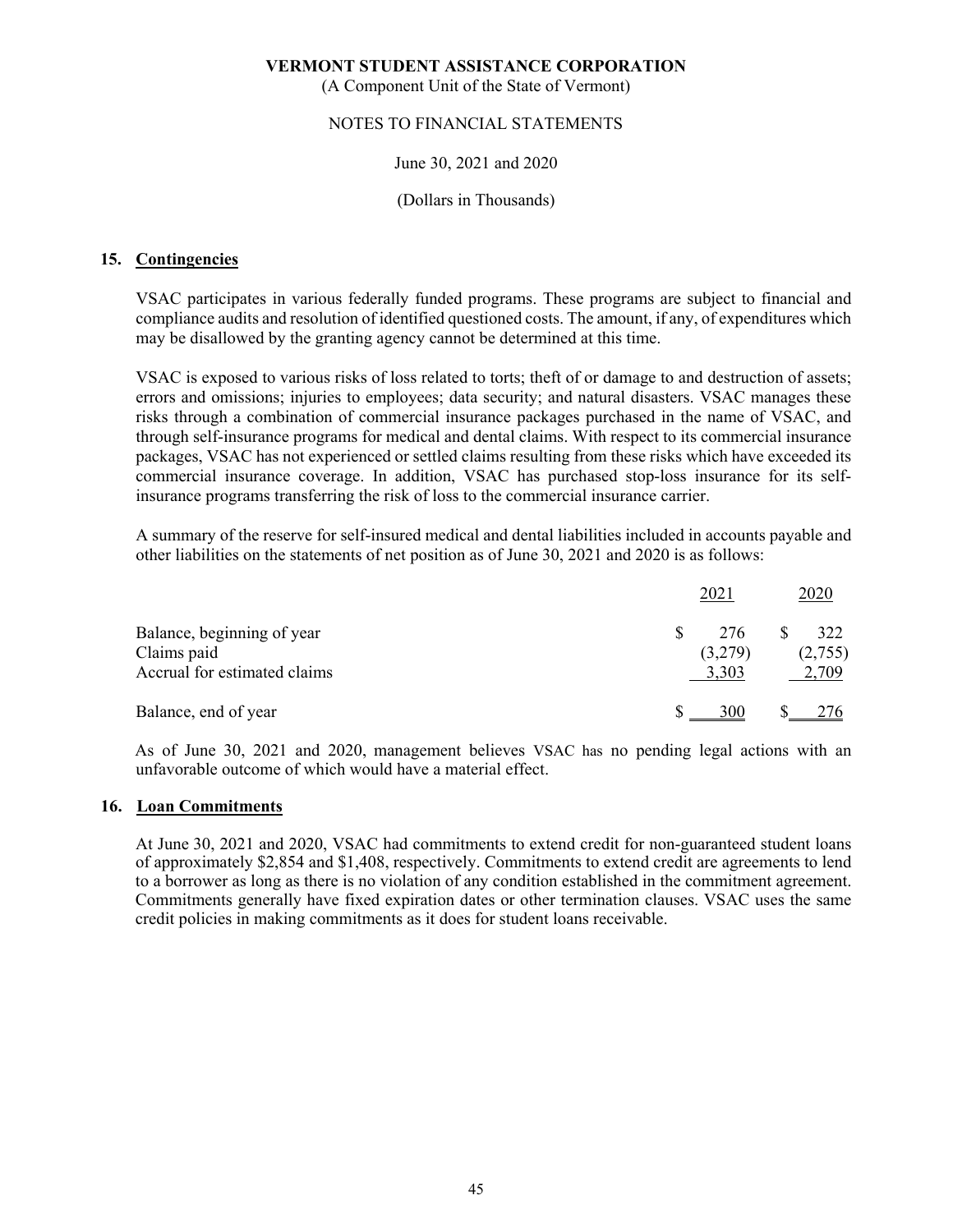**VERMONT STUDENT ASSISTANCE CORPORATION**
(A Component Unit of the State of Vermont)

NOTES TO FINANCIAL STATEMENTS

June 30, 2021 and 2020

(Dollars in Thousands)

## 15. Contingencies

VSAC participates in various federally funded programs. These programs are subject to financial and compliance audits and resolution of identified questioned costs. The amount, if any, of expenditures which may be disallowed by the granting agency cannot be determined at this time.

VSAC is exposed to various risks of loss related to torts; theft of or damage to and destruction of assets; errors and omissions; injuries to employees; data security; and natural disasters. VSAC manages these risks through a combination of commercial insurance packages purchased in the name of VSAC, and through self-insurance programs for medical and dental claims. With respect to its commercial insurance packages, VSAC has not experienced or settled claims resulting from these risks which have exceeded its commercial insurance coverage. In addition, VSAC has purchased stop-loss insurance for its self-insurance programs transferring the risk of loss to the commercial insurance carrier.

A summary of the reserve for self-insured medical and dental liabilities included in accounts payable and other liabilities on the statements of net position as of June 30, 2021 and 2020 is as follows:

| | 2021 | 2020 |
|---|---|---|
| Balance, beginning of year | $ 276 | $ 322 |
| Claims paid | (3,279) | (2,755) |
| Accrual for estimated claims | 3,303 | 2,709 |
| Balance, end of year | $ 300 | $ 276 |

As of June 30, 2021 and 2020, management believes VSAC has no pending legal actions with an unfavorable outcome of which would have a material effect.

## 16. Loan Commitments

At June 30, 2021 and 2020, VSAC had commitments to extend credit for non-guaranteed student loans of approximately $2,854 and $1,408, respectively. Commitments to extend credit are agreements to lend to a borrower as long as there is no violation of any condition established in the commitment agreement. Commitments generally have fixed expiration dates or other termination clauses. VSAC uses the same credit policies in making commitments as it does for student loans receivable.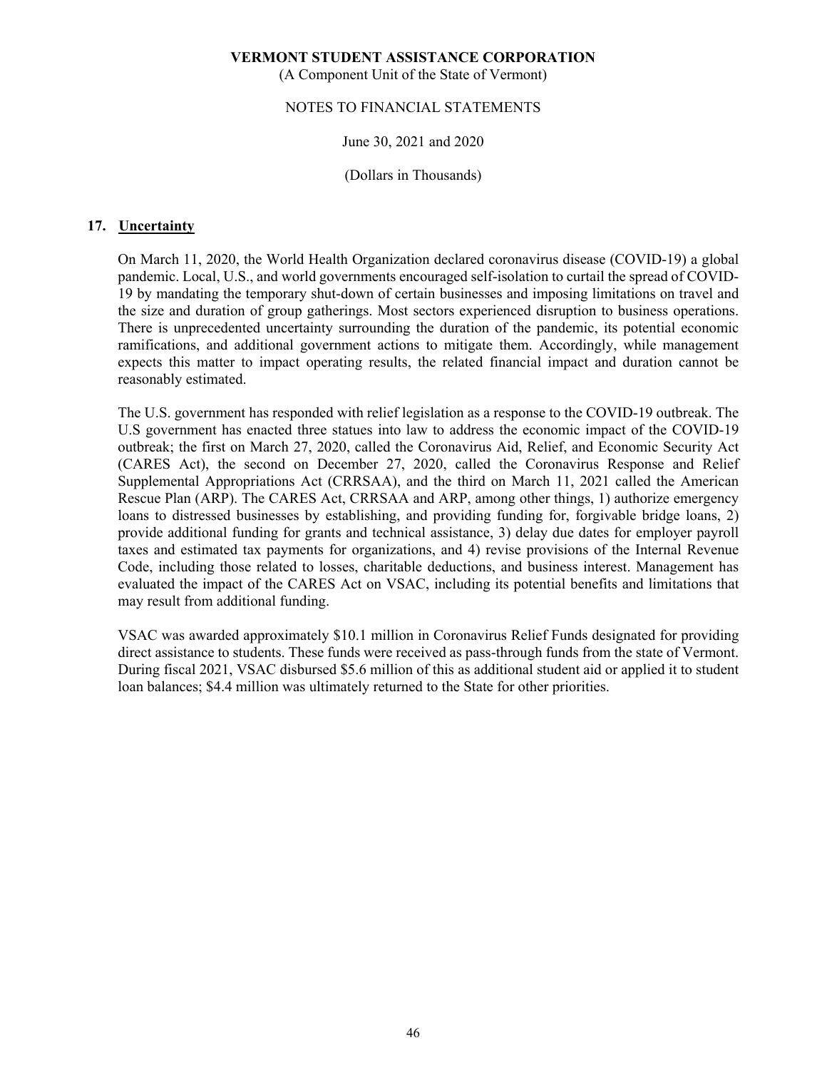## 17. Uncertainty

On March 11, 2020, the World Health Organization declared coronavirus disease (COVID-19) a global pandemic. Local, U.S., and world governments encouraged self-isolation to curtail the spread of COVID-19 by mandating the temporary shut-down of certain businesses and imposing limitations on travel and the size and duration of group gatherings. Most sectors experienced disruption to business operations. There is unprecedented uncertainty surrounding the duration of the pandemic, its potential economic ramifications, and additional government actions to mitigate them. Accordingly, while management expects this matter to impact operating results, the related financial impact and duration cannot be reasonably estimated.

The U.S. government has responded with relief legislation as a response to the COVID-19 outbreak. The U.S government has enacted three statues into law to address the economic impact of the COVID-19 outbreak; the first on March 27, 2020, called the Coronavirus Aid, Relief, and Economic Security Act (CARES Act), the second on December 27, 2020, called the Coronavirus Response and Relief Supplemental Appropriations Act (CRRSAA), and the third on March 11, 2021 called the American Rescue Plan (ARP). The CARES Act, CRRSAA and ARP, among other things, 1) authorize emergency loans to distressed businesses by establishing, and providing funding for, forgivable bridge loans, 2) provide additional funding for grants and technical assistance, 3) delay due dates for employer payroll taxes and estimated tax payments for organizations, and 4) revise provisions of the Internal Revenue Code, including those related to losses, charitable deductions, and business interest. Management has evaluated the impact of the CARES Act on VSAC, including its potential benefits and limitations that may result from additional funding.

VSAC was awarded approximately $10.1 million in Coronavirus Relief Funds designated for providing direct assistance to students. These funds were received as pass-through funds from the state of Vermont. During fiscal 2021, VSAC disbursed $5.6 million of this as additional student aid or applied it to student loan balances; $4.4 million was ultimately returned to the State for other priorities.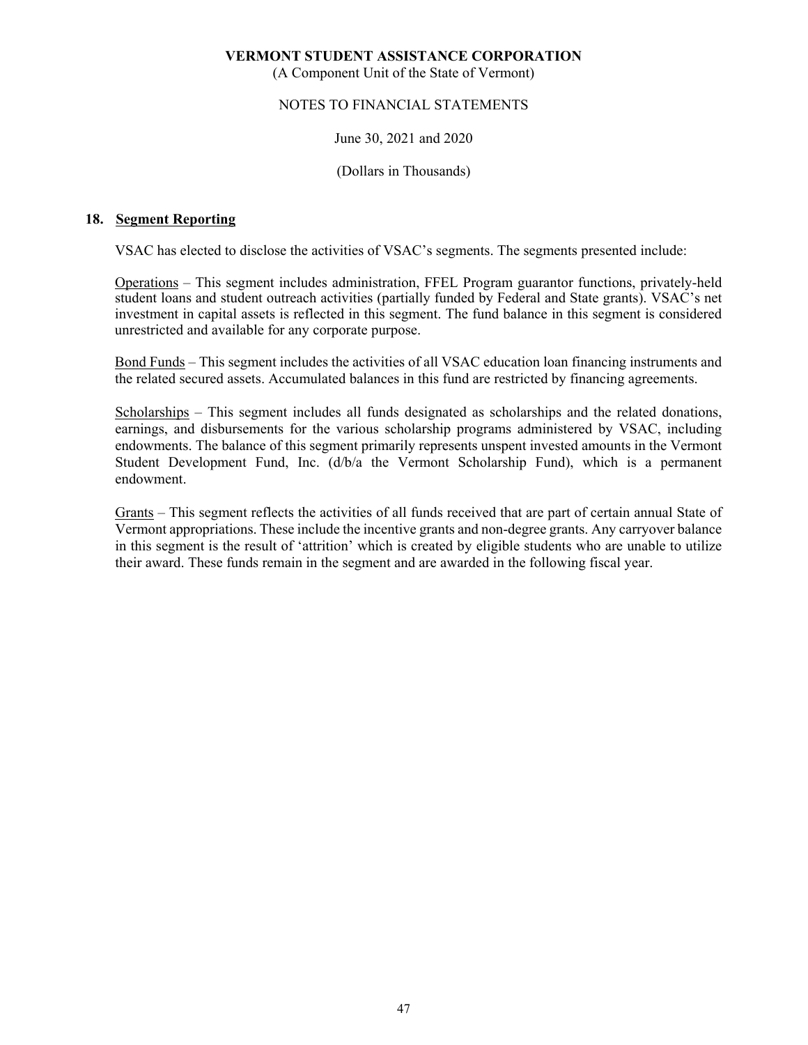## 18. Segment Reporting

VSAC has elected to disclose the activities of VSAC's segments. The segments presented include:

Operations – This segment includes administration, FFEL Program guarantor functions, privately-held student loans and student outreach activities (partially funded by Federal and State grants). VSAC's net investment in capital assets is reflected in this segment. The fund balance in this segment is considered unrestricted and available for any corporate purpose.

Bond Funds – This segment includes the activities of all VSAC education loan financing instruments and the related secured assets. Accumulated balances in this fund are restricted by financing agreements.

Scholarships – This segment includes all funds designated as scholarships and the related donations, earnings, and disbursements for the various scholarship programs administered by VSAC, including endowments. The balance of this segment primarily represents unspent invested amounts in the Vermont Student Development Fund, Inc. (d/b/a the Vermont Scholarship Fund), which is a permanent endowment.

Grants – This segment reflects the activities of all funds received that are part of certain annual State of Vermont appropriations. These include the incentive grants and non-degree grants. Any carryover balance in this segment is the result of 'attrition' which is created by eligible students who are unable to utilize their award. These funds remain in the segment and are awarded in the following fiscal year.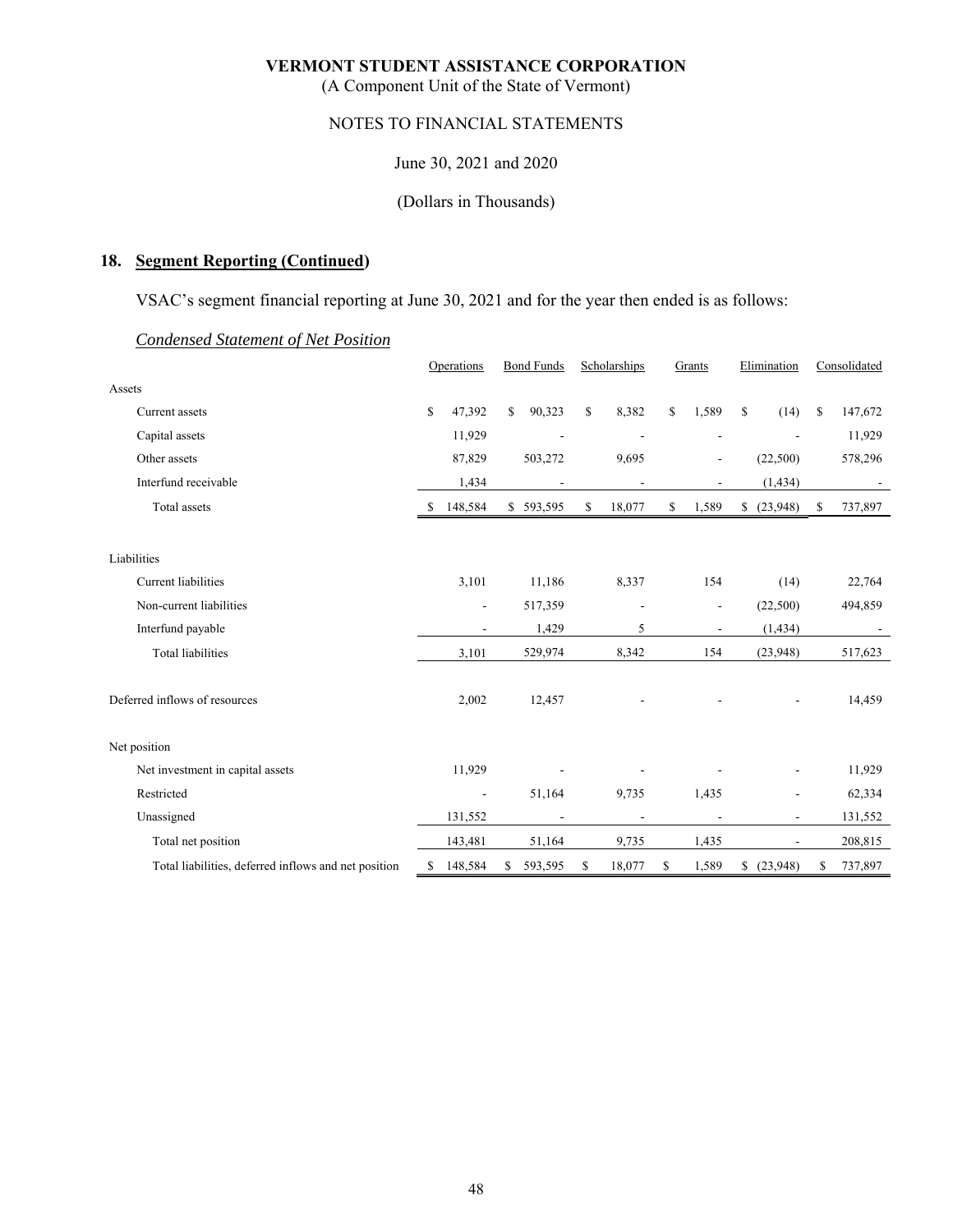# VERMONT STUDENT ASSISTANCE CORPORATION

(A Component Unit of the State of Vermont)

NOTES TO FINANCIAL STATEMENTS

June 30, 2021 and 2020

(Dollars in Thousands)

## 18. Segment Reporting (Continued)

VSAC's segment financial reporting at June 30, 2021 and for the year then ended is as follows:

*Condensed Statement of Net Position*

| | Operations | Bond Funds | Scholarships | Grants | Elimination | Consolidated |
|---|---|---|---|---|---|---|
| Assets | | | | | | |
| Current assets | $ 47,392 | $ 90,323 | $ 8,382 | $ 1,589 | $ (14) | $ 147,672 |
| Capital assets | 11,929 | - | - | - | - | 11,929 |
| Other assets | 87,829 | 503,272 | 9,695 | - | (22,500) | 578,296 |
| Interfund receivable | 1,434 | - | - | - | (1,434) | - |
| Total assets | $ 148,584 | $ 593,595 | $ 18,077 | $ 1,589 | $ (23,948) | $ 737,897 |
| Liabilities | | | | | | |
| Current liabilities | 3,101 | 11,186 | 8,337 | 154 | (14) | 22,764 |
| Non-current liabilities | - | 517,359 | - | - | (22,500) | 494,859 |
| Interfund payable | - | 1,429 | 5 | - | (1,434) | - |
| Total liabilities | 3,101 | 529,974 | 8,342 | 154 | (23,948) | 517,623 |
| Deferred inflows of resources | 2,002 | 12,457 | - | - | - | 14,459 |
| Net position | | | | | | |
| Net investment in capital assets | 11,929 | - | - | - | - | 11,929 |
| Restricted | - | 51,164 | 9,735 | 1,435 | - | 62,334 |
| Unassigned | 131,552 | - | - | - | - | 131,552 |
| Total net position | 143,481 | 51,164 | 9,735 | 1,435 | - | 208,815 |
| Total liabilities, deferred inflows and net position | $ 148,584 | $ 593,595 | $ 18,077 | $ 1,589 | $ (23,948) | $ 737,897 |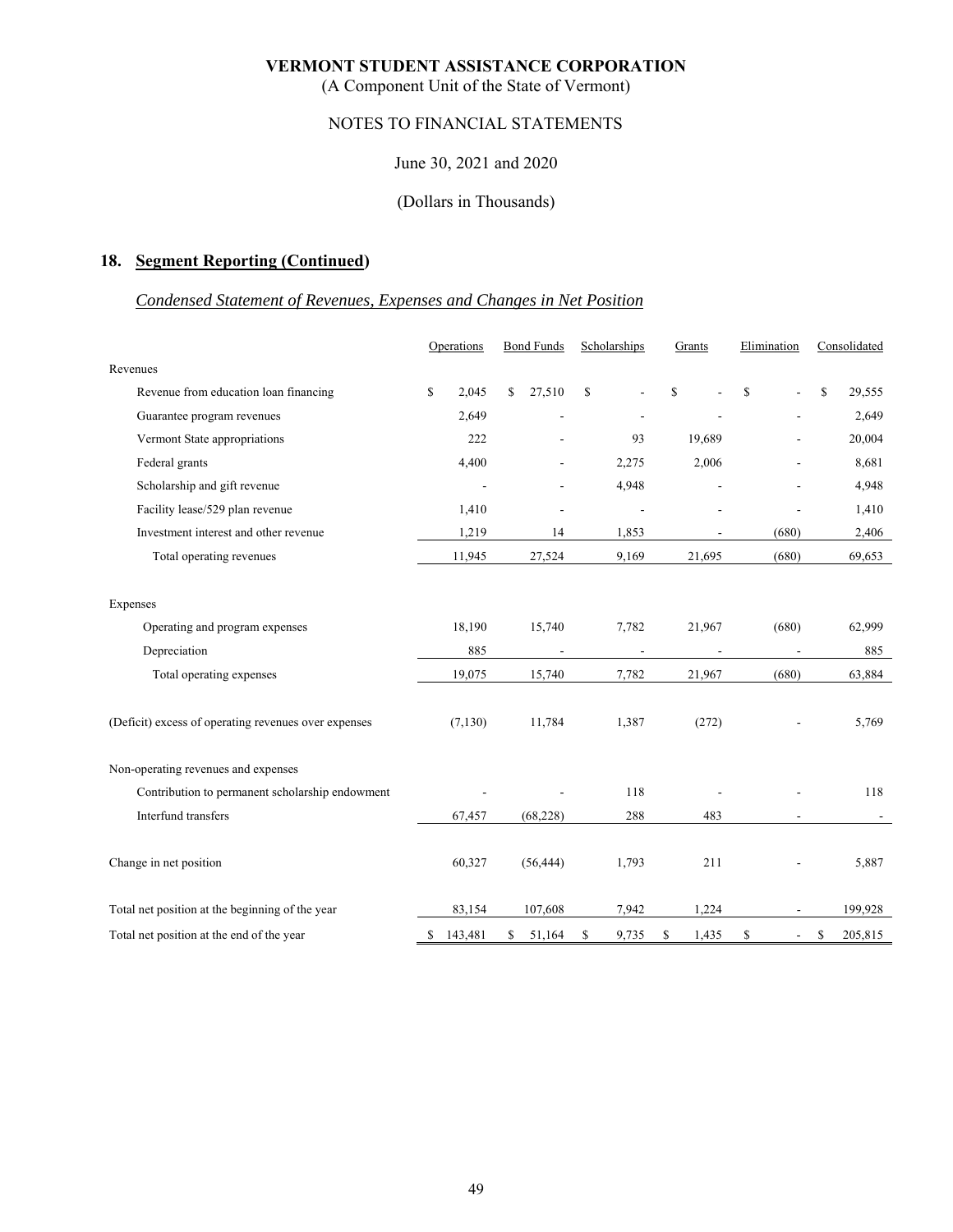**VERMONT STUDENT ASSISTANCE CORPORATION**
(A Component Unit of the State of Vermont)

NOTES TO FINANCIAL STATEMENTS

June 30, 2021 and 2020

(Dollars in Thousands)

## 18. Segment Reporting (Continued)

### *Condensed Statement of Revenues, Expenses and Changes in Net Position*

| | Operations | Bond Funds | Scholarships | Grants | Elimination | Consolidated |
|---|---|---|---|---|---|---|
| Revenues | | | | | | |
| Revenue from education loan financing | $ 2,045 | $ 27,510 | $ - | $ - | $ - | $ 29,555 |
| Guarantee program revenues | 2,649 | - | - | - | - | 2,649 |
| Vermont State appropriations | 222 | - | 93 | 19,689 | - | 20,004 |
| Federal grants | 4,400 | - | 2,275 | 2,006 | - | 8,681 |
| Scholarship and gift revenue | - | - | 4,948 | - | - | 4,948 |
| Facility lease/529 plan revenue | 1,410 | - | - | - | - | 1,410 |
| Investment interest and other revenue | 1,219 | 14 | 1,853 | - | (680) | 2,406 |
| Total operating revenues | 11,945 | 27,524 | 9,169 | 21,695 | (680) | 69,653 |
| Expenses | | | | | | |
| Operating and program expenses | 18,190 | 15,740 | 7,782 | 21,967 | (680) | 62,999 |
| Depreciation | 885 | - | - | - | - | 885 |
| Total operating expenses | 19,075 | 15,740 | 7,782 | 21,967 | (680) | 63,884 |
| (Deficit) excess of operating revenues over expenses | (7,130) | 11,784 | 1,387 | (272) | - | 5,769 |
| Non-operating revenues and expenses | | | | | | |
| Contribution to permanent scholarship endowment | - | - | 118 | - | - | 118 |
| Interfund transfers | 67,457 | (68,228) | 288 | 483 | - | - |
| Change in net position | 60,327 | (56,444) | 1,793 | 211 | - | 5,887 |
| Total net position at the beginning of the year | 83,154 | 107,608 | 7,942 | 1,224 | - | 199,928 |
| Total net position at the end of the year | $ 143,481 | $ 51,164 | $ 9,735 | $ 1,435 | $ - | $ 205,815 |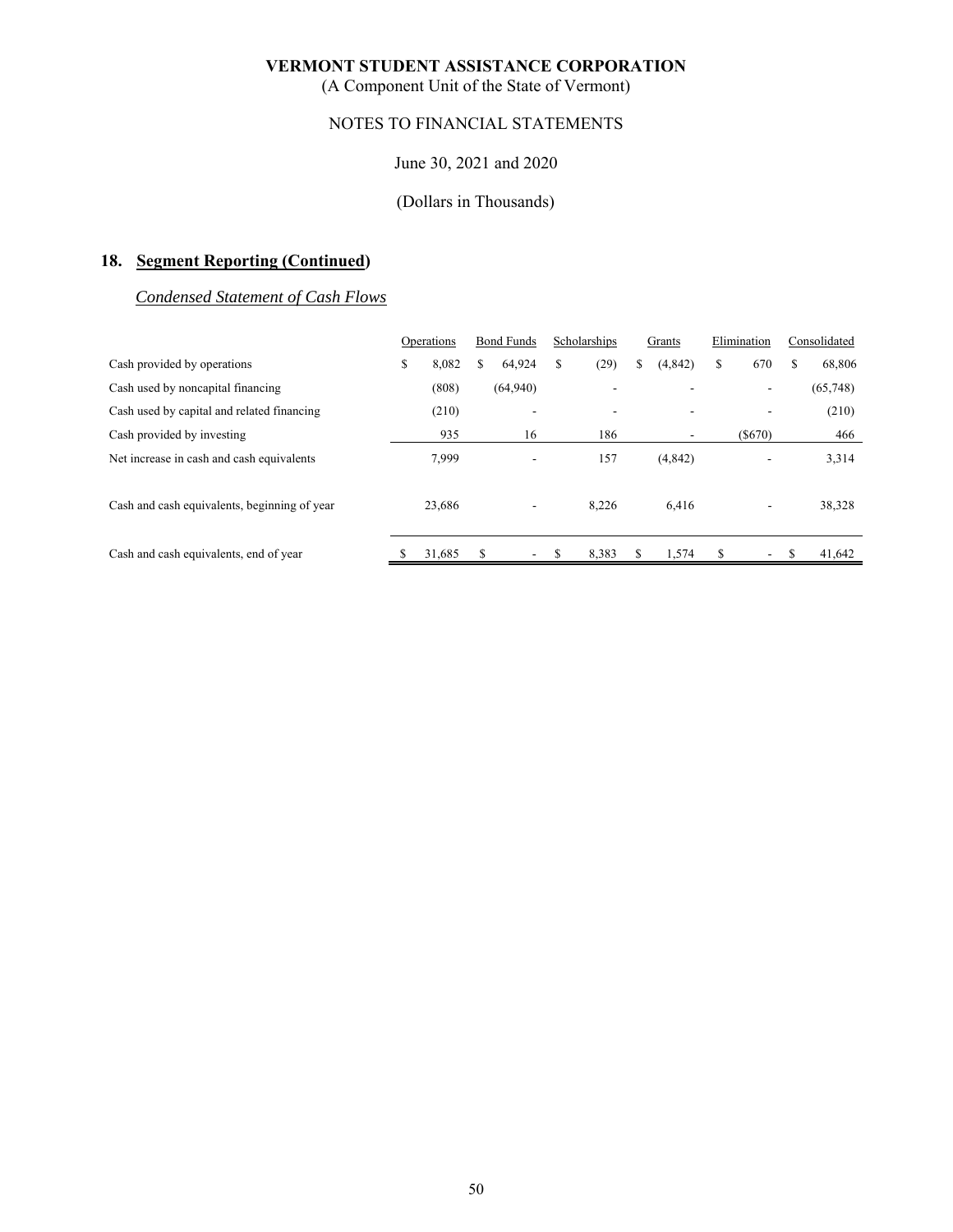# VERMONT STUDENT ASSISTANCE CORPORATION
(A Component Unit of the State of Vermont)

NOTES TO FINANCIAL STATEMENTS

June 30, 2021 and 2020

(Dollars in Thousands)

## 18. Segment Reporting (Continued)

*Condensed Statement of Cash Flows*

| | Operations | Bond Funds | Scholarships | Grants | Elimination | Consolidated |
|---|---|---|---|---|---|---|
| Cash provided by operations | $ 8,082 | $ 64,924 | $ (29) | $ (4,842) | $ 670 | $ 68,806 |
| Cash used by noncapital financing | (808) | (64,940) | - | - | - | (65,748) |
| Cash used by capital and related financing | (210) | - | - | - | - | (210) |
| Cash provided by investing | 935 | 16 | 186 | - | ($670) | 466 |
| Net increase in cash and cash equivalents | 7,999 | - | 157 | (4,842) | - | 3,314 |
| Cash and cash equivalents, beginning of year | 23,686 | - | 8,226 | 6,416 | - | 38,328 |
| Cash and cash equivalents, end of year | $ 31,685 | $ - | $ 8,383 | $ 1,574 | $ - | $ 41,642 |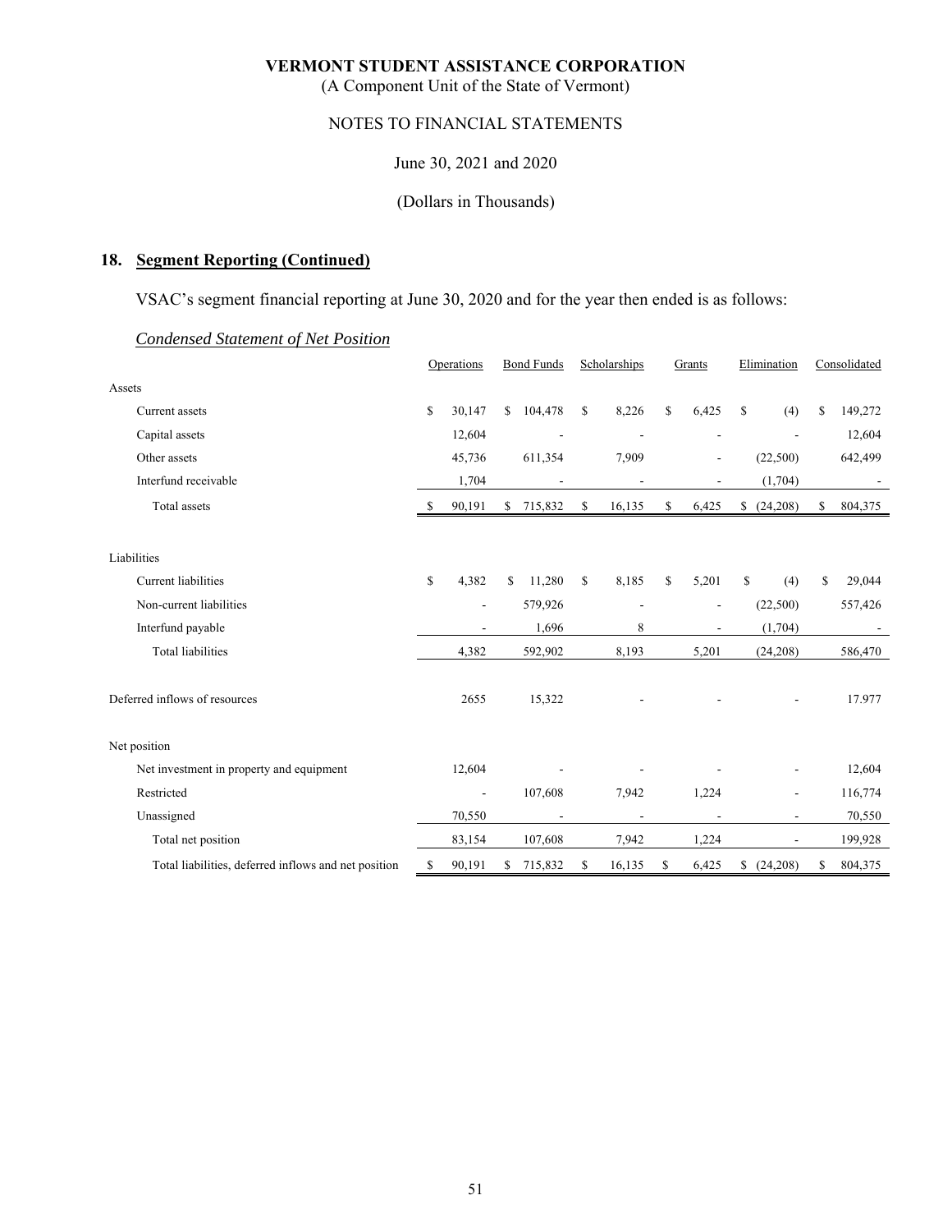**VERMONT STUDENT ASSISTANCE CORPORATION**
(A Component Unit of the State of Vermont)

NOTES TO FINANCIAL STATEMENTS

June 30, 2021 and 2020

(Dollars in Thousands)

## 18. Segment Reporting (Continued)

VSAC's segment financial reporting at June 30, 2020 and for the year then ended is as follows:

*Condensed Statement of Net Position*

| | Operations | Bond Funds | Scholarships | Grants | Elimination | Consolidated |
|---|---|---|---|---|---|---|
| Assets | | | | | | |
| Current assets | $ 30,147 | $ 104,478 | $ 8,226 | $ 6,425 | $ (4) | $ 149,272 |
| Capital assets | 12,604 | - | - | - | - | 12,604 |
| Other assets | 45,736 | 611,354 | 7,909 | - | (22,500) | 642,499 |
| Interfund receivable | 1,704 | - | - | - | (1,704) | - |
| Total assets | $ 90,191 | $ 715,832 | $ 16,135 | $ 6,425 | $ (24,208) | $ 804,375 |
| Liabilities | | | | | | |
| Current liabilities | $ 4,382 | $ 11,280 | $ 8,185 | $ 5,201 | $ (4) | $ 29,044 |
| Non-current liabilities | - | 579,926 | - | - | (22,500) | 557,426 |
| Interfund payable | - | 1,696 | 8 | - | (1,704) | - |
| Total liabilities | 4,382 | 592,902 | 8,193 | 5,201 | (24,208) | 586,470 |
| Deferred inflows of resources | 2655 | 15,322 | - | - | - | 17.977 |
| Net position | | | | | | |
| Net investment in property and equipment | 12,604 | - | - | - | - | 12,604 |
| Restricted | - | 107,608 | 7,942 | 1,224 | - | 116,774 |
| Unassigned | 70,550 | - | - | - | - | 70,550 |
| Total net position | 83,154 | 107,608 | 7,942 | 1,224 | - | 199,928 |
| Total liabilities, deferred inflows and net position | $ 90,191 | $ 715,832 | $ 16,135 | $ 6,425 | $ (24,208) | $ 804,375 |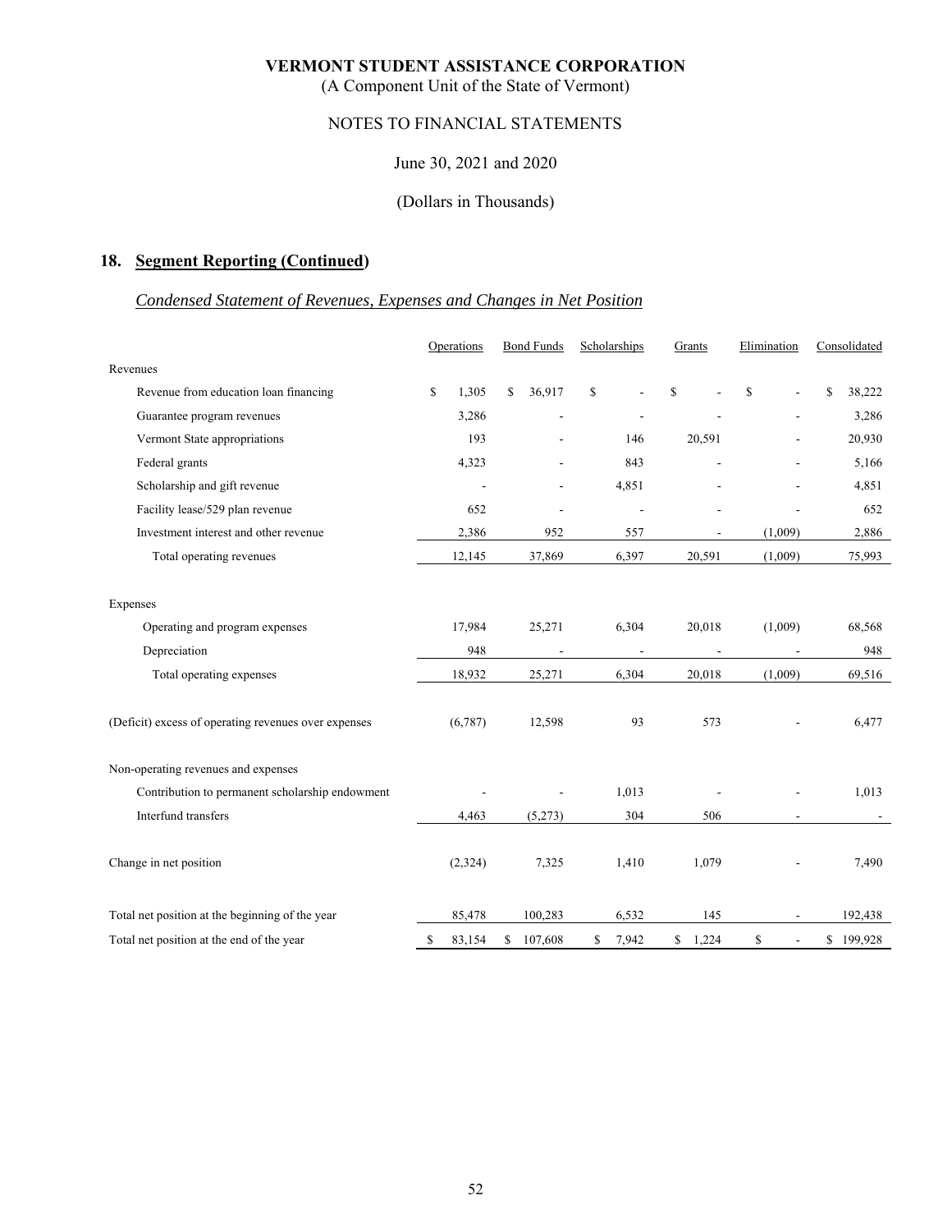**VERMONT STUDENT ASSISTANCE CORPORATION**
(A Component Unit of the State of Vermont)

NOTES TO FINANCIAL STATEMENTS

June 30, 2021 and 2020

(Dollars in Thousands)

## 18. Segment Reporting (Continued)

### *Condensed Statement of Revenues, Expenses and Changes in Net Position*

| | Operations | Bond Funds | Scholarships | Grants | Elimination | Consolidated |
|---|---|---|---|---|---|---|
| Revenues | | | | | | |
| Revenue from education loan financing | $ 1,305 | $ 36,917 | $ - | $ - | $ - | $ 38,222 |
| Guarantee program revenues | 3,286 | - | - | - | - | 3,286 |
| Vermont State appropriations | 193 | - | 146 | 20,591 | - | 20,930 |
| Federal grants | 4,323 | - | 843 | - | - | 5,166 |
| Scholarship and gift revenue | - | - | 4,851 | - | - | 4,851 |
| Facility lease/529 plan revenue | 652 | - | - | - | - | 652 |
| Investment interest and other revenue | 2,386 | 952 | 557 | - | (1,009) | 2,886 |
| Total operating revenues | 12,145 | 37,869 | 6,397 | 20,591 | (1,009) | 75,993 |
| Expenses | | | | | | |
| Operating and program expenses | 17,984 | 25,271 | 6,304 | 20,018 | (1,009) | 68,568 |
| Depreciation | 948 | - | - | - | - | 948 |
| Total operating expenses | 18,932 | 25,271 | 6,304 | 20,018 | (1,009) | 69,516 |
| (Deficit) excess of operating revenues over expenses | (6,787) | 12,598 | 93 | 573 | - | 6,477 |
| Non-operating revenues and expenses | | | | | | |
| Contribution to permanent scholarship endowment | - | - | 1,013 | - | - | 1,013 |
| Interfund transfers | 4,463 | (5,273) | 304 | 506 | - | - |
| Change in net position | (2,324) | 7,325 | 1,410 | 1,079 | - | 7,490 |
| Total net position at the beginning of the year | 85,478 | 100,283 | 6,532 | 145 | - | 192,438 |
| Total net position at the end of the year | $ 83,154 | $ 107,608 | $ 7,942 | $ 1,224 | $ - | $ 199,928 |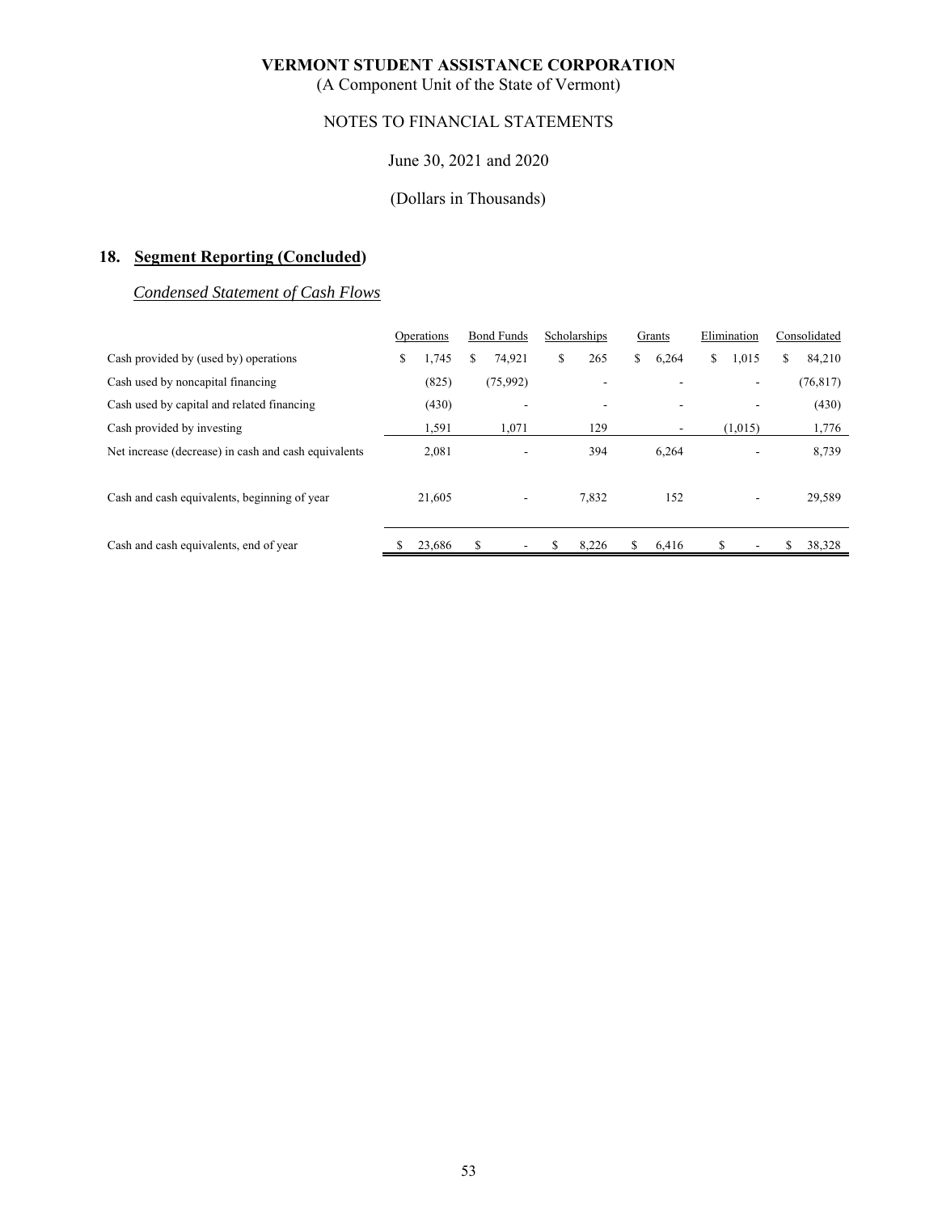# VERMONT STUDENT ASSISTANCE CORPORATION

(A Component Unit of the State of Vermont)

NOTES TO FINANCIAL STATEMENTS

June 30, 2021 and 2020

(Dollars in Thousands)

## 18. Segment Reporting (Concluded)

### *Condensed Statement of Cash Flows*

| | Operations | Bond Funds | Scholarships | Grants | Elimination | Consolidated |
|---|---|---|---|---|---|---|
| Cash provided by (used by) operations | $ 1,745 | $ 74,921 | $ 265 | $ 6,264 | $ 1,015 | $ 84,210 |
| Cash used by noncapital financing | (825) | (75,992) | - | - | - | (76,817) |
| Cash used by capital and related financing | (430) | - | - | - | - | (430) |
| Cash provided by investing | 1,591 | 1,071 | 129 | - | (1,015) | 1,776 |
| Net increase (decrease) in cash and cash equivalents | 2,081 | - | 394 | 6,264 | - | 8,739 |
| Cash and cash equivalents, beginning of year | 21,605 | - | 7,832 | 152 | - | 29,589 |
| Cash and cash equivalents, end of year | $ 23,686 | $ - | $ 8,226 | $ 6,416 | $ - | $ 38,328 |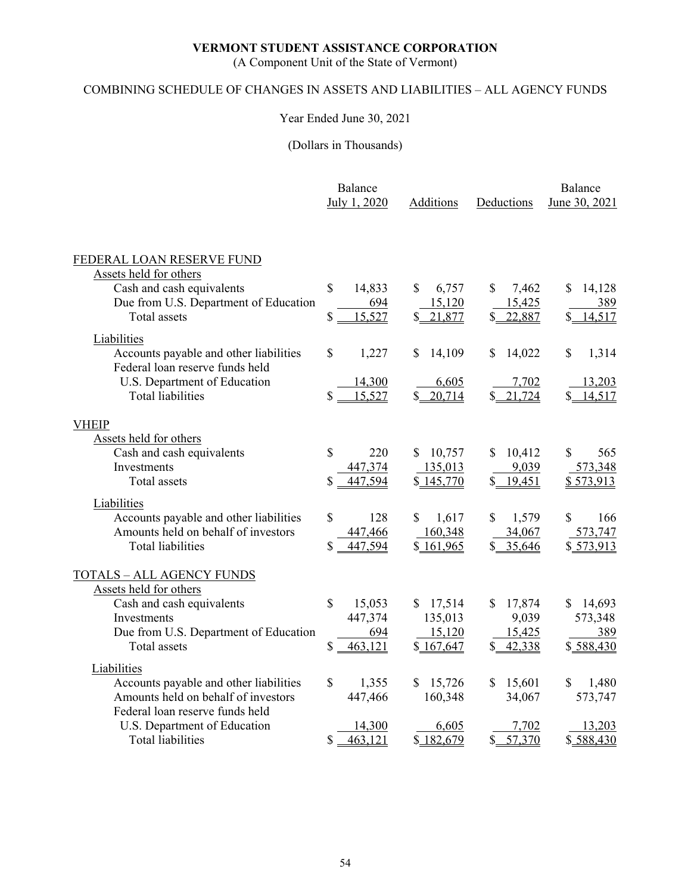**VERMONT STUDENT ASSISTANCE CORPORATION**
(A Component Unit of the State of Vermont)

COMBINING SCHEDULE OF CHANGES IN ASSETS AND LIABILITIES – ALL AGENCY FUNDS

Year Ended June 30, 2021

(Dollars in Thousands)

| | Balance July 1, 2020 | Additions | Deductions | Balance June 30, 2021 |
|---|---|---|---|---|
| FEDERAL LOAN RESERVE FUND | | | | |
| Assets held for others | | | | |
| Cash and cash equivalents | $ 14,833 | $ 6,757 | $ 7,462 | $ 14,128 |
| Due from U.S. Department of Education | 694 | 15,120 | 15,425 | 389 |
| Total assets | $ 15,527 | $ 21,877 | $ 22,887 | $ 14,517 |
| Liabilities | | | | |
| Accounts payable and other liabilities | $ 1,227 | $ 14,109 | $ 14,022 | $ 1,314 |
| Federal loan reserve funds held U.S. Department of Education | 14,300 | 6,605 | 7,702 | 13,203 |
| Total liabilities | $ 15,527 | $ 20,714 | $ 21,724 | $ 14,517 |
| VHEIP | | | | |
| Assets held for others | | | | |
| Cash and cash equivalents | $ 220 | $ 10,757 | $ 10,412 | $ 565 |
| Investments | 447,374 | 135,013 | 9,039 | 573,348 |
| Total assets | $ 447,594 | $ 145,770 | $ 19,451 | $ 573,913 |
| Liabilities | | | | |
| Accounts payable and other liabilities | $ 128 | $ 1,617 | $ 1,579 | $ 166 |
| Amounts held on behalf of investors | 447,466 | 160,348 | 34,067 | 573,747 |
| Total liabilities | $ 447,594 | $ 161,965 | $ 35,646 | $ 573,913 |
| TOTALS – ALL AGENCY FUNDS | | | | |
| Assets held for others | | | | |
| Cash and cash equivalents | $ 15,053 | $ 17,514 | $ 17,874 | $ 14,693 |
| Investments | 447,374 | 135,013 | 9,039 | 573,348 |
| Due from U.S. Department of Education | 694 | 15,120 | 15,425 | 389 |
| Total assets | $ 463,121 | $ 167,647 | $ 42,338 | $ 588,430 |
| Liabilities | | | | |
| Accounts payable and other liabilities | $ 1,355 | $ 15,726 | $ 15,601 | $ 1,480 |
| Amounts held on behalf of investors | 447,466 | 160,348 | 34,067 | 573,747 |
| Federal loan reserve funds held U.S. Department of Education | 14,300 | 6,605 | 7,702 | 13,203 |
| Total liabilities | $ 463,121 | $ 182,679 | $ 57,370 | $ 588,430 |